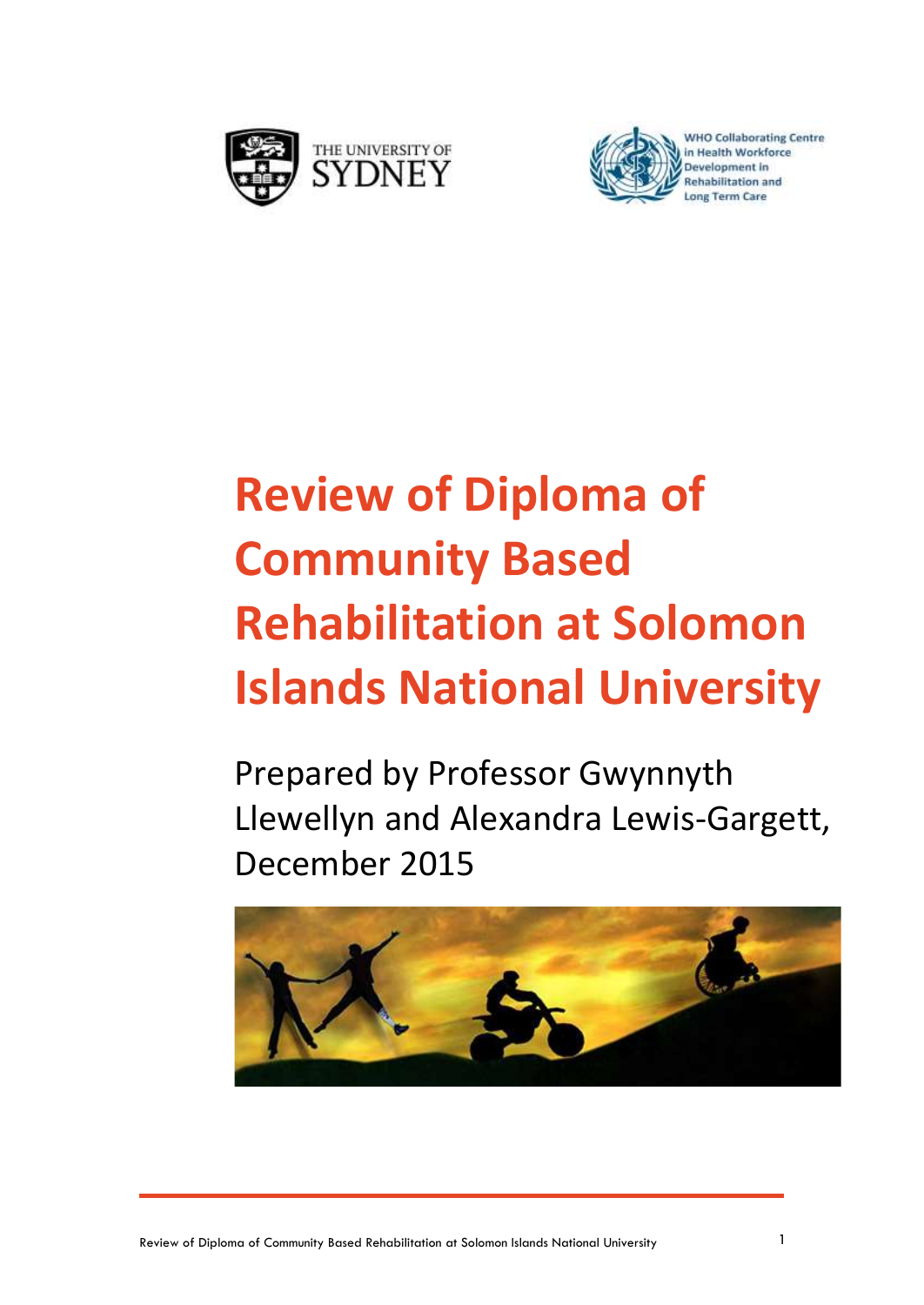THE UNIVERSITY OF SYDNEY

WHO Collaborating Centre in Health Workforce Development in Rehabilitation and Long Term Care

# Review of Diploma of Community Based Rehabilitation at Solomon Islands National University

Prepared by Professor Gwynnyth Llewellyn and Alexandra Lewis-Gargett, December 2015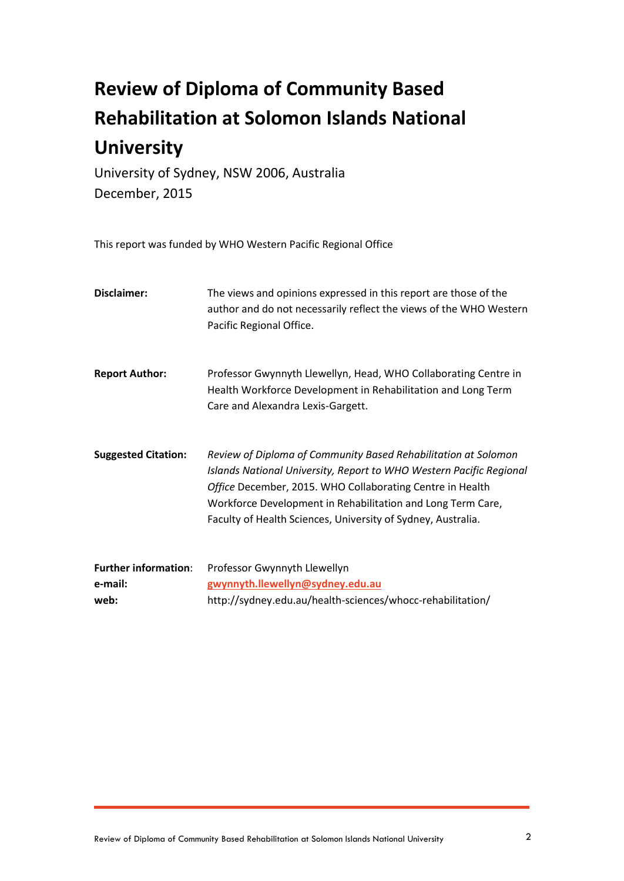# Review of Diploma of Community Based Rehabilitation at Solomon Islands National University

University of Sydney, NSW 2006, Australia
December, 2015

This report was funded by WHO Western Pacific Regional Office

**Disclaimer:** The views and opinions expressed in this report are those of the author and do not necessarily reflect the views of the WHO Western Pacific Regional Office.

**Report Author:** Professor Gwynnyth Llewellyn, Head, WHO Collaborating Centre in Health Workforce Development in Rehabilitation and Long Term Care and Alexandra Lexis-Gargett.

**Suggested Citation:** *Review of Diploma of Community Based Rehabilitation at Solomon Islands National University, Report to WHO Western Pacific Regional Office* December, 2015. WHO Collaborating Centre in Health Workforce Development in Rehabilitation and Long Term Care, Faculty of Health Sciences, University of Sydney, Australia.

**Further information**: Professor Gwynnyth Llewellyn
**e-mail:** gwynnyth.llewellyn@sydney.edu.au
**web:** http://sydney.edu.au/health-sciences/whocc-rehabilitation/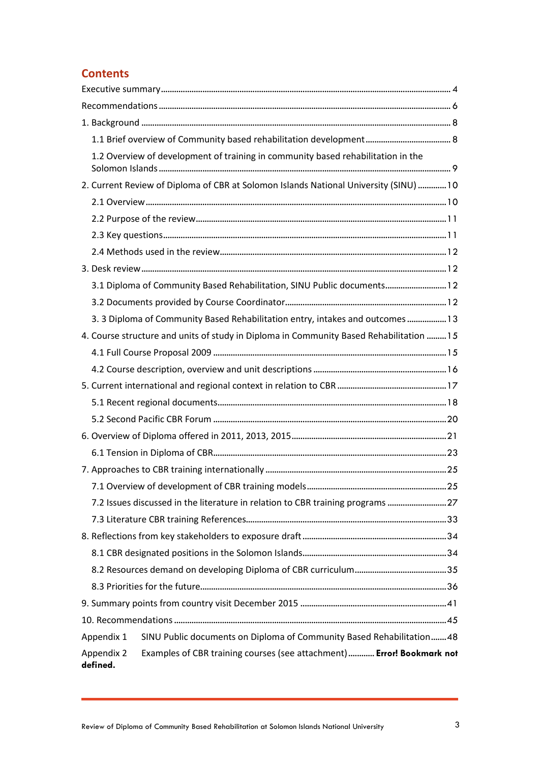## Contents

Executive summary ... 4

Recommendations ... 6

1. Background ... 8

 1.1 Brief overview of Community based rehabilitation development ... 8

 1.2 Overview of development of training in community based rehabilitation in the Solomon Islands ... 9

2. Current Review of Diploma of CBR at Solomon Islands National University (SINU) ... 10

 2.1 Overview ... 10

 2.2 Purpose of the review ... 11

 2.3 Key questions ... 11

 2.4 Methods used in the review ... 12

3. Desk review ... 12

 3.1 Diploma of Community Based Rehabilitation, SINU Public documents ... 12

 3.2 Documents provided by Course Coordinator ... 12

 3. 3 Diploma of Community Based Rehabilitation entry, intakes and outcomes ... 13

4. Course structure and units of study in Diploma in Community Based Rehabilitation ... 15

 4.1 Full Course Proposal 2009 ... 15

 4.2 Course description, overview and unit descriptions ... 16

5. Current international and regional context in relation to CBR ... 17

 5.1 Recent regional documents ... 18

 5.2 Second Pacific CBR Forum ... 20

6. Overview of Diploma offered in 2011, 2013, 2015 ... 21

 6.1 Tension in Diploma of CBR ... 23

7. Approaches to CBR training internationally ... 25

 7.1 Overview of development of CBR training models ... 25

 7.2 Issues discussed in the literature in relation to CBR training programs ... 27

 7.3 Literature CBR training References ... 33

8. Reflections from key stakeholders to exposure draft ... 34

 8.1 CBR designated positions in the Solomon Islands ... 34

 8.2 Resources demand on developing Diploma of CBR curriculum ... 35

 8.3 Priorities for the future ... 36

9. Summary points from country visit December 2015 ... 41

10. Recommendations ... 45

Appendix 1 SINU Public documents on Diploma of Community Based Rehabilitation ... 48

Appendix 2 Examples of CBR training courses (see attachment) ... **Error! Bookmark not defined.**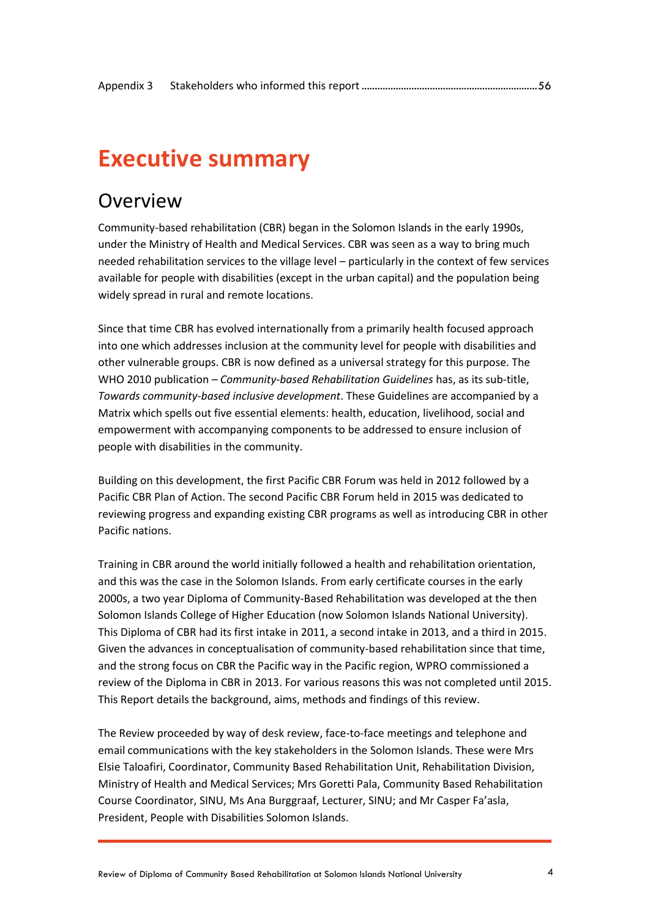Appendix 3 Stakeholders who informed this report ................................................................56

# Executive summary

## Overview

Community-based rehabilitation (CBR) began in the Solomon Islands in the early 1990s, under the Ministry of Health and Medical Services. CBR was seen as a way to bring much needed rehabilitation services to the village level – particularly in the context of few services available for people with disabilities (except in the urban capital) and the population being widely spread in rural and remote locations.

Since that time CBR has evolved internationally from a primarily health focused approach into one which addresses inclusion at the community level for people with disabilities and other vulnerable groups. CBR is now defined as a universal strategy for this purpose. The WHO 2010 publication – *Community-based Rehabilitation Guidelines* has, as its sub-title, *Towards community-based inclusive development*. These Guidelines are accompanied by a Matrix which spells out five essential elements: health, education, livelihood, social and empowerment with accompanying components to be addressed to ensure inclusion of people with disabilities in the community.

Building on this development, the first Pacific CBR Forum was held in 2012 followed by a Pacific CBR Plan of Action. The second Pacific CBR Forum held in 2015 was dedicated to reviewing progress and expanding existing CBR programs as well as introducing CBR in other Pacific nations.

Training in CBR around the world initially followed a health and rehabilitation orientation, and this was the case in the Solomon Islands. From early certificate courses in the early 2000s, a two year Diploma of Community-Based Rehabilitation was developed at the then Solomon Islands College of Higher Education (now Solomon Islands National University). This Diploma of CBR had its first intake in 2011, a second intake in 2013, and a third in 2015. Given the advances in conceptualisation of community-based rehabilitation since that time, and the strong focus on CBR the Pacific way in the Pacific region, WPRO commissioned a review of the Diploma in CBR in 2013. For various reasons this was not completed until 2015. This Report details the background, aims, methods and findings of this review.

The Review proceeded by way of desk review, face-to-face meetings and telephone and email communications with the key stakeholders in the Solomon Islands. These were Mrs Elsie Taloafiri, Coordinator, Community Based Rehabilitation Unit, Rehabilitation Division, Ministry of Health and Medical Services; Mrs Goretti Pala, Community Based Rehabilitation Course Coordinator, SINU, Ms Ana Burggraaf, Lecturer, SINU; and Mr Casper Fa'asla, President, People with Disabilities Solomon Islands.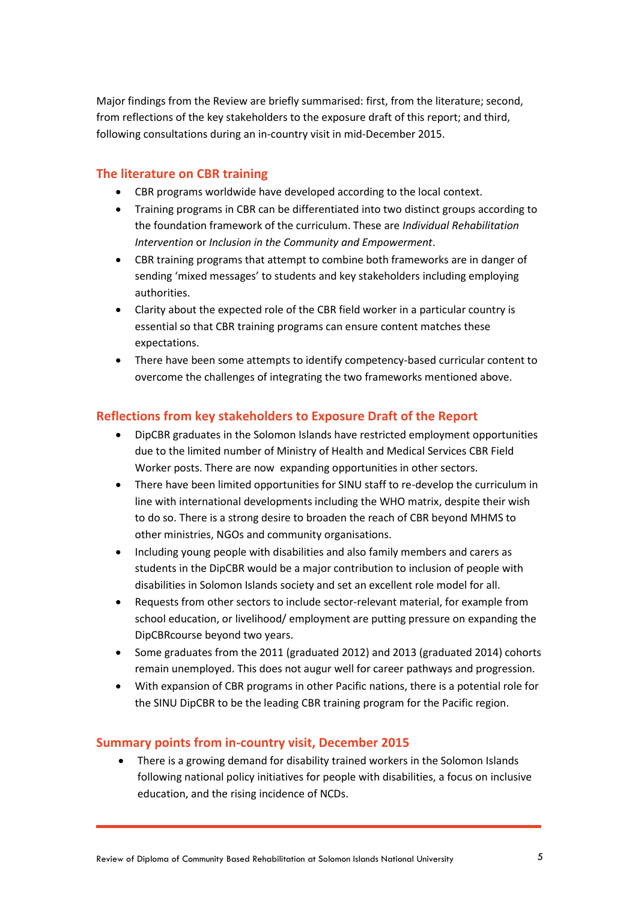Major findings from the Review are briefly summarised: first, from the literature; second, from reflections of the key stakeholders to the exposure draft of this report; and third, following consultations during an in-country visit in mid-December 2015.

## The literature on CBR training

- CBR programs worldwide have developed according to the local context.
- Training programs in CBR can be differentiated into two distinct groups according to the foundation framework of the curriculum. These are *Individual Rehabilitation Intervention* or *Inclusion in the Community and Empowerment*.
- CBR training programs that attempt to combine both frameworks are in danger of sending 'mixed messages' to students and key stakeholders including employing authorities.
- Clarity about the expected role of the CBR field worker in a particular country is essential so that CBR training programs can ensure content matches these expectations.
- There have been some attempts to identify competency-based curricular content to overcome the challenges of integrating the two frameworks mentioned above.

## Reflections from key stakeholders to Exposure Draft of the Report

- DipCBR graduates in the Solomon Islands have restricted employment opportunities due to the limited number of Ministry of Health and Medical Services CBR Field Worker posts. There are now expanding opportunities in other sectors.
- There have been limited opportunities for SINU staff to re-develop the curriculum in line with international developments including the WHO matrix, despite their wish to do so. There is a strong desire to broaden the reach of CBR beyond MHMS to other ministries, NGOs and community organisations.
- Including young people with disabilities and also family members and carers as students in the DipCBR would be a major contribution to inclusion of people with disabilities in Solomon Islands society and set an excellent role model for all.
- Requests from other sectors to include sector-relevant material, for example from school education, or livelihood/ employment are putting pressure on expanding the DipCBRcourse beyond two years.
- Some graduates from the 2011 (graduated 2012) and 2013 (graduated 2014) cohorts remain unemployed. This does not augur well for career pathways and progression.
- With expansion of CBR programs in other Pacific nations, there is a potential role for the SINU DipCBR to be the leading CBR training program for the Pacific region.

## Summary points from in-country visit, December 2015

- There is a growing demand for disability trained workers in the Solomon Islands following national policy initiatives for people with disabilities, a focus on inclusive education, and the rising incidence of NCDs.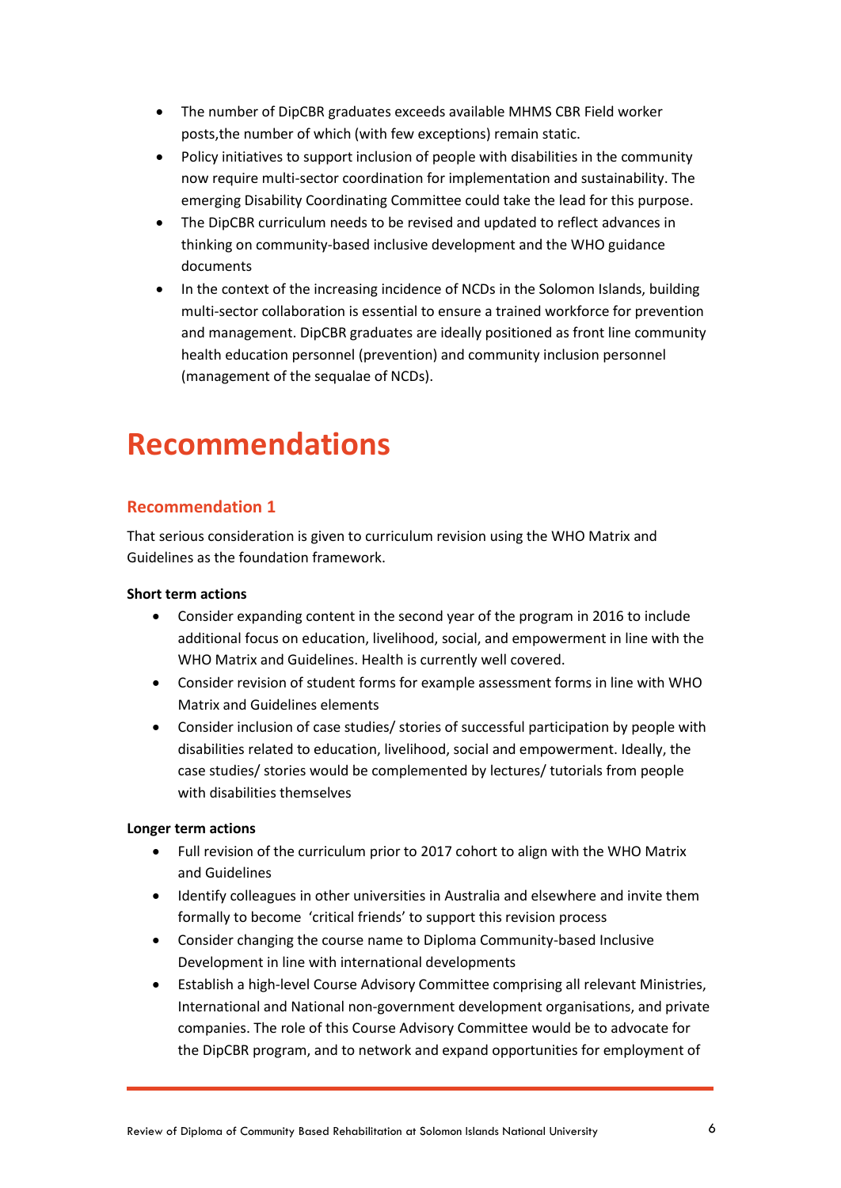- The number of DipCBR graduates exceeds available MHMS CBR Field worker posts,the number of which (with few exceptions) remain static.
- Policy initiatives to support inclusion of people with disabilities in the community now require multi-sector coordination for implementation and sustainability. The emerging Disability Coordinating Committee could take the lead for this purpose.
- The DipCBR curriculum needs to be revised and updated to reflect advances in thinking on community-based inclusive development and the WHO guidance documents
- In the context of the increasing incidence of NCDs in the Solomon Islands, building multi-sector collaboration is essential to ensure a trained workforce for prevention and management. DipCBR graduates are ideally positioned as front line community health education personnel (prevention) and community inclusion personnel (management of the sequalae of NCDs).

# Recommendations

## Recommendation 1

That serious consideration is given to curriculum revision using the WHO Matrix and Guidelines as the foundation framework.

**Short term actions**

- Consider expanding content in the second year of the program in 2016 to include additional focus on education, livelihood, social, and empowerment in line with the WHO Matrix and Guidelines. Health is currently well covered.
- Consider revision of student forms for example assessment forms in line with WHO Matrix and Guidelines elements
- Consider inclusion of case studies/ stories of successful participation by people with disabilities related to education, livelihood, social and empowerment. Ideally, the case studies/ stories would be complemented by lectures/ tutorials from people with disabilities themselves

**Longer term actions**

- Full revision of the curriculum prior to 2017 cohort to align with the WHO Matrix and Guidelines
- Identify colleagues in other universities in Australia and elsewhere and invite them formally to become 'critical friends' to support this revision process
- Consider changing the course name to Diploma Community-based Inclusive Development in line with international developments
- Establish a high-level Course Advisory Committee comprising all relevant Ministries, International and National non-government development organisations, and private companies. The role of this Course Advisory Committee would be to advocate for the DipCBR program, and to network and expand opportunities for employment of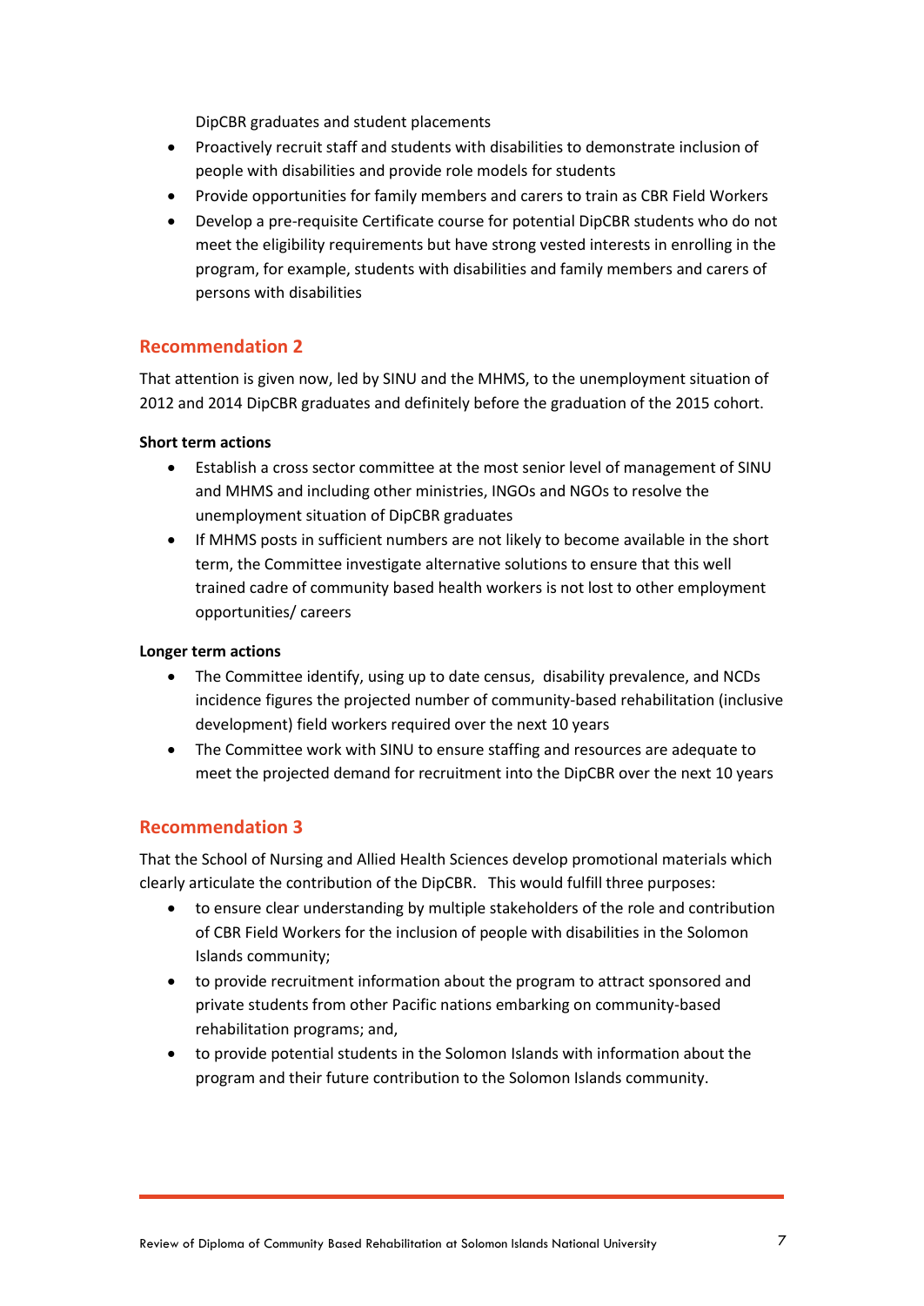DipCBR graduates and student placements

- Proactively recruit staff and students with disabilities to demonstrate inclusion of people with disabilities and provide role models for students
- Provide opportunities for family members and carers to train as CBR Field Workers
- Develop a pre-requisite Certificate course for potential DipCBR students who do not meet the eligibility requirements but have strong vested interests in enrolling in the program, for example, students with disabilities and family members and carers of persons with disabilities

## Recommendation 2

That attention is given now, led by SINU and the MHMS, to the unemployment situation of 2012 and 2014 DipCBR graduates and definitely before the graduation of the 2015 cohort.

**Short term actions**

- Establish a cross sector committee at the most senior level of management of SINU and MHMS and including other ministries, INGOs and NGOs to resolve the unemployment situation of DipCBR graduates
- If MHMS posts in sufficient numbers are not likely to become available in the short term, the Committee investigate alternative solutions to ensure that this well trained cadre of community based health workers is not lost to other employment opportunities/ careers

**Longer term actions**

- The Committee identify, using up to date census, disability prevalence, and NCDs incidence figures the projected number of community-based rehabilitation (inclusive development) field workers required over the next 10 years
- The Committee work with SINU to ensure staffing and resources are adequate to meet the projected demand for recruitment into the DipCBR over the next 10 years

## Recommendation 3

That the School of Nursing and Allied Health Sciences develop promotional materials which clearly articulate the contribution of the DipCBR. This would fulfill three purposes:

- to ensure clear understanding by multiple stakeholders of the role and contribution of CBR Field Workers for the inclusion of people with disabilities in the Solomon Islands community;
- to provide recruitment information about the program to attract sponsored and private students from other Pacific nations embarking on community-based rehabilitation programs; and,
- to provide potential students in the Solomon Islands with information about the program and their future contribution to the Solomon Islands community.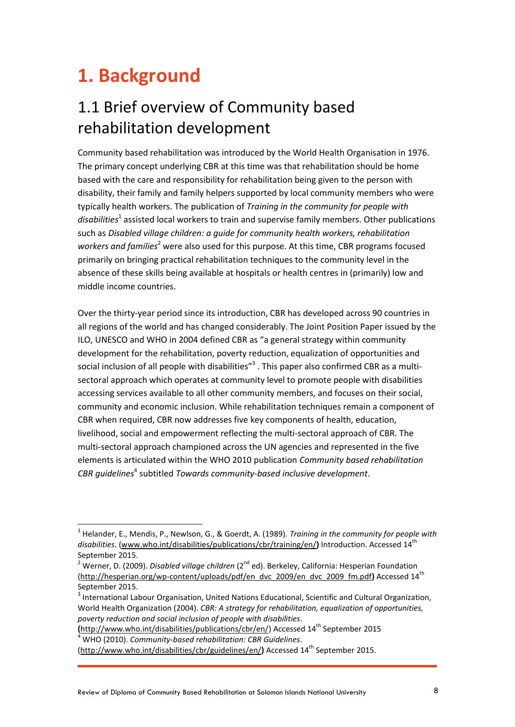# 1. Background

## 1.1 Brief overview of Community based rehabilitation development

Community based rehabilitation was introduced by the World Health Organisation in 1976. The primary concept underlying CBR at this time was that rehabilitation should be home based with the care and responsibility for rehabilitation being given to the person with disability, their family and family helpers supported by local community members who were typically health workers. The publication of *Training in the community for people with disabilities*[1] assisted local workers to train and supervise family members. Other publications such as *Disabled village children: a guide for community health workers, rehabilitation workers and families*[2] were also used for this purpose. At this time, CBR programs focused primarily on bringing practical rehabilitation techniques to the community level in the absence of these skills being available at hospitals or health centres in (primarily) low and middle income countries.

Over the thirty-year period since its introduction, CBR has developed across 90 countries in all regions of the world and has changed considerably. The Joint Position Paper issued by the ILO, UNESCO and WHO in 2004 defined CBR as "a general strategy within community development for the rehabilitation, poverty reduction, equalization of opportunities and social inclusion of all people with disabilities"[3] . This paper also confirmed CBR as a multi-sectoral approach which operates at community level to promote people with disabilities accessing services available to all other community members, and focuses on their social, community and economic inclusion. While rehabilitation techniques remain a component of CBR when required, CBR now addresses five key components of health, education, livelihood, social and empowerment reflecting the multi-sectoral approach of CBR. The multi-sectoral approach championed across the UN agencies and represented in the five elements is articulated within the WHO 2010 publication *Community based rehabilitation CBR guidelines*[4] subtitled *Towards community-based inclusive development*.

---

[1] Helander, E., Mendis, P., Newlson, G., & Goerdt, A. (1989). *Training in the community for people with disabilities*. (www.who.int/disabilities/publications/cbr/training/en/**)** Introduction. Accessed 14th September 2015.

[2] Werner, D. (2009). *Disabled village children* (2nd ed). Berkeley, California: Hesperian Foundation (http://hesperian.org/wp-content/uploads/pdf/en_dvc_2009/en_dvc_2009_fm.pdf**)** Accessed 14th September 2015.

[3] International Labour Organisation, United Nations Educational, Scientific and Cultural Organization, World Health Organization (2004). *CBR: A strategy for rehabilitation, equalization of opportunities, poverty reduction and social inclusion of people with disabilities*. **(**http://www.who.int/disabilities/publications/cbr/en/) Accessed 14th September 2015

[4] WHO (2010). *Community-based rehabilitation: CBR Guidelines*. (http://www.who.int/disabilities/cbr/guidelines/en/**)** Accessed 14th September 2015.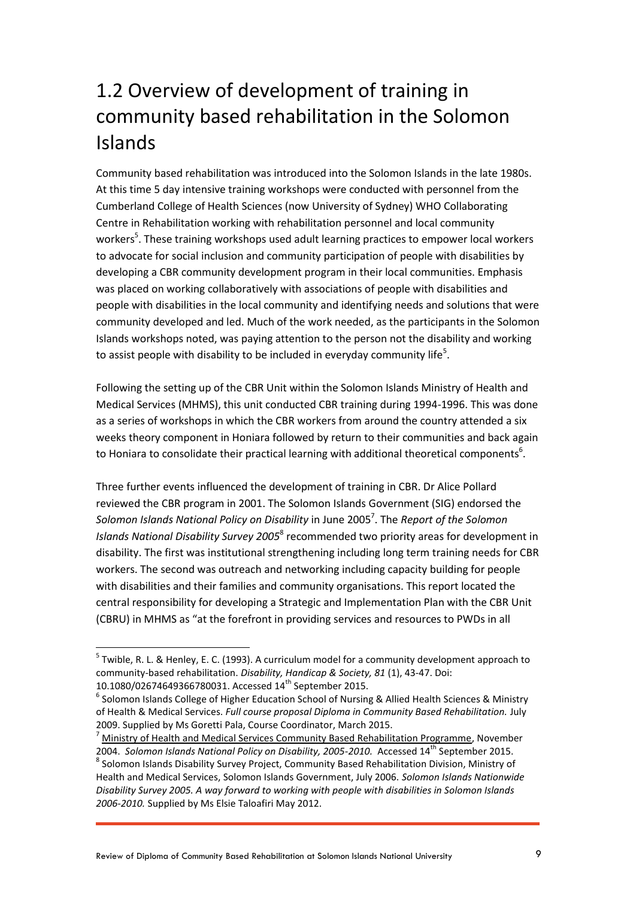## 1.2 Overview of development of training in community based rehabilitation in the Solomon Islands

Community based rehabilitation was introduced into the Solomon Islands in the late 1980s. At this time 5 day intensive training workshops were conducted with personnel from the Cumberland College of Health Sciences (now University of Sydney) WHO Collaborating Centre in Rehabilitation working with rehabilitation personnel and local community workers[5]. These training workshops used adult learning practices to empower local workers to advocate for social inclusion and community participation of people with disabilities by developing a CBR community development program in their local communities. Emphasis was placed on working collaboratively with associations of people with disabilities and people with disabilities in the local community and identifying needs and solutions that were community developed and led. Much of the work needed, as the participants in the Solomon Islands workshops noted, was paying attention to the person not the disability and working to assist people with disability to be included in everyday community life[5].

Following the setting up of the CBR Unit within the Solomon Islands Ministry of Health and Medical Services (MHMS), this unit conducted CBR training during 1994-1996. This was done as a series of workshops in which the CBR workers from around the country attended a six weeks theory component in Honiara followed by return to their communities and back again to Honiara to consolidate their practical learning with additional theoretical components[6].

Three further events influenced the development of training in CBR. Dr Alice Pollard reviewed the CBR program in 2001. The Solomon Islands Government (SIG) endorsed the *Solomon Islands National Policy on Disability* in June 2005[7]. The *Report of the Solomon Islands National Disability Survey 2005*[8] recommended two priority areas for development in disability. The first was institutional strengthening including long term training needs for CBR workers. The second was outreach and networking including capacity building for people with disabilities and their families and community organisations. This report located the central responsibility for developing a Strategic and Implementation Plan with the CBR Unit (CBRU) in MHMS as "at the forefront in providing services and resources to PWDs in all

---

[5] Twible, R. L. & Henley, E. C. (1993). A curriculum model for a community development approach to community-based rehabilitation. *Disability, Handicap & Society, 81* (1), 43-47. Doi: 10.1080/02674649366780031. Accessed 14th September 2015.

[6] Solomon Islands College of Higher Education School of Nursing & Allied Health Sciences & Ministry of Health & Medical Services. *Full course proposal Diploma in Community Based Rehabilitation.* July 2009. Supplied by Ms Goretti Pala, Course Coordinator, March 2015.

[7] Ministry of Health and Medical Services Community Based Rehabilitation Programme, November 2004. *Solomon Islands National Policy on Disability, 2005-2010.* Accessed 14th September 2015.

[8] Solomon Islands Disability Survey Project, Community Based Rehabilitation Division, Ministry of Health and Medical Services, Solomon Islands Government, July 2006. *Solomon Islands Nationwide Disability Survey 2005. A way forward to working with people with disabilities in Solomon Islands 2006-2010.* Supplied by Ms Elsie Taloafiri May 2012.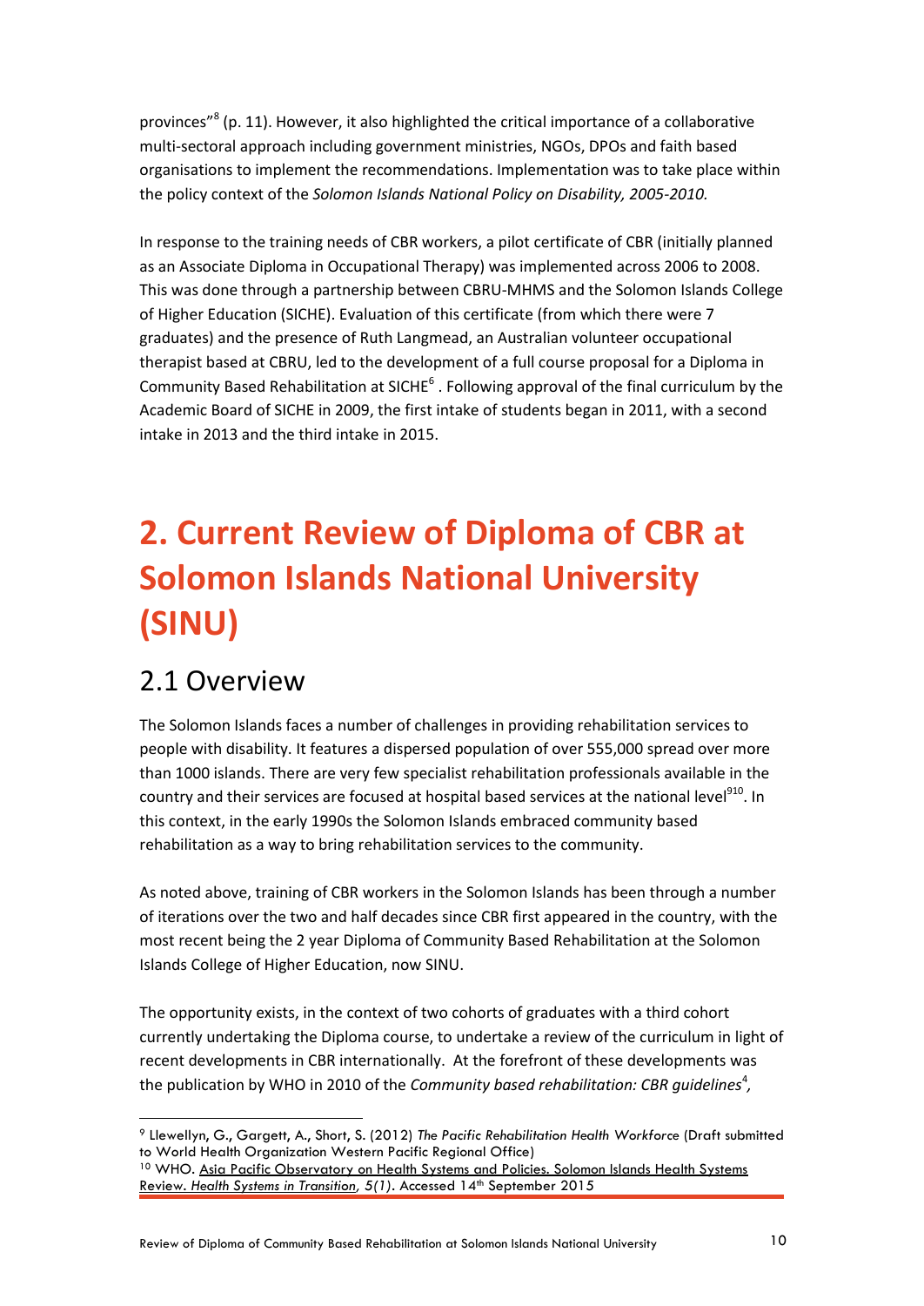provinces"[8] (p. 11). However, it also highlighted the critical importance of a collaborative multi-sectoral approach including government ministries, NGOs, DPOs and faith based organisations to implement the recommendations. Implementation was to take place within the policy context of the *Solomon Islands National Policy on Disability, 2005-2010.*

In response to the training needs of CBR workers, a pilot certificate of CBR (initially planned as an Associate Diploma in Occupational Therapy) was implemented across 2006 to 2008. This was done through a partnership between CBRU-MHMS and the Solomon Islands College of Higher Education (SICHE). Evaluation of this certificate (from which there were 7 graduates) and the presence of Ruth Langmead, an Australian volunteer occupational therapist based at CBRU, led to the development of a full course proposal for a Diploma in Community Based Rehabilitation at SICHE[6]. Following approval of the final curriculum by the Academic Board of SICHE in 2009, the first intake of students began in 2011, with a second intake in 2013 and the third intake in 2015.

# 2. Current Review of Diploma of CBR at Solomon Islands National University (SINU)

## 2.1 Overview

The Solomon Islands faces a number of challenges in providing rehabilitation services to people with disability. It features a dispersed population of over 555,000 spread over more than 1000 islands. There are very few specialist rehabilitation professionals available in the country and their services are focused at hospital based services at the national level[9,10]. In this context, in the early 1990s the Solomon Islands embraced community based rehabilitation as a way to bring rehabilitation services to the community.

As noted above, training of CBR workers in the Solomon Islands has been through a number of iterations over the two and half decades since CBR first appeared in the country, with the most recent being the 2 year Diploma of Community Based Rehabilitation at the Solomon Islands College of Higher Education, now SINU.

The opportunity exists, in the context of two cohorts of graduates with a third cohort currently undertaking the Diploma course, to undertake a review of the curriculum in light of recent developments in CBR internationally. At the forefront of these developments was the publication by WHO in 2010 of the *Community based rehabilitation: CBR guidelines*[4],

---

[9] Llewellyn, G., Gargett, A., Short, S. (2012) *The Pacific Rehabilitation Health Workforce* (Draft submitted to World Health Organization Western Pacific Regional Office)

[10] WHO. Asia Pacific Observatory on Health Systems and Policies. Solomon Islands Health Systems Review. *Health Systems in Transition, 5(1)*. Accessed 14th September 2015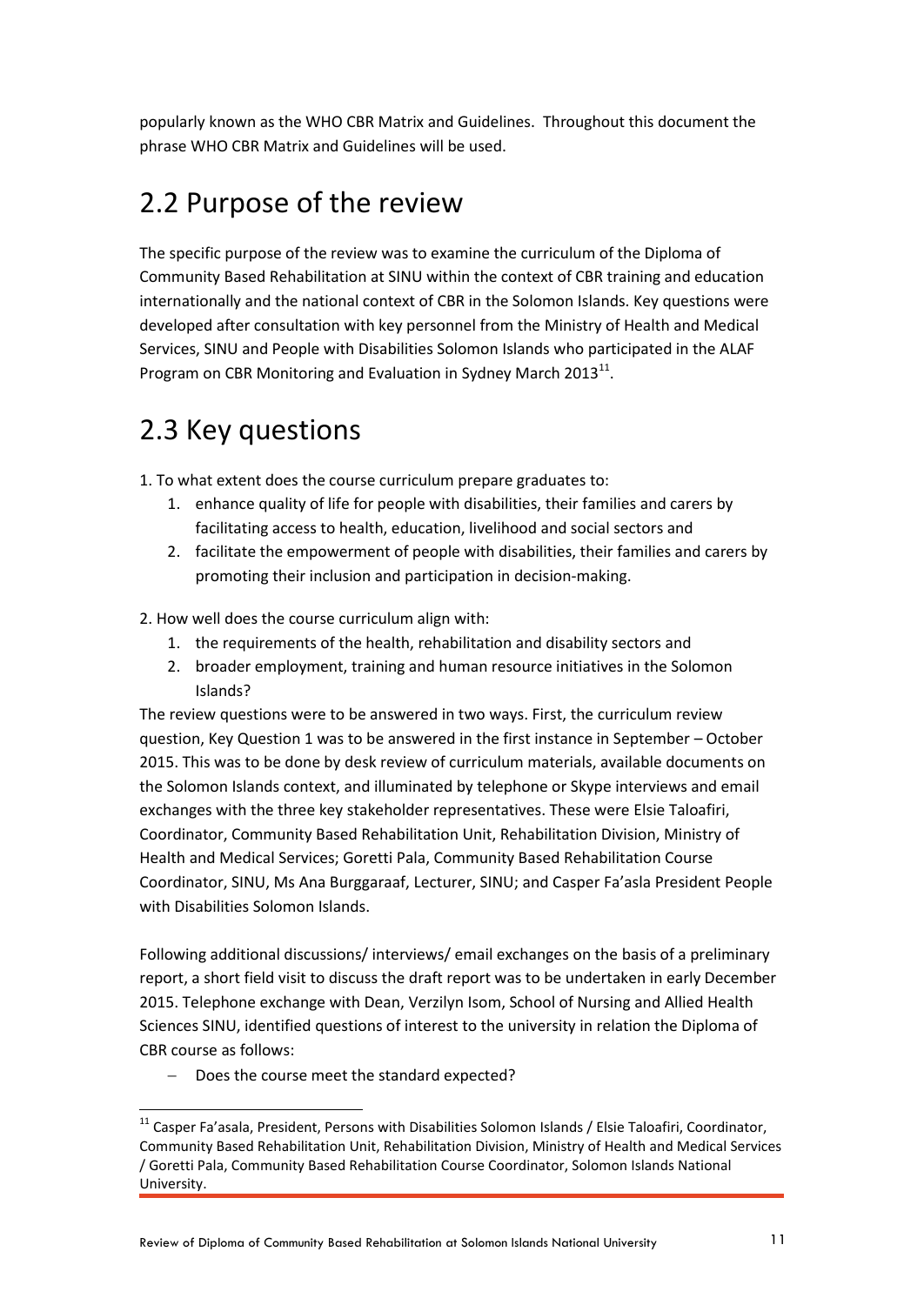popularly known as the WHO CBR Matrix and Guidelines. Throughout this document the phrase WHO CBR Matrix and Guidelines will be used.

## 2.2 Purpose of the review

The specific purpose of the review was to examine the curriculum of the Diploma of Community Based Rehabilitation at SINU within the context of CBR training and education internationally and the national context of CBR in the Solomon Islands. Key questions were developed after consultation with key personnel from the Ministry of Health and Medical Services, SINU and People with Disabilities Solomon Islands who participated in the ALAF Program on CBR Monitoring and Evaluation in Sydney March 2013[11].

## 2.3 Key questions

1. To what extent does the course curriculum prepare graduates to:
    1. enhance quality of life for people with disabilities, their families and carers by facilitating access to health, education, livelihood and social sectors and
    2. facilitate the empowerment of people with disabilities, their families and carers by promoting their inclusion and participation in decision-making.

2. How well does the course curriculum align with:
    1. the requirements of the health, rehabilitation and disability sectors and
    2. broader employment, training and human resource initiatives in the Solomon Islands?

The review questions were to be answered in two ways. First, the curriculum review question, Key Question 1 was to be answered in the first instance in September – October 2015. This was to be done by desk review of curriculum materials, available documents on the Solomon Islands context, and illuminated by telephone or Skype interviews and email exchanges with the three key stakeholder representatives. These were Elsie Taloafiri, Coordinator, Community Based Rehabilitation Unit, Rehabilitation Division, Ministry of Health and Medical Services; Goretti Pala, Community Based Rehabilitation Course Coordinator, SINU, Ms Ana Burggaraaf, Lecturer, SINU; and Casper Fa'asla President People with Disabilities Solomon Islands.

Following additional discussions/ interviews/ email exchanges on the basis of a preliminary report, a short field visit to discuss the draft report was to be undertaken in early December 2015. Telephone exchange with Dean, Verzilyn Isom, School of Nursing and Allied Health Sciences SINU, identified questions of interest to the university in relation the Diploma of CBR course as follows:

- Does the course meet the standard expected?

[11] Casper Fa'asala, President, Persons with Disabilities Solomon Islands / Elsie Taloafiri, Coordinator, Community Based Rehabilitation Unit, Rehabilitation Division, Ministry of Health and Medical Services / Goretti Pala, Community Based Rehabilitation Course Coordinator, Solomon Islands National University.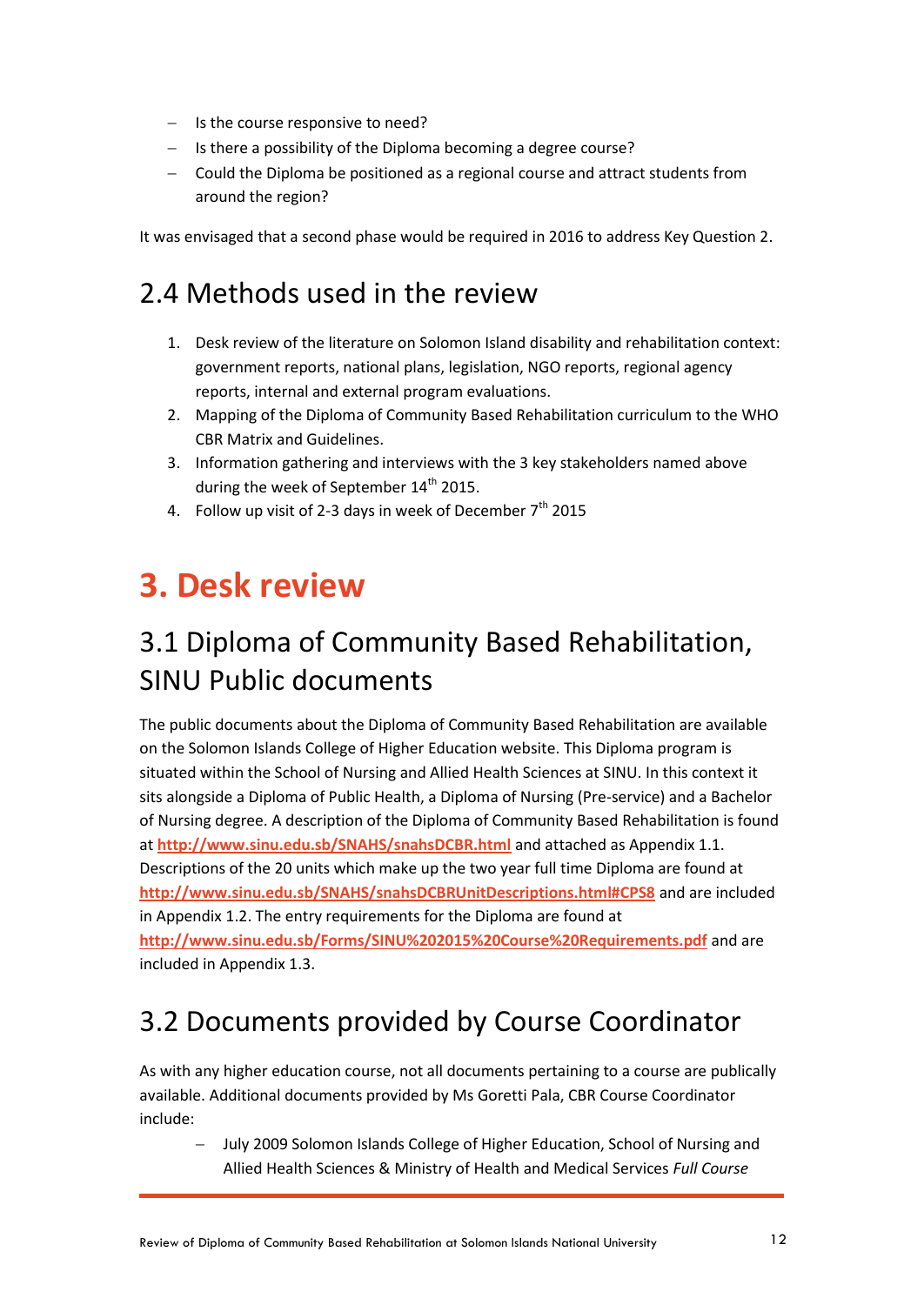- Is the course responsive to need?
- Is there a possibility of the Diploma becoming a degree course?
- Could the Diploma be positioned as a regional course and attract students from around the region?

It was envisaged that a second phase would be required in 2016 to address Key Question 2.

## 2.4 Methods used in the review

1. Desk review of the literature on Solomon Island disability and rehabilitation context: government reports, national plans, legislation, NGO reports, regional agency reports, internal and external program evaluations.
2. Mapping of the Diploma of Community Based Rehabilitation curriculum to the WHO CBR Matrix and Guidelines.
3. Information gathering and interviews with the 3 key stakeholders named above during the week of September 14th 2015.
4. Follow up visit of 2-3 days in week of December 7th 2015

# 3. Desk review

## 3.1 Diploma of Community Based Rehabilitation, SINU Public documents

The public documents about the Diploma of Community Based Rehabilitation are available on the Solomon Islands College of Higher Education website. This Diploma program is situated within the School of Nursing and Allied Health Sciences at SINU. In this context it sits alongside a Diploma of Public Health, a Diploma of Nursing (Pre-service) and a Bachelor of Nursing degree. A description of the Diploma of Community Based Rehabilitation is found at **http://www.sinu.edu.sb/SNAHS/snahsDCBR.html** and attached as Appendix 1.1. Descriptions of the 20 units which make up the two year full time Diploma are found at **http://www.sinu.edu.sb/SNAHS/snahsDCBRUnitDescriptions.html#CPS8** and are included in Appendix 1.2. The entry requirements for the Diploma are found at **http://www.sinu.edu.sb/Forms/SINU%202015%20Course%20Requirements.pdf** and are included in Appendix 1.3.

## 3.2 Documents provided by Course Coordinator

As with any higher education course, not all documents pertaining to a course are publically available. Additional documents provided by Ms Goretti Pala, CBR Course Coordinator include:

- July 2009 Solomon Islands College of Higher Education, School of Nursing and Allied Health Sciences & Ministry of Health and Medical Services *Full Course*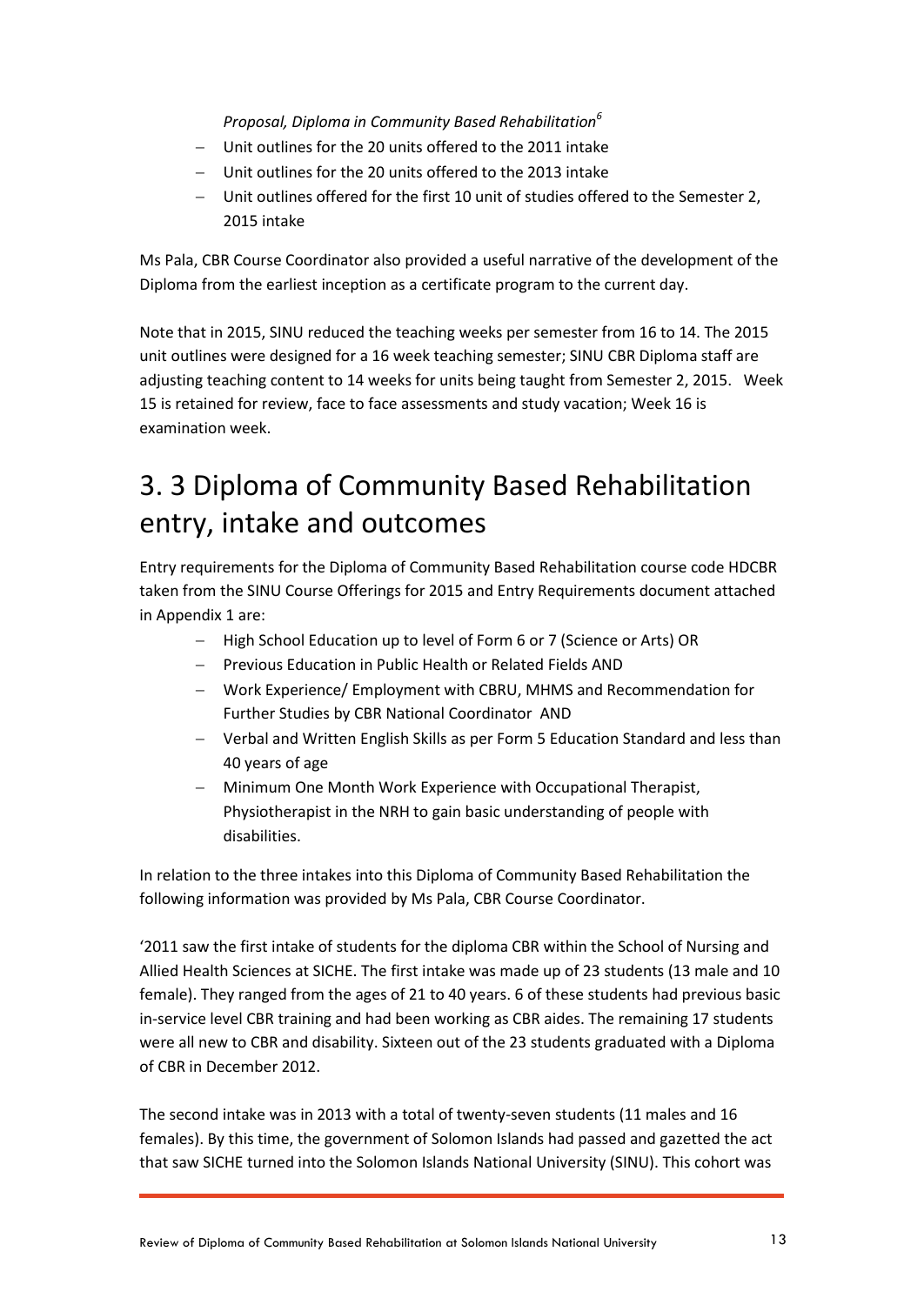*Proposal, Diploma in Community Based Rehabilitation*[6]

- Unit outlines for the 20 units offered to the 2011 intake
- Unit outlines for the 20 units offered to the 2013 intake
- Unit outlines offered for the first 10 unit of studies offered to the Semester 2, 2015 intake

Ms Pala, CBR Course Coordinator also provided a useful narrative of the development of the Diploma from the earliest inception as a certificate program to the current day.

Note that in 2015, SINU reduced the teaching weeks per semester from 16 to 14. The 2015 unit outlines were designed for a 16 week teaching semester; SINU CBR Diploma staff are adjusting teaching content to 14 weeks for units being taught from Semester 2, 2015. Week 15 is retained for review, face to face assessments and study vacation; Week 16 is examination week.

# 3. 3 Diploma of Community Based Rehabilitation entry, intake and outcomes

Entry requirements for the Diploma of Community Based Rehabilitation course code HDCBR taken from the SINU Course Offerings for 2015 and Entry Requirements document attached in Appendix 1 are:

- High School Education up to level of Form 6 or 7 (Science or Arts) OR
- Previous Education in Public Health or Related Fields AND
- Work Experience/ Employment with CBRU, MHMS and Recommendation for Further Studies by CBR National Coordinator AND
- Verbal and Written English Skills as per Form 5 Education Standard and less than 40 years of age
- Minimum One Month Work Experience with Occupational Therapist, Physiotherapist in the NRH to gain basic understanding of people with disabilities.

In relation to the three intakes into this Diploma of Community Based Rehabilitation the following information was provided by Ms Pala, CBR Course Coordinator.

'2011 saw the first intake of students for the diploma CBR within the School of Nursing and Allied Health Sciences at SICHE. The first intake was made up of 23 students (13 male and 10 female). They ranged from the ages of 21 to 40 years. 6 of these students had previous basic in-service level CBR training and had been working as CBR aides. The remaining 17 students were all new to CBR and disability. Sixteen out of the 23 students graduated with a Diploma of CBR in December 2012.

The second intake was in 2013 with a total of twenty-seven students (11 males and 16 females). By this time, the government of Solomon Islands had passed and gazetted the act that saw SICHE turned into the Solomon Islands National University (SINU). This cohort was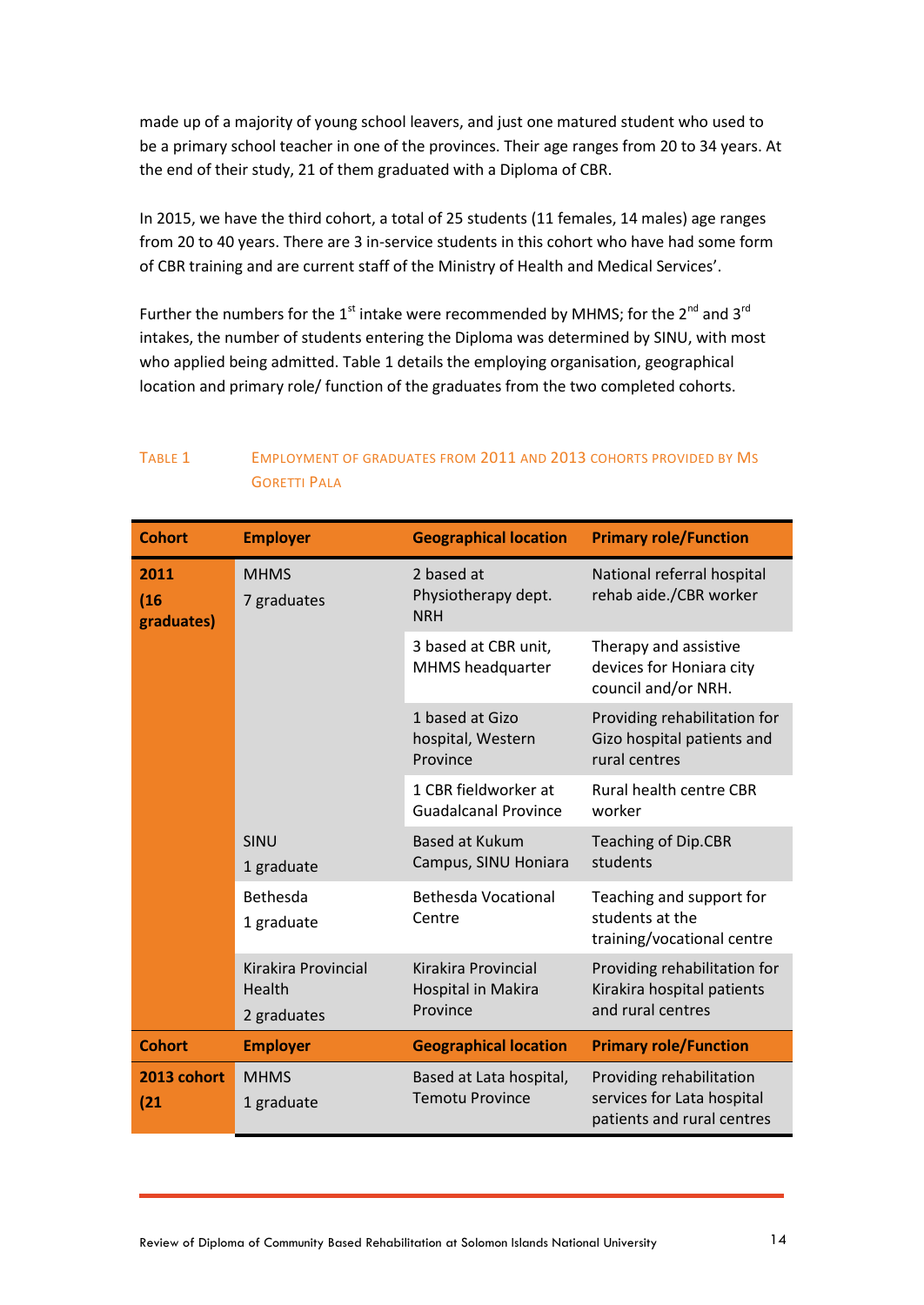made up of a majority of young school leavers, and just one matured student who used to be a primary school teacher in one of the provinces. Their age ranges from 20 to 34 years. At the end of their study, 21 of them graduated with a Diploma of CBR.

In 2015, we have the third cohort, a total of 25 students (11 females, 14 males) age ranges from 20 to 40 years. There are 3 in-service students in this cohort who have had some form of CBR training and are current staff of the Ministry of Health and Medical Services'.

Further the numbers for the 1st intake were recommended by MHMS; for the 2nd and 3rd intakes, the number of students entering the Diploma was determined by SINU, with most who applied being admitted. Table 1 details the employing organisation, geographical location and primary role/ function of the graduates from the two completed cohorts.

TABLE 1 EMPLOYMENT OF GRADUATES FROM 2011 AND 2013 COHORTS PROVIDED BY MS GORETTI PALA

| Cohort | Employer | Geographical location | Primary role/Function |
|---|---|---|---|
| 2011 (16 graduates) | MHMS 7 graduates | 2 based at Physiotherapy dept. NRH | National referral hospital rehab aide./CBR worker |
| | | 3 based at CBR unit, MHMS headquarter | Therapy and assistive devices for Honiara city council and/or NRH. |
| | | 1 based at Gizo hospital, Western Province | Providing rehabilitation for Gizo hospital patients and rural centres |
| | | 1 CBR fieldworker at Guadalcanal Province | Rural health centre CBR worker |
| | SINU 1 graduate | Based at Kukum Campus, SINU Honiara | Teaching of Dip.CBR students |
| | Bethesda 1 graduate | Bethesda Vocational Centre | Teaching and support for students at the training/vocational centre |
| | Kirakira Provincial Health 2 graduates | Kirakira Provincial Hospital in Makira Province | Providing rehabilitation for Kirakira hospital patients and rural centres |
| **Cohort** | **Employer** | **Geographical location** | **Primary role/Function** |
| 2013 cohort (21 | MHMS 1 graduate | Based at Lata hospital, Temotu Province | Providing rehabilitation services for Lata hospital patients and rural centres |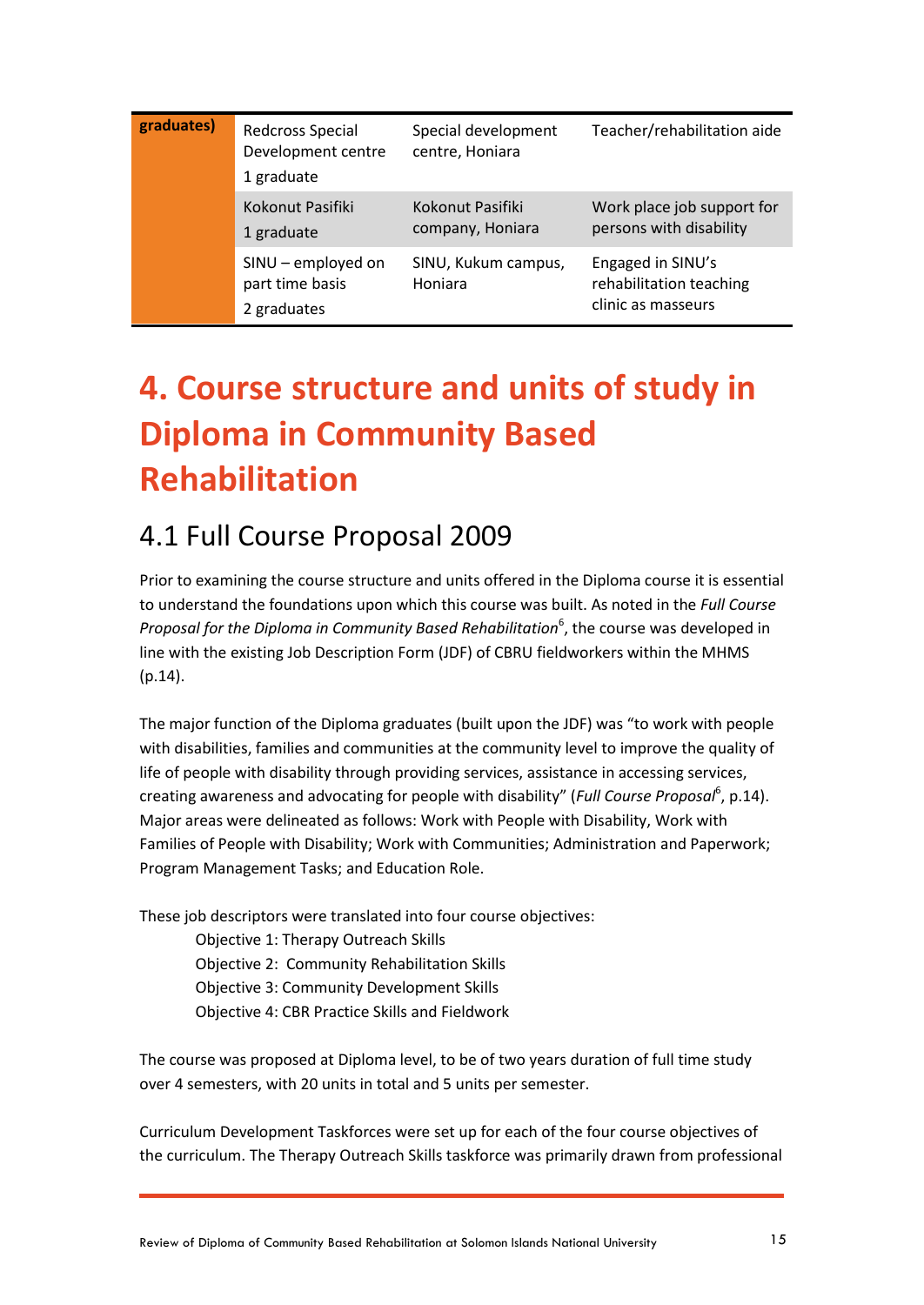| graduates) | Redcross Special Development centre<br>1 graduate | Special development centre, Honiara | Teacher/rehabilitation aide |
|---|---|---|---|
| | Kokonut Pasifiki<br>1 graduate | Kokonut Pasifiki company, Honiara | Work place job support for persons with disability |
| | SINU – employed on part time basis<br>2 graduates | SINU, Kukum campus, Honiara | Engaged in SINU's rehabilitation teaching clinic as masseurs |

# 4. Course structure and units of study in Diploma in Community Based Rehabilitation

## 4.1 Full Course Proposal 2009

Prior to examining the course structure and units offered in the Diploma course it is essential to understand the foundations upon which this course was built. As noted in the *Full Course Proposal for the Diploma in Community Based Rehabilitation*[6], the course was developed in line with the existing Job Description Form (JDF) of CBRU fieldworkers within the MHMS (p.14).

The major function of the Diploma graduates (built upon the JDF) was "to work with people with disabilities, families and communities at the community level to improve the quality of life of people with disability through providing services, assistance in accessing services, creating awareness and advocating for people with disability" (*Full Course Proposal*[6], p.14). Major areas were delineated as follows: Work with People with Disability, Work with Families of People with Disability; Work with Communities; Administration and Paperwork; Program Management Tasks; and Education Role.

These job descriptors were translated into four course objectives:

Objective 1: Therapy Outreach Skills
Objective 2: Community Rehabilitation Skills
Objective 3: Community Development Skills
Objective 4: CBR Practice Skills and Fieldwork

The course was proposed at Diploma level, to be of two years duration of full time study over 4 semesters, with 20 units in total and 5 units per semester.

Curriculum Development Taskforces were set up for each of the four course objectives of the curriculum. The Therapy Outreach Skills taskforce was primarily drawn from professional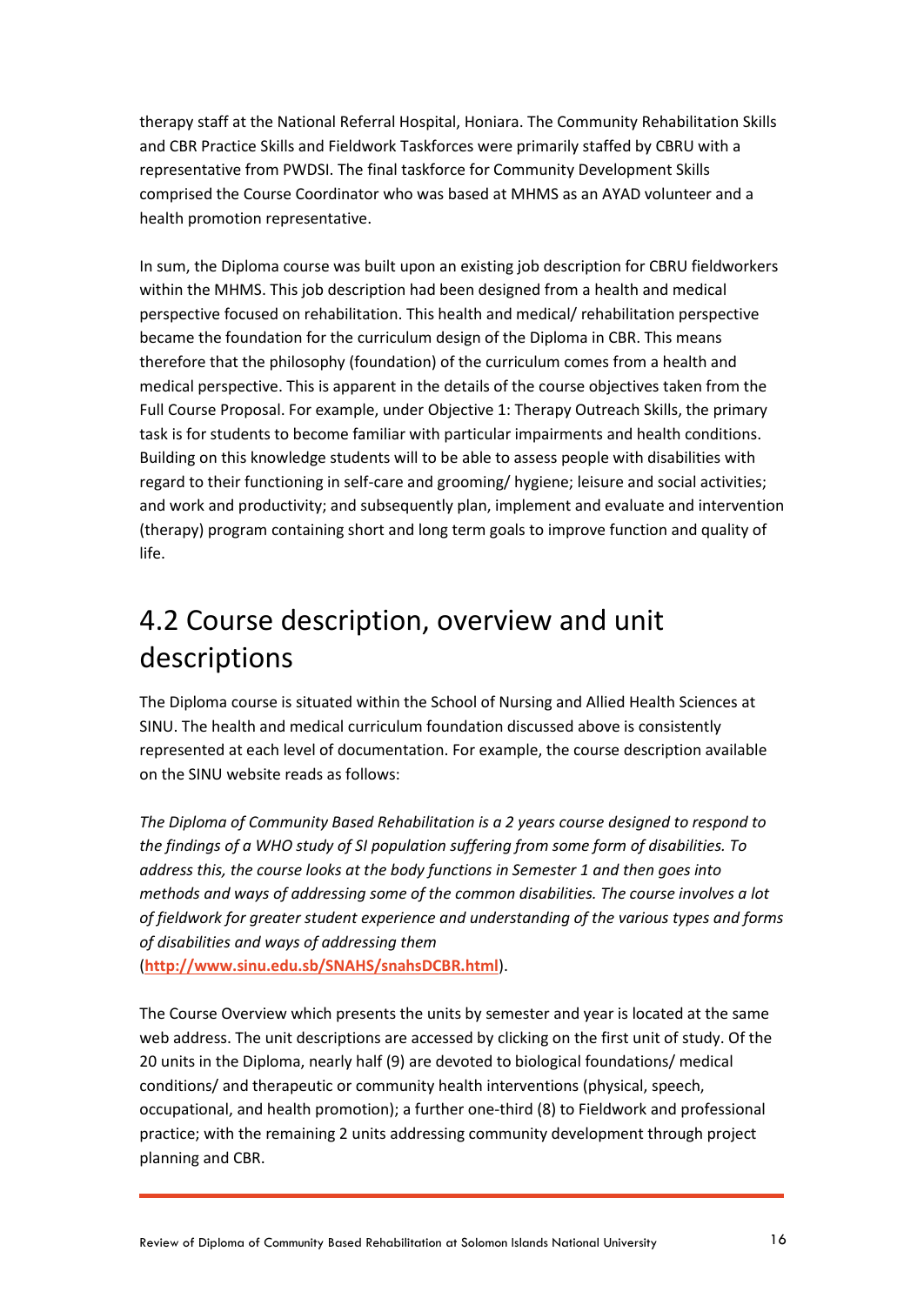therapy staff at the National Referral Hospital, Honiara. The Community Rehabilitation Skills and CBR Practice Skills and Fieldwork Taskforces were primarily staffed by CBRU with a representative from PWDSI. The final taskforce for Community Development Skills comprised the Course Coordinator who was based at MHMS as an AYAD volunteer and a health promotion representative.

In sum, the Diploma course was built upon an existing job description for CBRU fieldworkers within the MHMS. This job description had been designed from a health and medical perspective focused on rehabilitation. This health and medical/ rehabilitation perspective became the foundation for the curriculum design of the Diploma in CBR. This means therefore that the philosophy (foundation) of the curriculum comes from a health and medical perspective. This is apparent in the details of the course objectives taken from the Full Course Proposal. For example, under Objective 1: Therapy Outreach Skills, the primary task is for students to become familiar with particular impairments and health conditions. Building on this knowledge students will to be able to assess people with disabilities with regard to their functioning in self-care and grooming/ hygiene; leisure and social activities; and work and productivity; and subsequently plan, implement and evaluate and intervention (therapy) program containing short and long term goals to improve function and quality of life.

## 4.2 Course description, overview and unit descriptions

The Diploma course is situated within the School of Nursing and Allied Health Sciences at SINU. The health and medical curriculum foundation discussed above is consistently represented at each level of documentation. For example, the course description available on the SINU website reads as follows:

*The Diploma of Community Based Rehabilitation is a 2 years course designed to respond to the findings of a WHO study of SI population suffering from some form of disabilities. To address this, the course looks at the body functions in Semester 1 and then goes into methods and ways of addressing some of the common disabilities. The course involves a lot of fieldwork for greater student experience and understanding of the various types and forms of disabilities and ways of addressing them* (**http://www.sinu.edu.sb/SNAHS/snahsDCBR.html**).

The Course Overview which presents the units by semester and year is located at the same web address. The unit descriptions are accessed by clicking on the first unit of study. Of the 20 units in the Diploma, nearly half (9) are devoted to biological foundations/ medical conditions/ and therapeutic or community health interventions (physical, speech, occupational, and health promotion); a further one-third (8) to Fieldwork and professional practice; with the remaining 2 units addressing community development through project planning and CBR.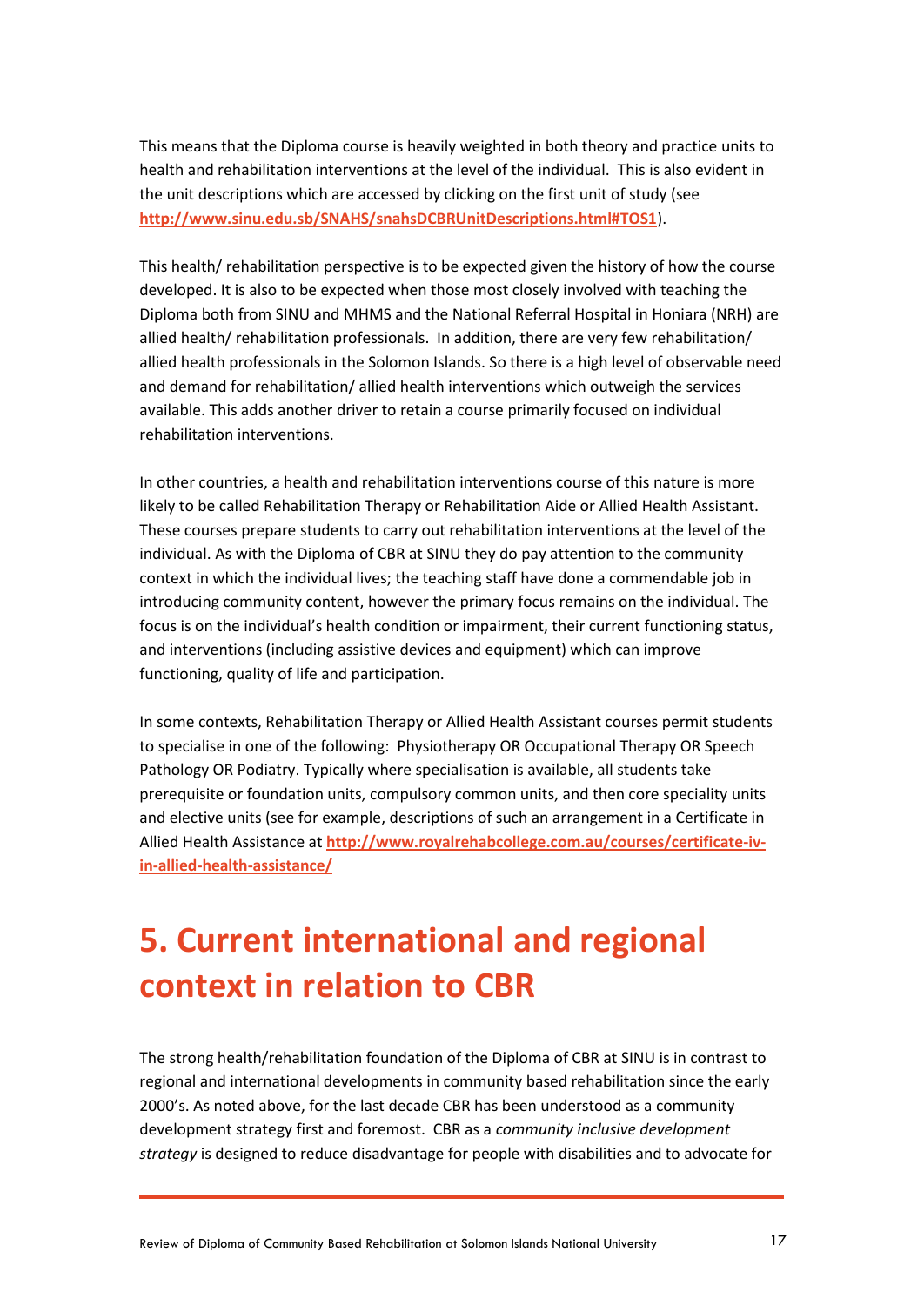This means that the Diploma course is heavily weighted in both theory and practice units to health and rehabilitation interventions at the level of the individual. This is also evident in the unit descriptions which are accessed by clicking on the first unit of study (see **http://www.sinu.edu.sb/SNAHS/snahsDCBRUnitDescriptions.html#TOS1**).

This health/ rehabilitation perspective is to be expected given the history of how the course developed. It is also to be expected when those most closely involved with teaching the Diploma both from SINU and MHMS and the National Referral Hospital in Honiara (NRH) are allied health/ rehabilitation professionals. In addition, there are very few rehabilitation/ allied health professionals in the Solomon Islands. So there is a high level of observable need and demand for rehabilitation/ allied health interventions which outweigh the services available. This adds another driver to retain a course primarily focused on individual rehabilitation interventions.

In other countries, a health and rehabilitation interventions course of this nature is more likely to be called Rehabilitation Therapy or Rehabilitation Aide or Allied Health Assistant. These courses prepare students to carry out rehabilitation interventions at the level of the individual. As with the Diploma of CBR at SINU they do pay attention to the community context in which the individual lives; the teaching staff have done a commendable job in introducing community content, however the primary focus remains on the individual. The focus is on the individual's health condition or impairment, their current functioning status, and interventions (including assistive devices and equipment) which can improve functioning, quality of life and participation.

In some contexts, Rehabilitation Therapy or Allied Health Assistant courses permit students to specialise in one of the following: Physiotherapy OR Occupational Therapy OR Speech Pathology OR Podiatry. Typically where specialisation is available, all students take prerequisite or foundation units, compulsory common units, and then core speciality units and elective units (see for example, descriptions of such an arrangement in a Certificate in Allied Health Assistance at **http://www.royalrehabcollege.com.au/courses/certificate-iv-in-allied-health-assistance/**

# 5. Current international and regional context in relation to CBR

The strong health/rehabilitation foundation of the Diploma of CBR at SINU is in contrast to regional and international developments in community based rehabilitation since the early 2000's. As noted above, for the last decade CBR has been understood as a community development strategy first and foremost. CBR as a *community inclusive development strategy* is designed to reduce disadvantage for people with disabilities and to advocate for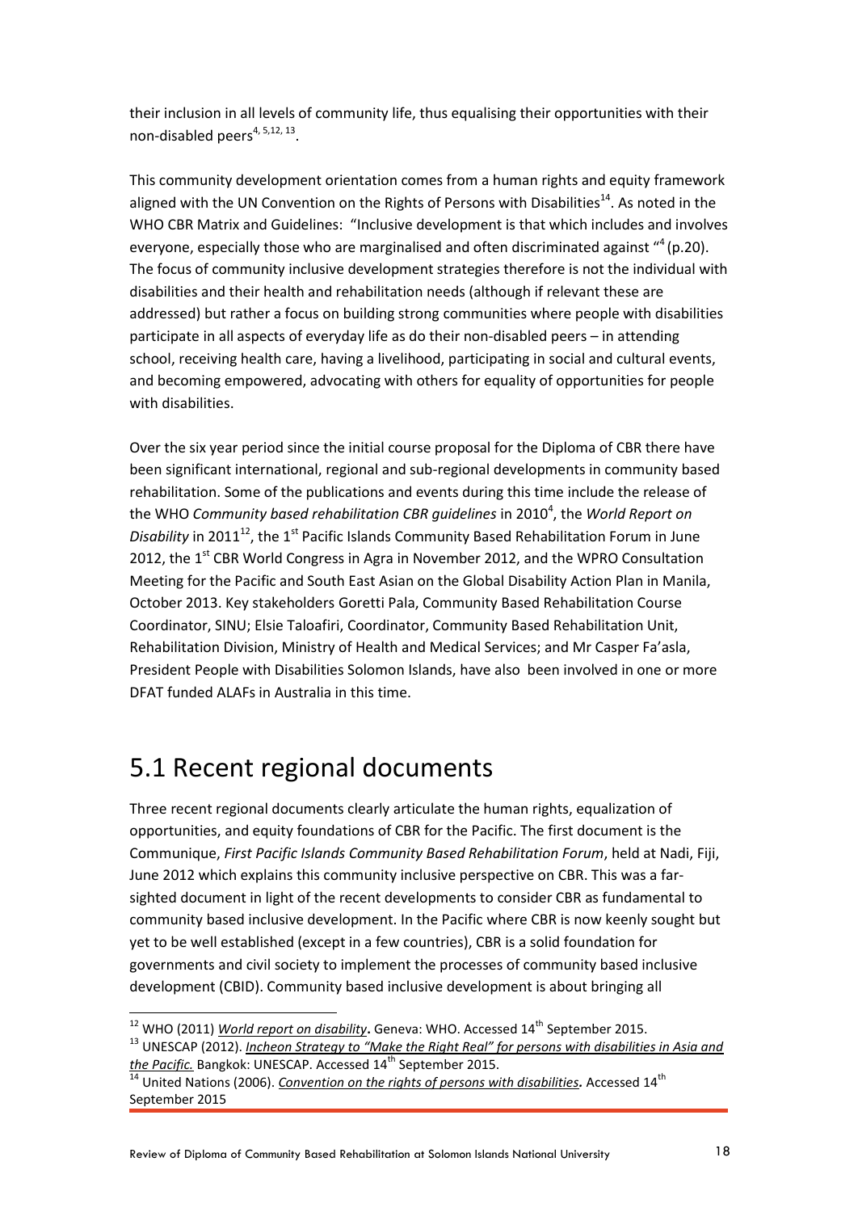their inclusion in all levels of community life, thus equalising their opportunities with their non-disabled peers[4, 5,12, 13].

This community development orientation comes from a human rights and equity framework aligned with the UN Convention on the Rights of Persons with Disabilities[14]. As noted in the WHO CBR Matrix and Guidelines: "Inclusive development is that which includes and involves everyone, especially those who are marginalised and often discriminated against "[4] (p.20). The focus of community inclusive development strategies therefore is not the individual with disabilities and their health and rehabilitation needs (although if relevant these are addressed) but rather a focus on building strong communities where people with disabilities participate in all aspects of everyday life as do their non-disabled peers – in attending school, receiving health care, having a livelihood, participating in social and cultural events, and becoming empowered, advocating with others for equality of opportunities for people with disabilities.

Over the six year period since the initial course proposal for the Diploma of CBR there have been significant international, regional and sub-regional developments in community based rehabilitation. Some of the publications and events during this time include the release of the WHO *Community based rehabilitation CBR guidelines* in 2010[4], the *World Report on Disability* in 2011[12], the 1st Pacific Islands Community Based Rehabilitation Forum in June 2012, the 1st CBR World Congress in Agra in November 2012, and the WPRO Consultation Meeting for the Pacific and South East Asian on the Global Disability Action Plan in Manila, October 2013. Key stakeholders Goretti Pala, Community Based Rehabilitation Course Coordinator, SINU; Elsie Taloafiri, Coordinator, Community Based Rehabilitation Unit, Rehabilitation Division, Ministry of Health and Medical Services; and Mr Casper Fa'asla, President People with Disabilities Solomon Islands, have also been involved in one or more DFAT funded ALAFs in Australia in this time.

## 5.1 Recent regional documents

Three recent regional documents clearly articulate the human rights, equalization of opportunities, and equity foundations of CBR for the Pacific. The first document is the Communique, *First Pacific Islands Community Based Rehabilitation Forum*, held at Nadi, Fiji, June 2012 which explains this community inclusive perspective on CBR. This was a far-sighted document in light of the recent developments to consider CBR as fundamental to community based inclusive development. In the Pacific where CBR is now keenly sought but yet to be well established (except in a few countries), CBR is a solid foundation for governments and civil society to implement the processes of community based inclusive development (CBID). Community based inclusive development is about bringing all

---

[12] WHO (2011) ***World report on disability***. Geneva: WHO. Accessed 14th September 2015.

[13] UNESCAP (2012). *Incheon Strategy to "Make the Right Real" for persons with disabilities in Asia and the Pacific.* Bangkok: UNESCAP. Accessed 14th September 2015.

[14] United Nations (2006). ***Convention on the rights of persons with disabilities.*** Accessed 14th September 2015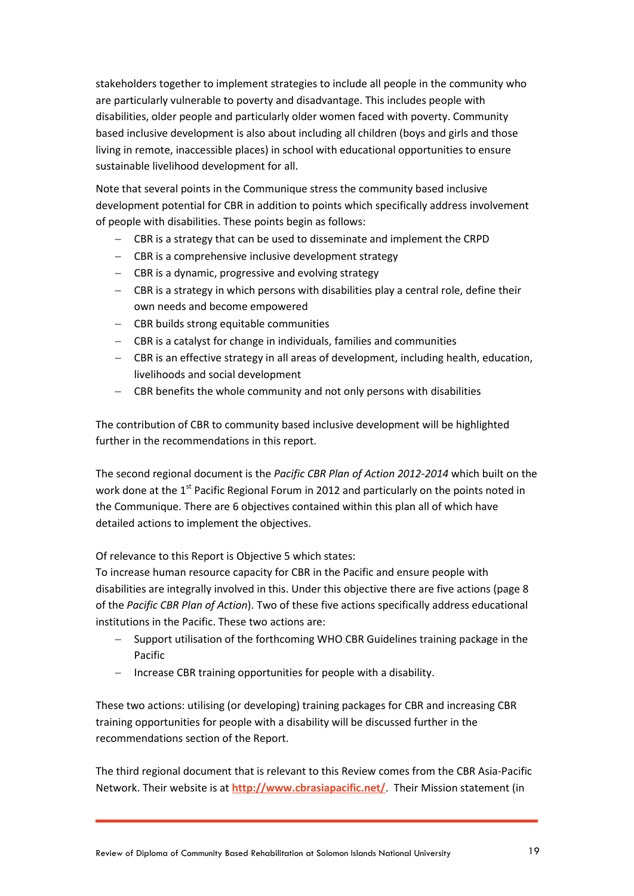stakeholders together to implement strategies to include all people in the community who are particularly vulnerable to poverty and disadvantage. This includes people with disabilities, older people and particularly older women faced with poverty. Community based inclusive development is also about including all children (boys and girls and those living in remote, inaccessible places) in school with educational opportunities to ensure sustainable livelihood development for all.

Note that several points in the Communique stress the community based inclusive development potential for CBR in addition to points which specifically address involvement of people with disabilities. These points begin as follows:

- CBR is a strategy that can be used to disseminate and implement the CRPD
- CBR is a comprehensive inclusive development strategy
- CBR is a dynamic, progressive and evolving strategy
- CBR is a strategy in which persons with disabilities play a central role, define their own needs and become empowered
- CBR builds strong equitable communities
- CBR is a catalyst for change in individuals, families and communities
- CBR is an effective strategy in all areas of development, including health, education, livelihoods and social development
- CBR benefits the whole community and not only persons with disabilities

The contribution of CBR to community based inclusive development will be highlighted further in the recommendations in this report.

The second regional document is the *Pacific CBR Plan of Action 2012-2014* which built on the work done at the 1st Pacific Regional Forum in 2012 and particularly on the points noted in the Communique. There are 6 objectives contained within this plan all of which have detailed actions to implement the objectives.

Of relevance to this Report is Objective 5 which states:
To increase human resource capacity for CBR in the Pacific and ensure people with disabilities are integrally involved in this. Under this objective there are five actions (page 8 of the *Pacific CBR Plan of Action*). Two of these five actions specifically address educational institutions in the Pacific. These two actions are:

- Support utilisation of the forthcoming WHO CBR Guidelines training package in the Pacific
- Increase CBR training opportunities for people with a disability.

These two actions: utilising (or developing) training packages for CBR and increasing CBR training opportunities for people with a disability will be discussed further in the recommendations section of the Report.

The third regional document that is relevant to this Review comes from the CBR Asia-Pacific Network. Their website is at **http://www.cbrasiapacific.net/**. Their Mission statement (in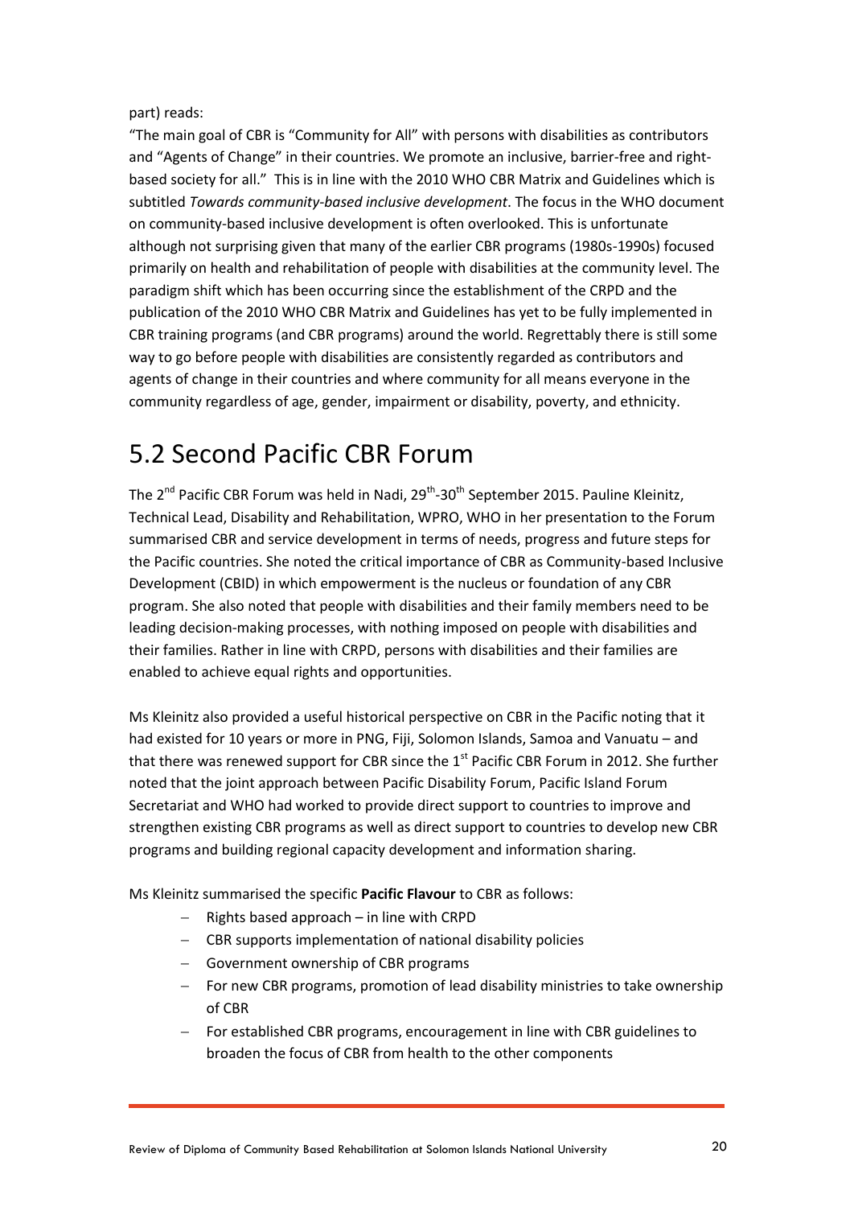part) reads:

"The main goal of CBR is "Community for All" with persons with disabilities as contributors and "Agents of Change" in their countries. We promote an inclusive, barrier-free and right-based society for all." This is in line with the 2010 WHO CBR Matrix and Guidelines which is subtitled *Towards community-based inclusive development*. The focus in the WHO document on community-based inclusive development is often overlooked. This is unfortunate although not surprising given that many of the earlier CBR programs (1980s-1990s) focused primarily on health and rehabilitation of people with disabilities at the community level. The paradigm shift which has been occurring since the establishment of the CRPD and the publication of the 2010 WHO CBR Matrix and Guidelines has yet to be fully implemented in CBR training programs (and CBR programs) around the world. Regrettably there is still some way to go before people with disabilities are consistently regarded as contributors and agents of change in their countries and where community for all means everyone in the community regardless of age, gender, impairment or disability, poverty, and ethnicity.

# 5.2 Second Pacific CBR Forum

The 2nd Pacific CBR Forum was held in Nadi, 29th-30th September 2015. Pauline Kleinitz, Technical Lead, Disability and Rehabilitation, WPRO, WHO in her presentation to the Forum summarised CBR and service development in terms of needs, progress and future steps for the Pacific countries. She noted the critical importance of CBR as Community-based Inclusive Development (CBID) in which empowerment is the nucleus or foundation of any CBR program. She also noted that people with disabilities and their family members need to be leading decision-making processes, with nothing imposed on people with disabilities and their families. Rather in line with CRPD, persons with disabilities and their families are enabled to achieve equal rights and opportunities.

Ms Kleinitz also provided a useful historical perspective on CBR in the Pacific noting that it had existed for 10 years or more in PNG, Fiji, Solomon Islands, Samoa and Vanuatu – and that there was renewed support for CBR since the 1st Pacific CBR Forum in 2012. She further noted that the joint approach between Pacific Disability Forum, Pacific Island Forum Secretariat and WHO had worked to provide direct support to countries to improve and strengthen existing CBR programs as well as direct support to countries to develop new CBR programs and building regional capacity development and information sharing.

Ms Kleinitz summarised the specific **Pacific Flavour** to CBR as follows:

- Rights based approach – in line with CRPD
- CBR supports implementation of national disability policies
- Government ownership of CBR programs
- For new CBR programs, promotion of lead disability ministries to take ownership of CBR
- For established CBR programs, encouragement in line with CBR guidelines to broaden the focus of CBR from health to the other components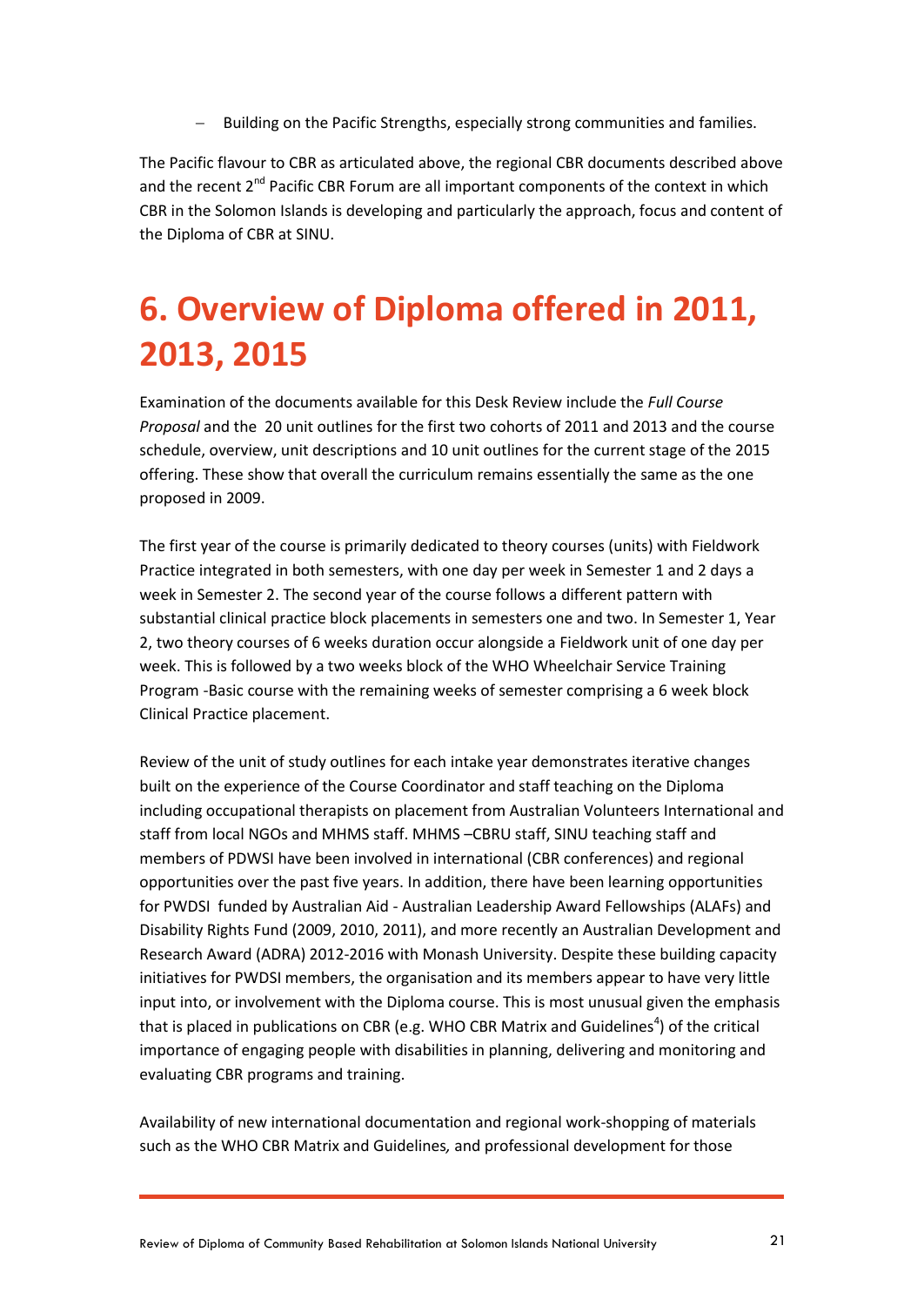- Building on the Pacific Strengths, especially strong communities and families.

The Pacific flavour to CBR as articulated above, the regional CBR documents described above and the recent 2nd Pacific CBR Forum are all important components of the context in which CBR in the Solomon Islands is developing and particularly the approach, focus and content of the Diploma of CBR at SINU.

# 6. Overview of Diploma offered in 2011, 2013, 2015

Examination of the documents available for this Desk Review include the *Full Course Proposal* and the 20 unit outlines for the first two cohorts of 2011 and 2013 and the course schedule, overview, unit descriptions and 10 unit outlines for the current stage of the 2015 offering. These show that overall the curriculum remains essentially the same as the one proposed in 2009.

The first year of the course is primarily dedicated to theory courses (units) with Fieldwork Practice integrated in both semesters, with one day per week in Semester 1 and 2 days a week in Semester 2. The second year of the course follows a different pattern with substantial clinical practice block placements in semesters one and two. In Semester 1, Year 2, two theory courses of 6 weeks duration occur alongside a Fieldwork unit of one day per week. This is followed by a two weeks block of the WHO Wheelchair Service Training Program -Basic course with the remaining weeks of semester comprising a 6 week block Clinical Practice placement.

Review of the unit of study outlines for each intake year demonstrates iterative changes built on the experience of the Course Coordinator and staff teaching on the Diploma including occupational therapists on placement from Australian Volunteers International and staff from local NGOs and MHMS staff. MHMS –CBRU staff, SINU teaching staff and members of PDWSI have been involved in international (CBR conferences) and regional opportunities over the past five years. In addition, there have been learning opportunities for PWDSI funded by Australian Aid - Australian Leadership Award Fellowships (ALAFs) and Disability Rights Fund (2009, 2010, 2011), and more recently an Australian Development and Research Award (ADRA) 2012-2016 with Monash University. Despite these building capacity initiatives for PWDSI members, the organisation and its members appear to have very little input into, or involvement with the Diploma course. This is most unusual given the emphasis that is placed in publications on CBR (e.g. WHO CBR Matrix and Guidelines[4]) of the critical importance of engaging people with disabilities in planning, delivering and monitoring and evaluating CBR programs and training.

Availability of new international documentation and regional work-shopping of materials such as the WHO CBR Matrix and Guidelines*,* and professional development for those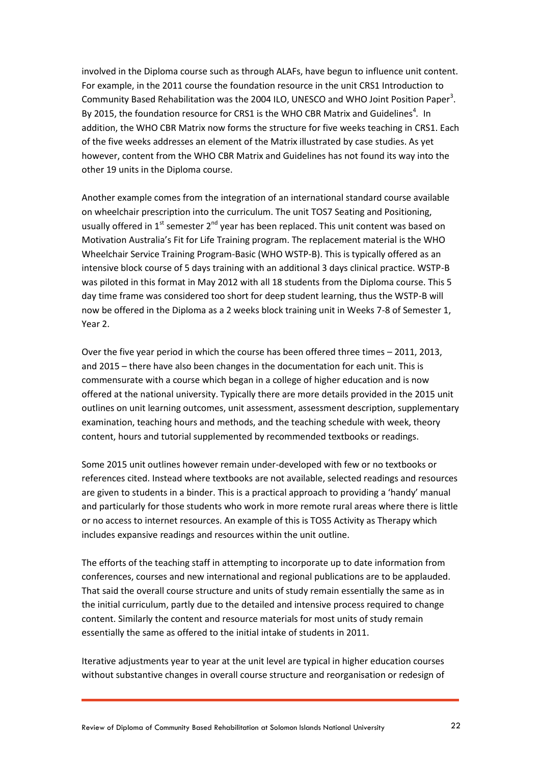involved in the Diploma course such as through ALAFs, have begun to influence unit content. For example, in the 2011 course the foundation resource in the unit CRS1 Introduction to Community Based Rehabilitation was the 2004 ILO, UNESCO and WHO Joint Position Paper[3]. By 2015, the foundation resource for CRS1 is the WHO CBR Matrix and Guidelines[4]. In addition, the WHO CBR Matrix now forms the structure for five weeks teaching in CRS1. Each of the five weeks addresses an element of the Matrix illustrated by case studies. As yet however, content from the WHO CBR Matrix and Guidelines has not found its way into the other 19 units in the Diploma course.

Another example comes from the integration of an international standard course available on wheelchair prescription into the curriculum. The unit TOS7 Seating and Positioning, usually offered in 1st semester 2nd year has been replaced. This unit content was based on Motivation Australia's Fit for Life Training program. The replacement material is the WHO Wheelchair Service Training Program-Basic (WHO WSTP-B). This is typically offered as an intensive block course of 5 days training with an additional 3 days clinical practice. WSTP-B was piloted in this format in May 2012 with all 18 students from the Diploma course. This 5 day time frame was considered too short for deep student learning, thus the WSTP-B will now be offered in the Diploma as a 2 weeks block training unit in Weeks 7-8 of Semester 1, Year 2.

Over the five year period in which the course has been offered three times – 2011, 2013, and 2015 – there have also been changes in the documentation for each unit. This is commensurate with a course which began in a college of higher education and is now offered at the national university. Typically there are more details provided in the 2015 unit outlines on unit learning outcomes, unit assessment, assessment description, supplementary examination, teaching hours and methods, and the teaching schedule with week, theory content, hours and tutorial supplemented by recommended textbooks or readings.

Some 2015 unit outlines however remain under-developed with few or no textbooks or references cited. Instead where textbooks are not available, selected readings and resources are given to students in a binder. This is a practical approach to providing a 'handy' manual and particularly for those students who work in more remote rural areas where there is little or no access to internet resources. An example of this is TOS5 Activity as Therapy which includes expansive readings and resources within the unit outline.

The efforts of the teaching staff in attempting to incorporate up to date information from conferences, courses and new international and regional publications are to be applauded. That said the overall course structure and units of study remain essentially the same as in the initial curriculum, partly due to the detailed and intensive process required to change content. Similarly the content and resource materials for most units of study remain essentially the same as offered to the initial intake of students in 2011.

Iterative adjustments year to year at the unit level are typical in higher education courses without substantive changes in overall course structure and reorganisation or redesign of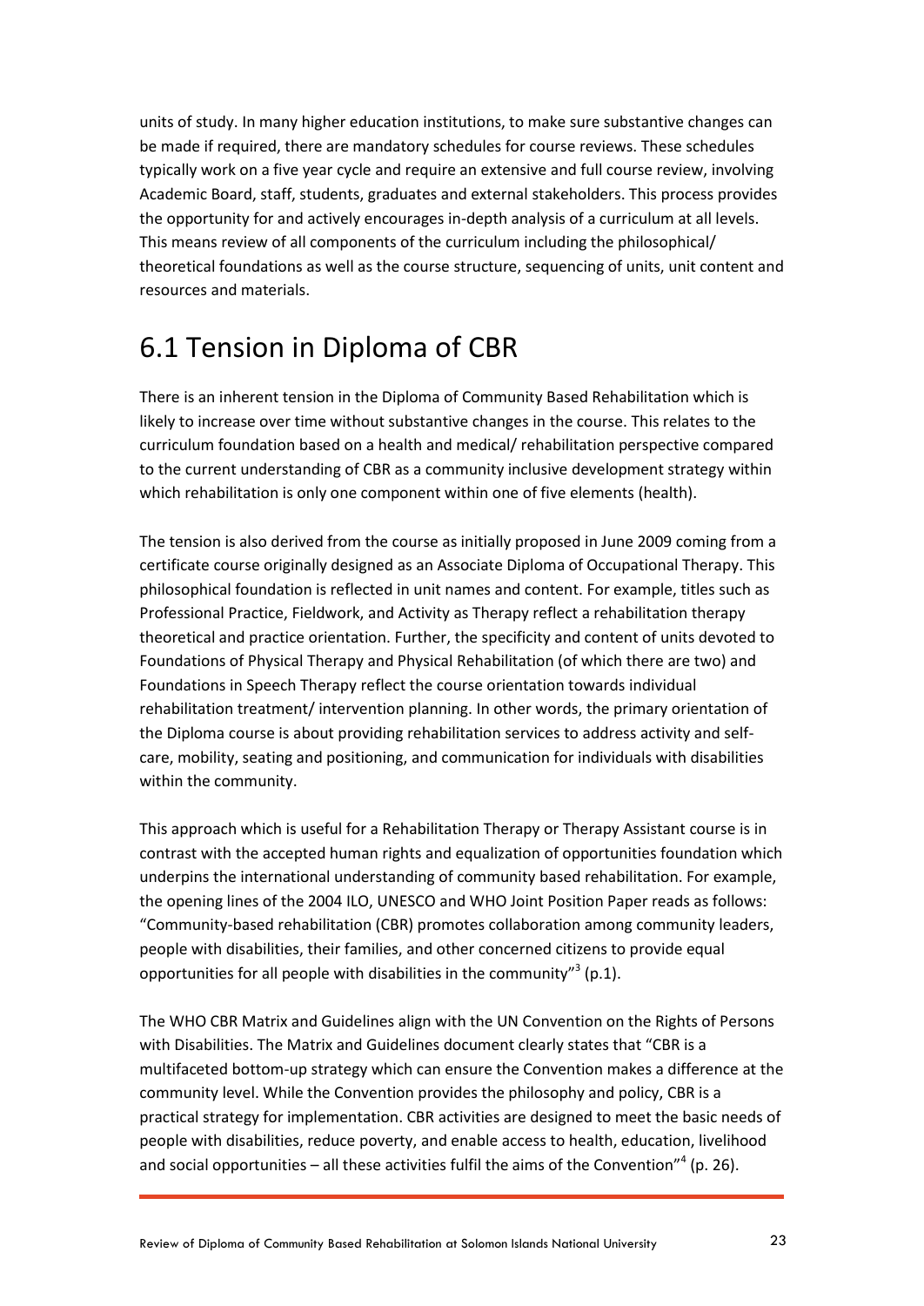units of study. In many higher education institutions, to make sure substantive changes can be made if required, there are mandatory schedules for course reviews. These schedules typically work on a five year cycle and require an extensive and full course review, involving Academic Board, staff, students, graduates and external stakeholders. This process provides the opportunity for and actively encourages in-depth analysis of a curriculum at all levels. This means review of all components of the curriculum including the philosophical/ theoretical foundations as well as the course structure, sequencing of units, unit content and resources and materials.

## 6.1 Tension in Diploma of CBR

There is an inherent tension in the Diploma of Community Based Rehabilitation which is likely to increase over time without substantive changes in the course. This relates to the curriculum foundation based on a health and medical/ rehabilitation perspective compared to the current understanding of CBR as a community inclusive development strategy within which rehabilitation is only one component within one of five elements (health).

The tension is also derived from the course as initially proposed in June 2009 coming from a certificate course originally designed as an Associate Diploma of Occupational Therapy. This philosophical foundation is reflected in unit names and content. For example, titles such as Professional Practice, Fieldwork, and Activity as Therapy reflect a rehabilitation therapy theoretical and practice orientation. Further, the specificity and content of units devoted to Foundations of Physical Therapy and Physical Rehabilitation (of which there are two) and Foundations in Speech Therapy reflect the course orientation towards individual rehabilitation treatment/ intervention planning. In other words, the primary orientation of the Diploma course is about providing rehabilitation services to address activity and self-care, mobility, seating and positioning, and communication for individuals with disabilities within the community.

This approach which is useful for a Rehabilitation Therapy or Therapy Assistant course is in contrast with the accepted human rights and equalization of opportunities foundation which underpins the international understanding of community based rehabilitation. For example, the opening lines of the 2004 ILO, UNESCO and WHO Joint Position Paper reads as follows: "Community-based rehabilitation (CBR) promotes collaboration among community leaders, people with disabilities, their families, and other concerned citizens to provide equal opportunities for all people with disabilities in the community"[3] (p.1).

The WHO CBR Matrix and Guidelines align with the UN Convention on the Rights of Persons with Disabilities. The Matrix and Guidelines document clearly states that "CBR is a multifaceted bottom-up strategy which can ensure the Convention makes a difference at the community level. While the Convention provides the philosophy and policy, CBR is a practical strategy for implementation. CBR activities are designed to meet the basic needs of people with disabilities, reduce poverty, and enable access to health, education, livelihood and social opportunities – all these activities fulfil the aims of the Convention"[4] (p. 26).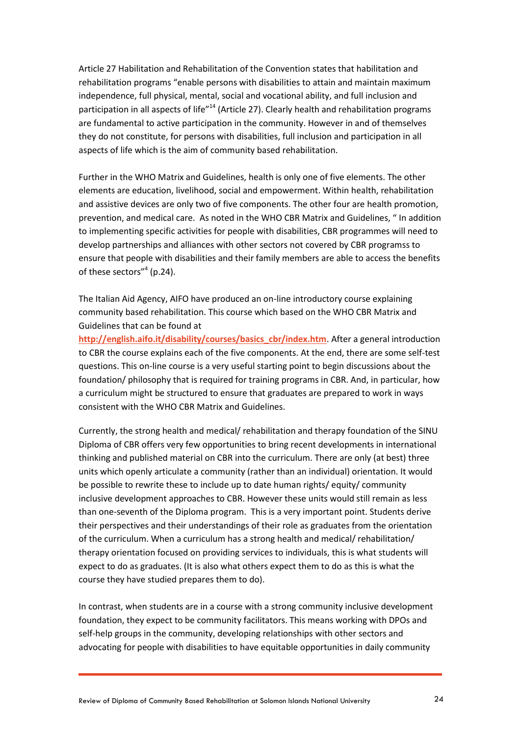Article 27 Habilitation and Rehabilitation of the Convention states that habilitation and rehabilitation programs "enable persons with disabilities to attain and maintain maximum independence, full physical, mental, social and vocational ability, and full inclusion and participation in all aspects of life"[14] (Article 27). Clearly health and rehabilitation programs are fundamental to active participation in the community. However in and of themselves they do not constitute, for persons with disabilities, full inclusion and participation in all aspects of life which is the aim of community based rehabilitation.

Further in the WHO Matrix and Guidelines, health is only one of five elements. The other elements are education, livelihood, social and empowerment. Within health, rehabilitation and assistive devices are only two of five components. The other four are health promotion, prevention, and medical care. As noted in the WHO CBR Matrix and Guidelines, " In addition to implementing specific activities for people with disabilities, CBR programmes will need to develop partnerships and alliances with other sectors not covered by CBR programss to ensure that people with disabilities and their family members are able to access the benefits of these sectors"[4] (p.24).

The Italian Aid Agency, AIFO have produced an on-line introductory course explaining community based rehabilitation. This course which based on the WHO CBR Matrix and Guidelines that can be found at **http://english.aifo.it/disability/courses/basics_cbr/index.htm**. After a general introduction to CBR the course explains each of the five components. At the end, there are some self-test questions. This on-line course is a very useful starting point to begin discussions about the foundation/ philosophy that is required for training programs in CBR. And, in particular, how a curriculum might be structured to ensure that graduates are prepared to work in ways consistent with the WHO CBR Matrix and Guidelines.

Currently, the strong health and medical/ rehabilitation and therapy foundation of the SINU Diploma of CBR offers very few opportunities to bring recent developments in international thinking and published material on CBR into the curriculum. There are only (at best) three units which openly articulate a community (rather than an individual) orientation. It would be possible to rewrite these to include up to date human rights/ equity/ community inclusive development approaches to CBR. However these units would still remain as less than one-seventh of the Diploma program. This is a very important point. Students derive their perspectives and their understandings of their role as graduates from the orientation of the curriculum. When a curriculum has a strong health and medical/ rehabilitation/ therapy orientation focused on providing services to individuals, this is what students will expect to do as graduates. (It is also what others expect them to do as this is what the course they have studied prepares them to do).

In contrast, when students are in a course with a strong community inclusive development foundation, they expect to be community facilitators. This means working with DPOs and self-help groups in the community, developing relationships with other sectors and advocating for people with disabilities to have equitable opportunities in daily community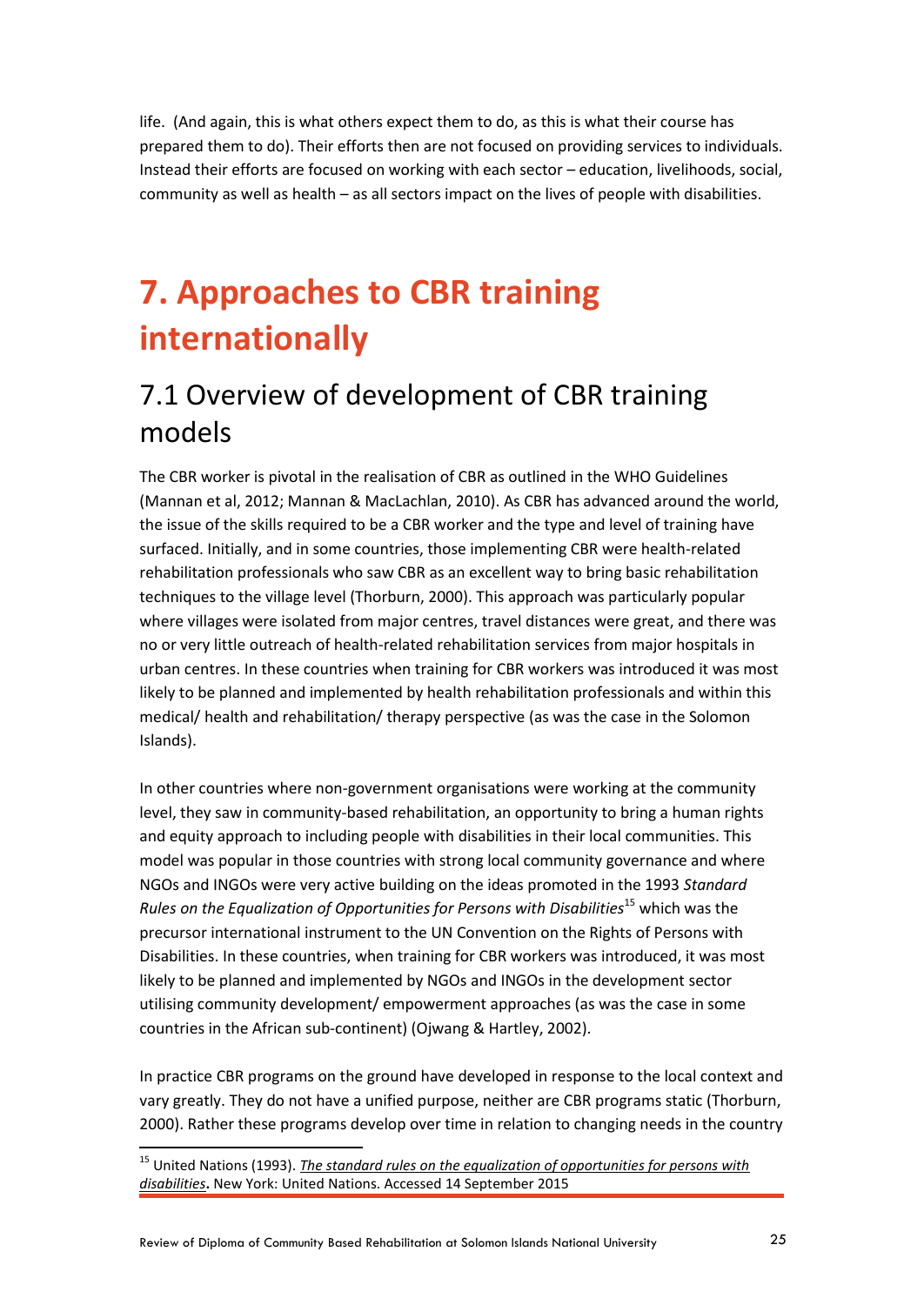life. (And again, this is what others expect them to do, as this is what their course has prepared them to do). Their efforts then are not focused on providing services to individuals. Instead their efforts are focused on working with each sector – education, livelihoods, social, community as well as health – as all sectors impact on the lives of people with disabilities.

# 7. Approaches to CBR training internationally

## 7.1 Overview of development of CBR training models

The CBR worker is pivotal in the realisation of CBR as outlined in the WHO Guidelines (Mannan et al, 2012; Mannan & MacLachlan, 2010). As CBR has advanced around the world, the issue of the skills required to be a CBR worker and the type and level of training have surfaced. Initially, and in some countries, those implementing CBR were health-related rehabilitation professionals who saw CBR as an excellent way to bring basic rehabilitation techniques to the village level (Thorburn, 2000). This approach was particularly popular where villages were isolated from major centres, travel distances were great, and there was no or very little outreach of health-related rehabilitation services from major hospitals in urban centres. In these countries when training for CBR workers was introduced it was most likely to be planned and implemented by health rehabilitation professionals and within this medical/ health and rehabilitation/ therapy perspective (as was the case in the Solomon Islands).

In other countries where non-government organisations were working at the community level, they saw in community-based rehabilitation, an opportunity to bring a human rights and equity approach to including people with disabilities in their local communities. This model was popular in those countries with strong local community governance and where NGOs and INGOs were very active building on the ideas promoted in the 1993 *Standard Rules on the Equalization of Opportunities for Persons with Disabilities*[15] which was the precursor international instrument to the UN Convention on the Rights of Persons with Disabilities. In these countries, when training for CBR workers was introduced, it was most likely to be planned and implemented by NGOs and INGOs in the development sector utilising community development/ empowerment approaches (as was the case in some countries in the African sub-continent) (Ojwang & Hartley, 2002).

In practice CBR programs on the ground have developed in response to the local context and vary greatly. They do not have a unified purpose, neither are CBR programs static (Thorburn, 2000). Rather these programs develop over time in relation to changing needs in the country

[15] United Nations (1993). *The standard rules on the equalization of opportunities for persons with disabilities*. New York: United Nations. Accessed 14 September 2015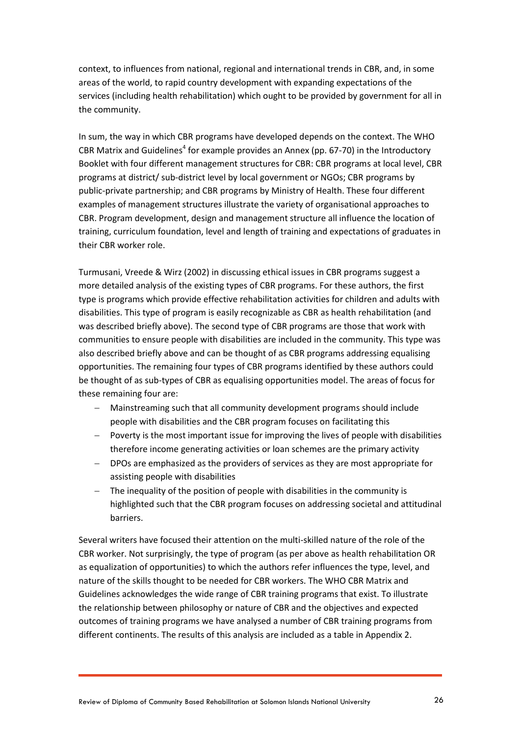context, to influences from national, regional and international trends in CBR, and, in some areas of the world, to rapid country development with expanding expectations of the services (including health rehabilitation) which ought to be provided by government for all in the community.

In sum, the way in which CBR programs have developed depends on the context. The WHO CBR Matrix and Guidelines[4] for example provides an Annex (pp. 67-70) in the Introductory Booklet with four different management structures for CBR: CBR programs at local level, CBR programs at district/ sub-district level by local government or NGOs; CBR programs by public-private partnership; and CBR programs by Ministry of Health. These four different examples of management structures illustrate the variety of organisational approaches to CBR. Program development, design and management structure all influence the location of training, curriculum foundation, level and length of training and expectations of graduates in their CBR worker role.

Turmusani, Vreede & Wirz (2002) in discussing ethical issues in CBR programs suggest a more detailed analysis of the existing types of CBR programs. For these authors, the first type is programs which provide effective rehabilitation activities for children and adults with disabilities. This type of program is easily recognizable as CBR as health rehabilitation (and was described briefly above). The second type of CBR programs are those that work with communities to ensure people with disabilities are included in the community. This type was also described briefly above and can be thought of as CBR programs addressing equalising opportunities. The remaining four types of CBR programs identified by these authors could be thought of as sub-types of CBR as equalising opportunities model. The areas of focus for these remaining four are:

- Mainstreaming such that all community development programs should include people with disabilities and the CBR program focuses on facilitating this
- Poverty is the most important issue for improving the lives of people with disabilities therefore income generating activities or loan schemes are the primary activity
- DPOs are emphasized as the providers of services as they are most appropriate for assisting people with disabilities
- The inequality of the position of people with disabilities in the community is highlighted such that the CBR program focuses on addressing societal and attitudinal barriers.

Several writers have focused their attention on the multi-skilled nature of the role of the CBR worker. Not surprisingly, the type of program (as per above as health rehabilitation OR as equalization of opportunities) to which the authors refer influences the type, level, and nature of the skills thought to be needed for CBR workers. The WHO CBR Matrix and Guidelines acknowledges the wide range of CBR training programs that exist. To illustrate the relationship between philosophy or nature of CBR and the objectives and expected outcomes of training programs we have analysed a number of CBR training programs from different continents. The results of this analysis are included as a table in Appendix 2.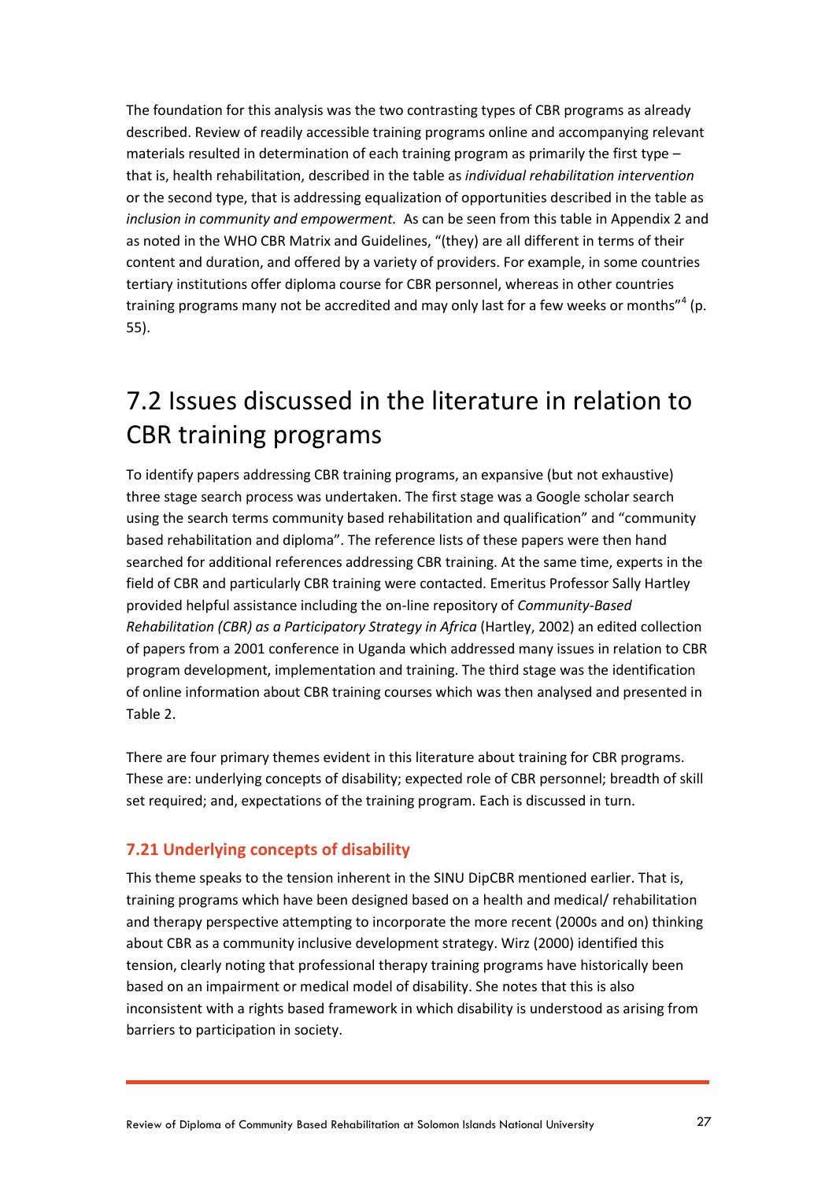The foundation for this analysis was the two contrasting types of CBR programs as already described. Review of readily accessible training programs online and accompanying relevant materials resulted in determination of each training program as primarily the first type – that is, health rehabilitation, described in the table as *individual rehabilitation intervention* or the second type, that is addressing equalization of opportunities described in the table as *inclusion in community and empowerment.* As can be seen from this table in Appendix 2 and as noted in the WHO CBR Matrix and Guidelines, "(they) are all different in terms of their content and duration, and offered by a variety of providers. For example, in some countries tertiary institutions offer diploma course for CBR personnel, whereas in other countries training programs many not be accredited and may only last for a few weeks or months"[4] (p. 55).

# 7.2 Issues discussed in the literature in relation to CBR training programs

To identify papers addressing CBR training programs, an expansive (but not exhaustive) three stage search process was undertaken. The first stage was a Google scholar search using the search terms community based rehabilitation and qualification" and "community based rehabilitation and diploma". The reference lists of these papers were then hand searched for additional references addressing CBR training. At the same time, experts in the field of CBR and particularly CBR training were contacted. Emeritus Professor Sally Hartley provided helpful assistance including the on-line repository of *Community-Based Rehabilitation (CBR) as a Participatory Strategy in Africa* (Hartley, 2002) an edited collection of papers from a 2001 conference in Uganda which addressed many issues in relation to CBR program development, implementation and training. The third stage was the identification of online information about CBR training courses which was then analysed and presented in Table 2.

There are four primary themes evident in this literature about training for CBR programs. These are: underlying concepts of disability; expected role of CBR personnel; breadth of skill set required; and, expectations of the training program. Each is discussed in turn.

### 7.21 Underlying concepts of disability

This theme speaks to the tension inherent in the SINU DipCBR mentioned earlier. That is, training programs which have been designed based on a health and medical/ rehabilitation and therapy perspective attempting to incorporate the more recent (2000s and on) thinking about CBR as a community inclusive development strategy. Wirz (2000) identified this tension, clearly noting that professional therapy training programs have historically been based on an impairment or medical model of disability. She notes that this is also inconsistent with a rights based framework in which disability is understood as arising from barriers to participation in society.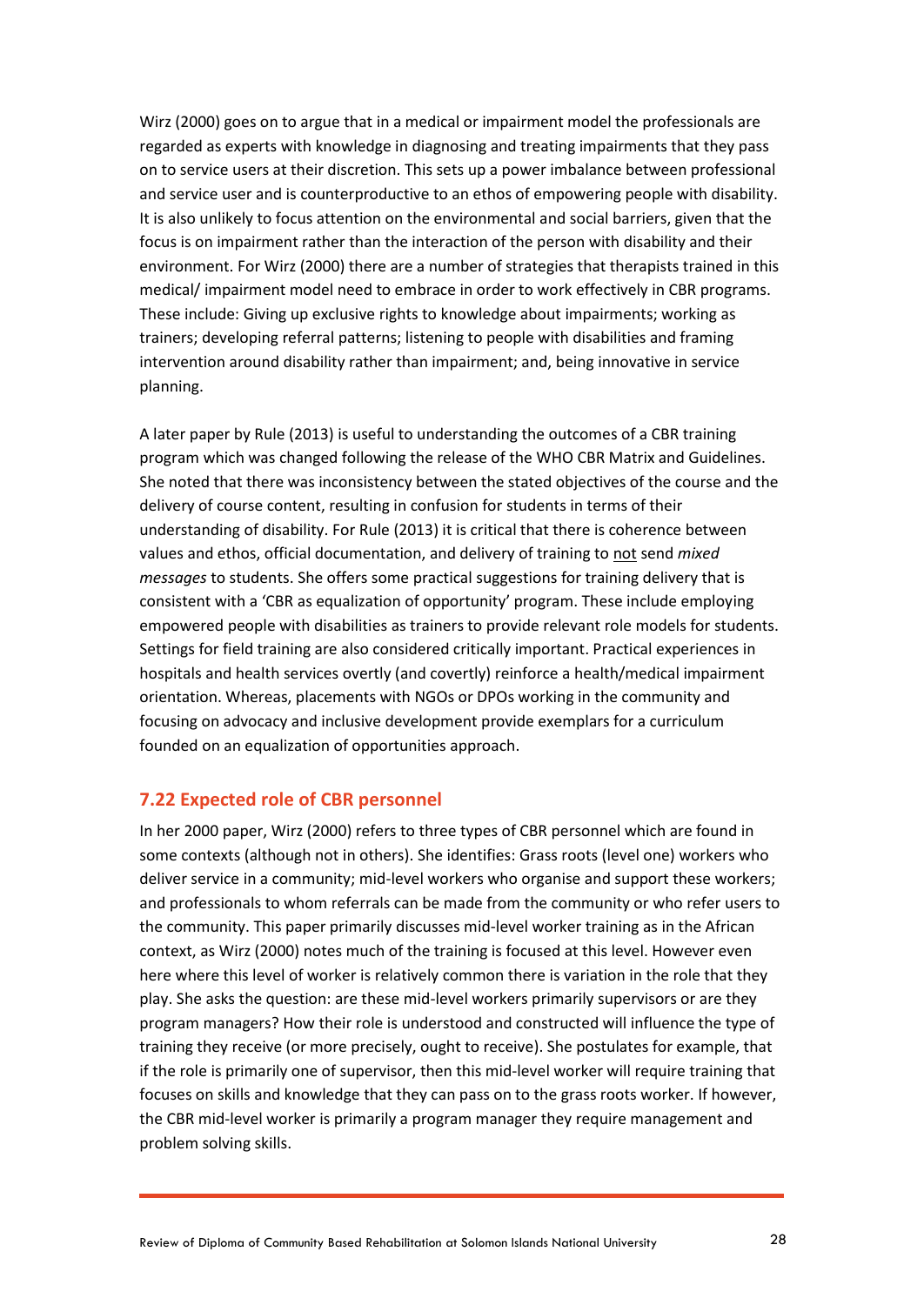Wirz (2000) goes on to argue that in a medical or impairment model the professionals are regarded as experts with knowledge in diagnosing and treating impairments that they pass on to service users at their discretion. This sets up a power imbalance between professional and service user and is counterproductive to an ethos of empowering people with disability. It is also unlikely to focus attention on the environmental and social barriers, given that the focus is on impairment rather than the interaction of the person with disability and their environment. For Wirz (2000) there are a number of strategies that therapists trained in this medical/ impairment model need to embrace in order to work effectively in CBR programs. These include: Giving up exclusive rights to knowledge about impairments; working as trainers; developing referral patterns; listening to people with disabilities and framing intervention around disability rather than impairment; and, being innovative in service planning.

A later paper by Rule (2013) is useful to understanding the outcomes of a CBR training program which was changed following the release of the WHO CBR Matrix and Guidelines. She noted that there was inconsistency between the stated objectives of the course and the delivery of course content, resulting in confusion for students in terms of their understanding of disability. For Rule (2013) it is critical that there is coherence between values and ethos, official documentation, and delivery of training to <u>not</u> send *mixed messages* to students. She offers some practical suggestions for training delivery that is consistent with a 'CBR as equalization of opportunity' program. These include employing empowered people with disabilities as trainers to provide relevant role models for students. Settings for field training are also considered critically important. Practical experiences in hospitals and health services overtly (and covertly) reinforce a health/medical impairment orientation. Whereas, placements with NGOs or DPOs working in the community and focusing on advocacy and inclusive development provide exemplars for a curriculum founded on an equalization of opportunities approach.

## 7.22 Expected role of CBR personnel

In her 2000 paper, Wirz (2000) refers to three types of CBR personnel which are found in some contexts (although not in others). She identifies: Grass roots (level one) workers who deliver service in a community; mid-level workers who organise and support these workers; and professionals to whom referrals can be made from the community or who refer users to the community. This paper primarily discusses mid-level worker training as in the African context, as Wirz (2000) notes much of the training is focused at this level. However even here where this level of worker is relatively common there is variation in the role that they play. She asks the question: are these mid-level workers primarily supervisors or are they program managers? How their role is understood and constructed will influence the type of training they receive (or more precisely, ought to receive). She postulates for example, that if the role is primarily one of supervisor, then this mid-level worker will require training that focuses on skills and knowledge that they can pass on to the grass roots worker. If however, the CBR mid-level worker is primarily a program manager they require management and problem solving skills.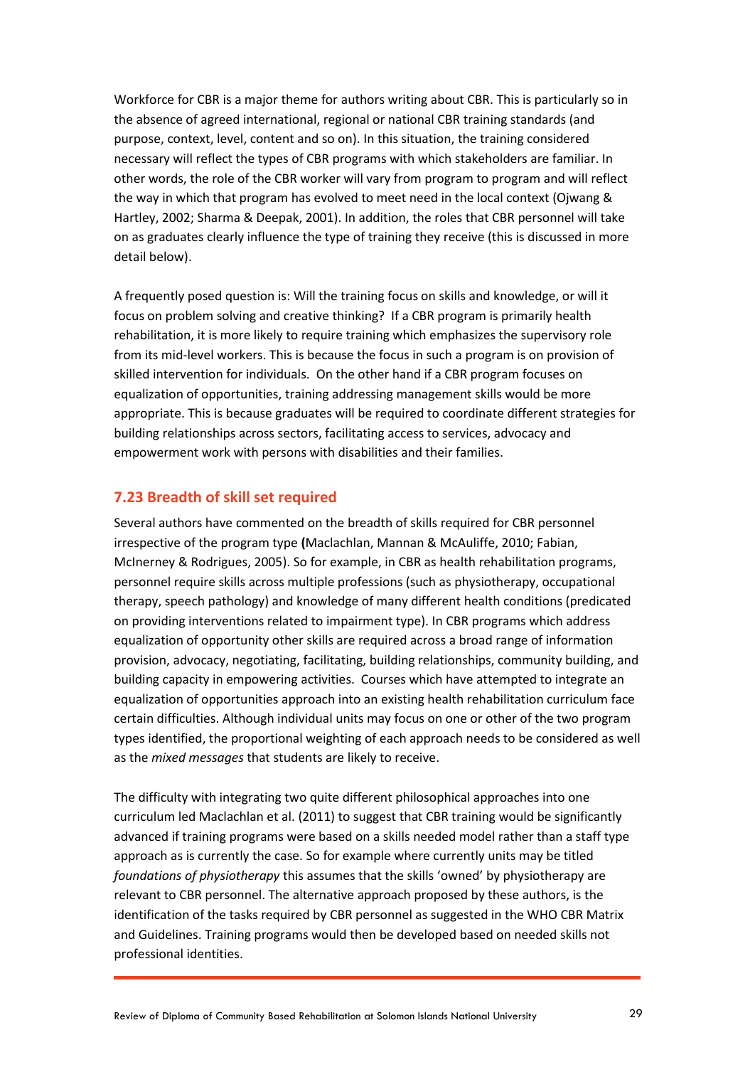Workforce for CBR is a major theme for authors writing about CBR. This is particularly so in the absence of agreed international, regional or national CBR training standards (and purpose, context, level, content and so on). In this situation, the training considered necessary will reflect the types of CBR programs with which stakeholders are familiar. In other words, the role of the CBR worker will vary from program to program and will reflect the way in which that program has evolved to meet need in the local context (Ojwang & Hartley, 2002; Sharma & Deepak, 2001). In addition, the roles that CBR personnel will take on as graduates clearly influence the type of training they receive (this is discussed in more detail below).

A frequently posed question is: Will the training focus on skills and knowledge, or will it focus on problem solving and creative thinking? If a CBR program is primarily health rehabilitation, it is more likely to require training which emphasizes the supervisory role from its mid-level workers. This is because the focus in such a program is on provision of skilled intervention for individuals. On the other hand if a CBR program focuses on equalization of opportunities, training addressing management skills would be more appropriate. This is because graduates will be required to coordinate different strategies for building relationships across sectors, facilitating access to services, advocacy and empowerment work with persons with disabilities and their families.

## 7.23 Breadth of skill set required

Several authors have commented on the breadth of skills required for CBR personnel irrespective of the program type **(**Maclachlan, Mannan & McAuliffe, 2010; Fabian, McInerney & Rodrigues, 2005). So for example, in CBR as health rehabilitation programs, personnel require skills across multiple professions (such as physiotherapy, occupational therapy, speech pathology) and knowledge of many different health conditions (predicated on providing interventions related to impairment type). In CBR programs which address equalization of opportunity other skills are required across a broad range of information provision, advocacy, negotiating, facilitating, building relationships, community building, and building capacity in empowering activities. Courses which have attempted to integrate an equalization of opportunities approach into an existing health rehabilitation curriculum face certain difficulties. Although individual units may focus on one or other of the two program types identified, the proportional weighting of each approach needs to be considered as well as the *mixed messages* that students are likely to receive.

The difficulty with integrating two quite different philosophical approaches into one curriculum led Maclachlan et al. (2011) to suggest that CBR training would be significantly advanced if training programs were based on a skills needed model rather than a staff type approach as is currently the case. So for example where currently units may be titled *foundations of physiotherapy* this assumes that the skills 'owned' by physiotherapy are relevant to CBR personnel. The alternative approach proposed by these authors, is the identification of the tasks required by CBR personnel as suggested in the WHO CBR Matrix and Guidelines. Training programs would then be developed based on needed skills not professional identities.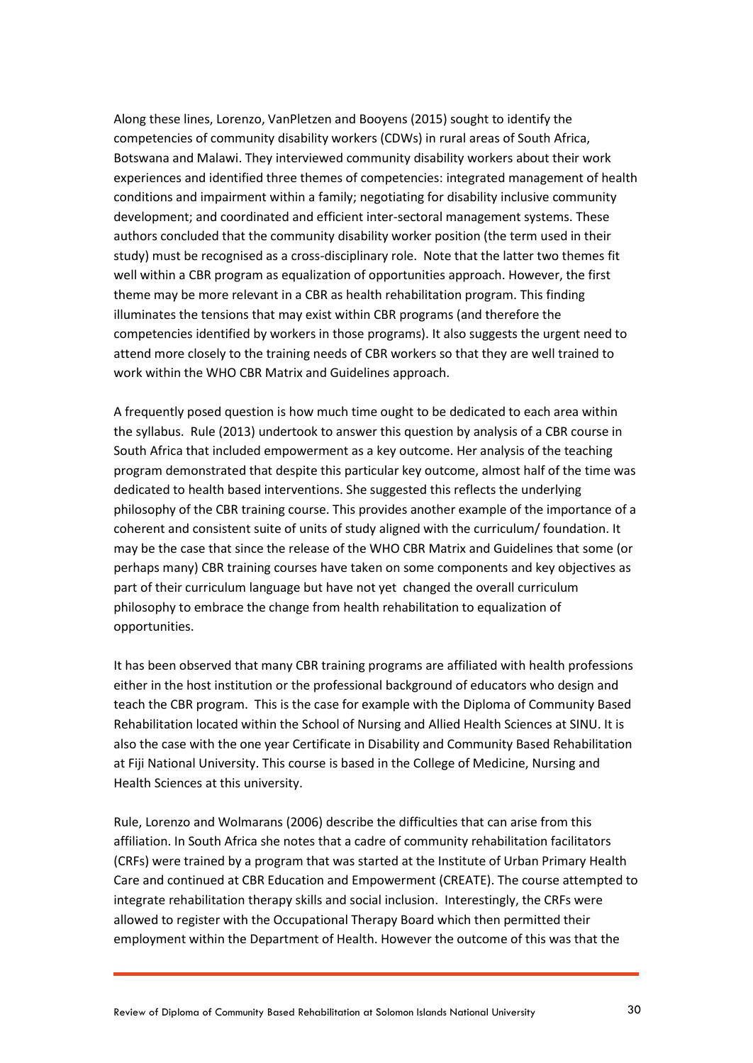Along these lines, Lorenzo, VanPletzen and Booyens (2015) sought to identify the competencies of community disability workers (CDWs) in rural areas of South Africa, Botswana and Malawi. They interviewed community disability workers about their work experiences and identified three themes of competencies: integrated management of health conditions and impairment within a family; negotiating for disability inclusive community development; and coordinated and efficient inter-sectoral management systems. These authors concluded that the community disability worker position (the term used in their study) must be recognised as a cross-disciplinary role. Note that the latter two themes fit well within a CBR program as equalization of opportunities approach. However, the first theme may be more relevant in a CBR as health rehabilitation program. This finding illuminates the tensions that may exist within CBR programs (and therefore the competencies identified by workers in those programs). It also suggests the urgent need to attend more closely to the training needs of CBR workers so that they are well trained to work within the WHO CBR Matrix and Guidelines approach.

A frequently posed question is how much time ought to be dedicated to each area within the syllabus. Rule (2013) undertook to answer this question by analysis of a CBR course in South Africa that included empowerment as a key outcome. Her analysis of the teaching program demonstrated that despite this particular key outcome, almost half of the time was dedicated to health based interventions. She suggested this reflects the underlying philosophy of the CBR training course. This provides another example of the importance of a coherent and consistent suite of units of study aligned with the curriculum/ foundation. It may be the case that since the release of the WHO CBR Matrix and Guidelines that some (or perhaps many) CBR training courses have taken on some components and key objectives as part of their curriculum language but have not yet changed the overall curriculum philosophy to embrace the change from health rehabilitation to equalization of opportunities.

It has been observed that many CBR training programs are affiliated with health professions either in the host institution or the professional background of educators who design and teach the CBR program. This is the case for example with the Diploma of Community Based Rehabilitation located within the School of Nursing and Allied Health Sciences at SINU. It is also the case with the one year Certificate in Disability and Community Based Rehabilitation at Fiji National University. This course is based in the College of Medicine, Nursing and Health Sciences at this university.

Rule, Lorenzo and Wolmarans (2006) describe the difficulties that can arise from this affiliation. In South Africa she notes that a cadre of community rehabilitation facilitators (CRFs) were trained by a program that was started at the Institute of Urban Primary Health Care and continued at CBR Education and Empowerment (CREATE). The course attempted to integrate rehabilitation therapy skills and social inclusion. Interestingly, the CRFs were allowed to register with the Occupational Therapy Board which then permitted their employment within the Department of Health. However the outcome of this was that the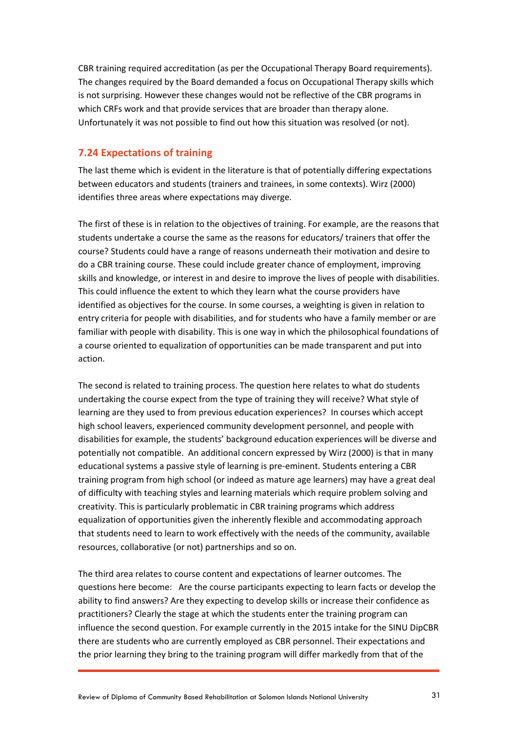CBR training required accreditation (as per the Occupational Therapy Board requirements). The changes required by the Board demanded a focus on Occupational Therapy skills which is not surprising. However these changes would not be reflective of the CBR programs in which CRFs work and that provide services that are broader than therapy alone. Unfortunately it was not possible to find out how this situation was resolved (or not).

### 7.24 Expectations of training

The last theme which is evident in the literature is that of potentially differing expectations between educators and students (trainers and trainees, in some contexts). Wirz (2000) identifies three areas where expectations may diverge.

The first of these is in relation to the objectives of training. For example, are the reasons that students undertake a course the same as the reasons for educators/ trainers that offer the course? Students could have a range of reasons underneath their motivation and desire to do a CBR training course. These could include greater chance of employment, improving skills and knowledge, or interest in and desire to improve the lives of people with disabilities. This could influence the extent to which they learn what the course providers have identified as objectives for the course. In some courses, a weighting is given in relation to entry criteria for people with disabilities, and for students who have a family member or are familiar with people with disability. This is one way in which the philosophical foundations of a course oriented to equalization of opportunities can be made transparent and put into action.

The second is related to training process. The question here relates to what do students undertaking the course expect from the type of training they will receive? What style of learning are they used to from previous education experiences? In courses which accept high school leavers, experienced community development personnel, and people with disabilities for example, the students' background education experiences will be diverse and potentially not compatible. An additional concern expressed by Wirz (2000) is that in many educational systems a passive style of learning is pre-eminent. Students entering a CBR training program from high school (or indeed as mature age learners) may have a great deal of difficulty with teaching styles and learning materials which require problem solving and creativity. This is particularly problematic in CBR training programs which address equalization of opportunities given the inherently flexible and accommodating approach that students need to learn to work effectively with the needs of the community, available resources, collaborative (or not) partnerships and so on.

The third area relates to course content and expectations of learner outcomes. The questions here become: Are the course participants expecting to learn facts or develop the ability to find answers? Are they expecting to develop skills or increase their confidence as practitioners? Clearly the stage at which the students enter the training program can influence the second question. For example currently in the 2015 intake for the SINU DipCBR there are students who are currently employed as CBR personnel. Their expectations and the prior learning they bring to the training program will differ markedly from that of the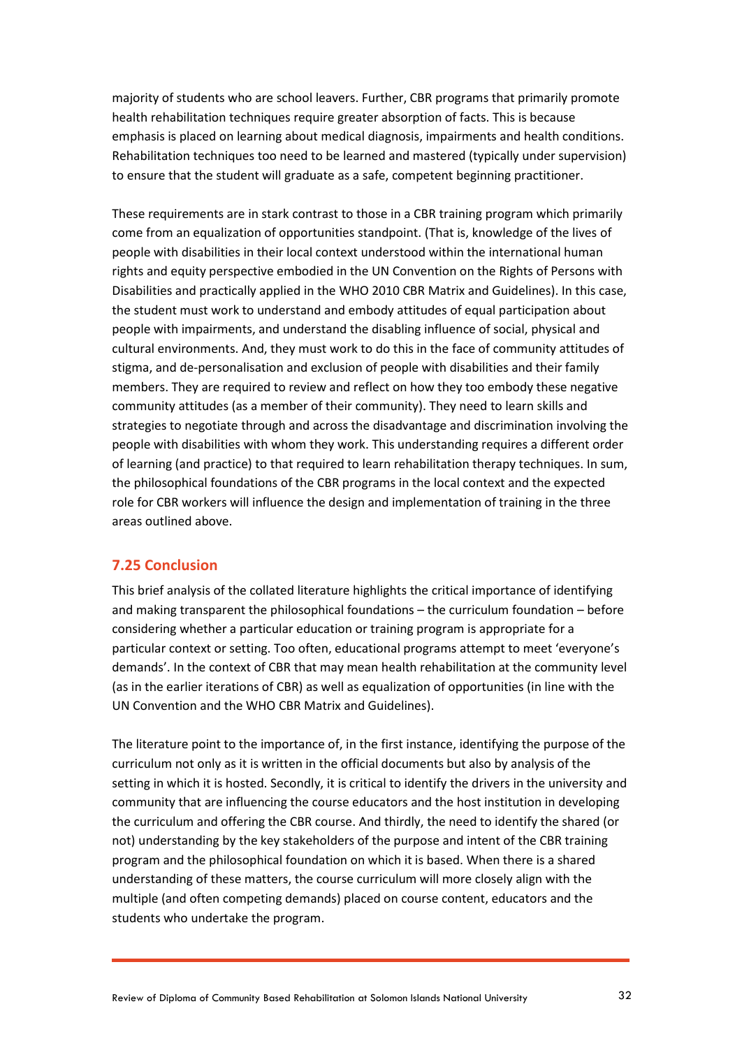majority of students who are school leavers. Further, CBR programs that primarily promote health rehabilitation techniques require greater absorption of facts. This is because emphasis is placed on learning about medical diagnosis, impairments and health conditions. Rehabilitation techniques too need to be learned and mastered (typically under supervision) to ensure that the student will graduate as a safe, competent beginning practitioner.

These requirements are in stark contrast to those in a CBR training program which primarily come from an equalization of opportunities standpoint. (That is, knowledge of the lives of people with disabilities in their local context understood within the international human rights and equity perspective embodied in the UN Convention on the Rights of Persons with Disabilities and practically applied in the WHO 2010 CBR Matrix and Guidelines). In this case, the student must work to understand and embody attitudes of equal participation about people with impairments, and understand the disabling influence of social, physical and cultural environments. And, they must work to do this in the face of community attitudes of stigma, and de-personalisation and exclusion of people with disabilities and their family members. They are required to review and reflect on how they too embody these negative community attitudes (as a member of their community). They need to learn skills and strategies to negotiate through and across the disadvantage and discrimination involving the people with disabilities with whom they work. This understanding requires a different order of learning (and practice) to that required to learn rehabilitation therapy techniques. In sum, the philosophical foundations of the CBR programs in the local context and the expected role for CBR workers will influence the design and implementation of training in the three areas outlined above.

## 7.25 Conclusion

This brief analysis of the collated literature highlights the critical importance of identifying and making transparent the philosophical foundations – the curriculum foundation – before considering whether a particular education or training program is appropriate for a particular context or setting. Too often, educational programs attempt to meet 'everyone's demands'. In the context of CBR that may mean health rehabilitation at the community level (as in the earlier iterations of CBR) as well as equalization of opportunities (in line with the UN Convention and the WHO CBR Matrix and Guidelines).

The literature point to the importance of, in the first instance, identifying the purpose of the curriculum not only as it is written in the official documents but also by analysis of the setting in which it is hosted. Secondly, it is critical to identify the drivers in the university and community that are influencing the course educators and the host institution in developing the curriculum and offering the CBR course. And thirdly, the need to identify the shared (or not) understanding by the key stakeholders of the purpose and intent of the CBR training program and the philosophical foundation on which it is based. When there is a shared understanding of these matters, the course curriculum will more closely align with the multiple (and often competing demands) placed on course content, educators and the students who undertake the program.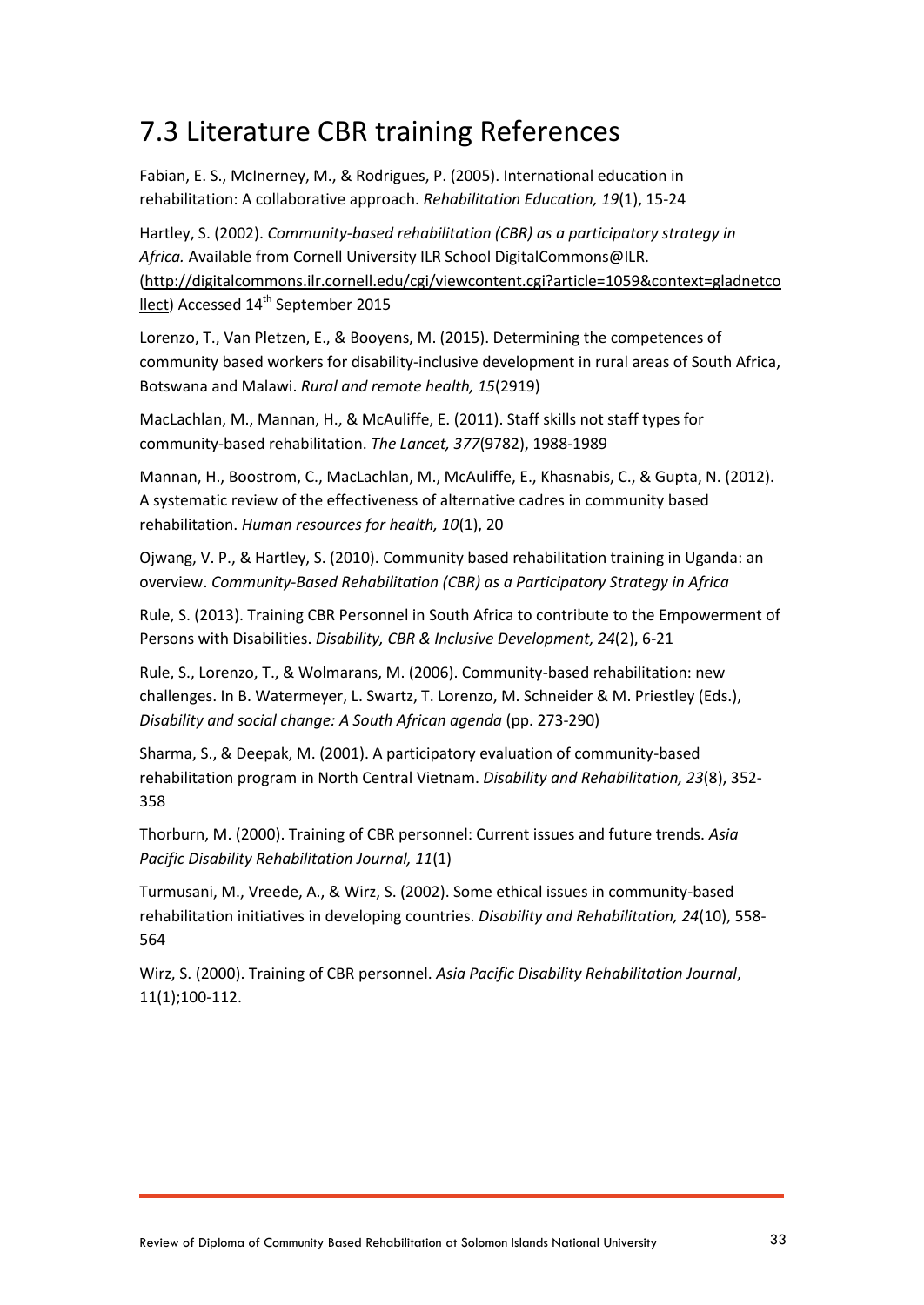## 7.3 Literature CBR training References

Fabian, E. S., McInerney, M., & Rodrigues, P. (2005). International education in rehabilitation: A collaborative approach. *Rehabilitation Education, 19*(1), 15-24

Hartley, S. (2002). *Community-based rehabilitation (CBR) as a participatory strategy in Africa.* Available from Cornell University ILR School DigitalCommons@ILR. (http://digitalcommons.ilr.cornell.edu/cgi/viewcontent.cgi?article=1059&context=gladnetcollect) Accessed 14th September 2015

Lorenzo, T., Van Pletzen, E., & Booyens, M. (2015). Determining the competences of community based workers for disability-inclusive development in rural areas of South Africa, Botswana and Malawi. *Rural and remote health, 15*(2919)

MacLachlan, M., Mannan, H., & McAuliffe, E. (2011). Staff skills not staff types for community-based rehabilitation. *The Lancet, 377*(9782), 1988-1989

Mannan, H., Boostrom, C., MacLachlan, M., McAuliffe, E., Khasnabis, C., & Gupta, N. (2012). A systematic review of the effectiveness of alternative cadres in community based rehabilitation. *Human resources for health, 10*(1), 20

Ojwang, V. P., & Hartley, S. (2010). Community based rehabilitation training in Uganda: an overview. *Community-Based Rehabilitation (CBR) as a Participatory Strategy in Africa*

Rule, S. (2013). Training CBR Personnel in South Africa to contribute to the Empowerment of Persons with Disabilities. *Disability, CBR & Inclusive Development, 24*(2), 6-21

Rule, S., Lorenzo, T., & Wolmarans, M. (2006). Community-based rehabilitation: new challenges. In B. Watermeyer, L. Swartz, T. Lorenzo, M. Schneider & M. Priestley (Eds.), *Disability and social change: A South African agenda* (pp. 273-290)

Sharma, S., & Deepak, M. (2001). A participatory evaluation of community-based rehabilitation program in North Central Vietnam. *Disability and Rehabilitation, 23*(8), 352-358

Thorburn, M. (2000). Training of CBR personnel: Current issues and future trends. *Asia Pacific Disability Rehabilitation Journal, 11*(1)

Turmusani, M., Vreede, A., & Wirz, S. (2002). Some ethical issues in community-based rehabilitation initiatives in developing countries. *Disability and Rehabilitation, 24*(10), 558-564

Wirz, S. (2000). Training of CBR personnel. *Asia Pacific Disability Rehabilitation Journal*, 11(1);100-112.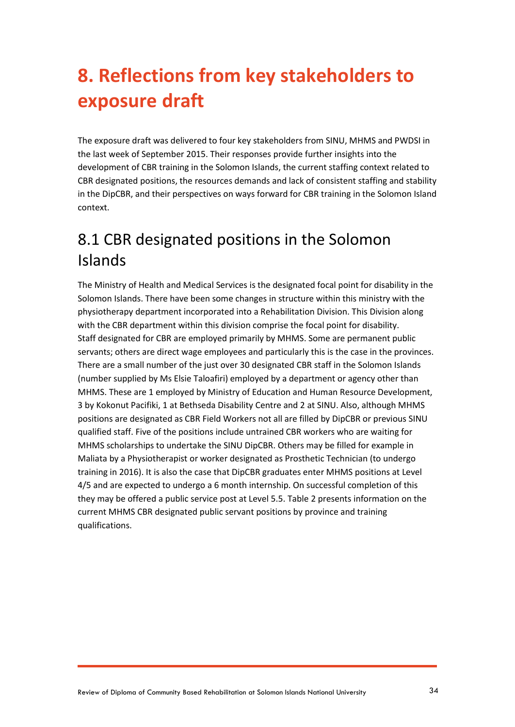# 8. Reflections from key stakeholders to exposure draft

The exposure draft was delivered to four key stakeholders from SINU, MHMS and PWDSI in the last week of September 2015. Their responses provide further insights into the development of CBR training in the Solomon Islands, the current staffing context related to CBR designated positions, the resources demands and lack of consistent staffing and stability in the DipCBR, and their perspectives on ways forward for CBR training in the Solomon Island context.

## 8.1 CBR designated positions in the Solomon Islands

The Ministry of Health and Medical Services is the designated focal point for disability in the Solomon Islands. There have been some changes in structure within this ministry with the physiotherapy department incorporated into a Rehabilitation Division. This Division along with the CBR department within this division comprise the focal point for disability. Staff designated for CBR are employed primarily by MHMS. Some are permanent public servants; others are direct wage employees and particularly this is the case in the provinces. There are a small number of the just over 30 designated CBR staff in the Solomon Islands (number supplied by Ms Elsie Taloafiri) employed by a department or agency other than MHMS. These are 1 employed by Ministry of Education and Human Resource Development, 3 by Kokonut Pacifiki, 1 at Bethseda Disability Centre and 2 at SINU. Also, although MHMS positions are designated as CBR Field Workers not all are filled by DipCBR or previous SINU qualified staff. Five of the positions include untrained CBR workers who are waiting for MHMS scholarships to undertake the SINU DipCBR. Others may be filled for example in Maliata by a Physiotherapist or worker designated as Prosthetic Technician (to undergo training in 2016). It is also the case that DipCBR graduates enter MHMS positions at Level 4/5 and are expected to undergo a 6 month internship. On successful completion of this they may be offered a public service post at Level 5.5. Table 2 presents information on the current MHMS CBR designated public servant positions by province and training qualifications.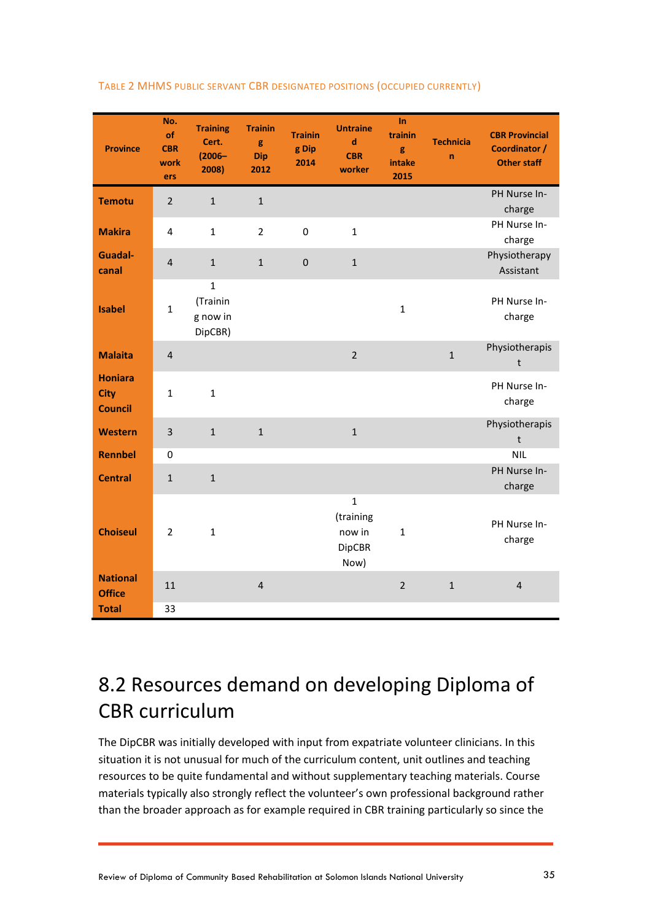TABLE 2 MHMS PUBLIC SERVANT CBR DESIGNATED POSITIONS (OCCUPIED CURRENTLY)

| Province | No. of CBR workers | Training Cert. (2006–2008) | Training Dip 2012 | Training Dip 2014 | Untrained CBR worker | In training intake 2015 | Technician | CBR Provincial Coordinator / Other staff |
|---|---|---|---|---|---|---|---|---|
| Temotu | 2 | 1 | 1 | | | | | PH Nurse In-charge |
| Makira | 4 | 1 | 2 | 0 | 1 | | | PH Nurse In-charge |
| Guadal-canal | 4 | 1 | 1 | 0 | 1 | | | Physiotherapy Assistant |
| Isabel | 1 | 1 (Training now in DipCBR) | | | | 1 | | PH Nurse In-charge |
| Malaita | 4 | | | | 2 | | 1 | Physiotherapist |
| Honiara City Council | 1 | 1 | | | | | | PH Nurse In-charge |
| Western | 3 | 1 | 1 | | 1 | | | Physiotherapist |
| Rennbel | 0 | | | | | | | NIL |
| Central | 1 | 1 | | | | | | PH Nurse In-charge |
| Choiseul | 2 | 1 | | | 1 (training now in DipCBR Now) | 1 | | PH Nurse In-charge |
| National Office | 11 | | 4 | | | 2 | 1 | 4 |
| Total | 33 | | | | | | | |

## 8.2 Resources demand on developing Diploma of CBR curriculum

The DipCBR was initially developed with input from expatriate volunteer clinicians. In this situation it is not unusual for much of the curriculum content, unit outlines and teaching resources to be quite fundamental and without supplementary teaching materials. Course materials typically also strongly reflect the volunteer's own professional background rather than the broader approach as for example required in CBR training particularly so since the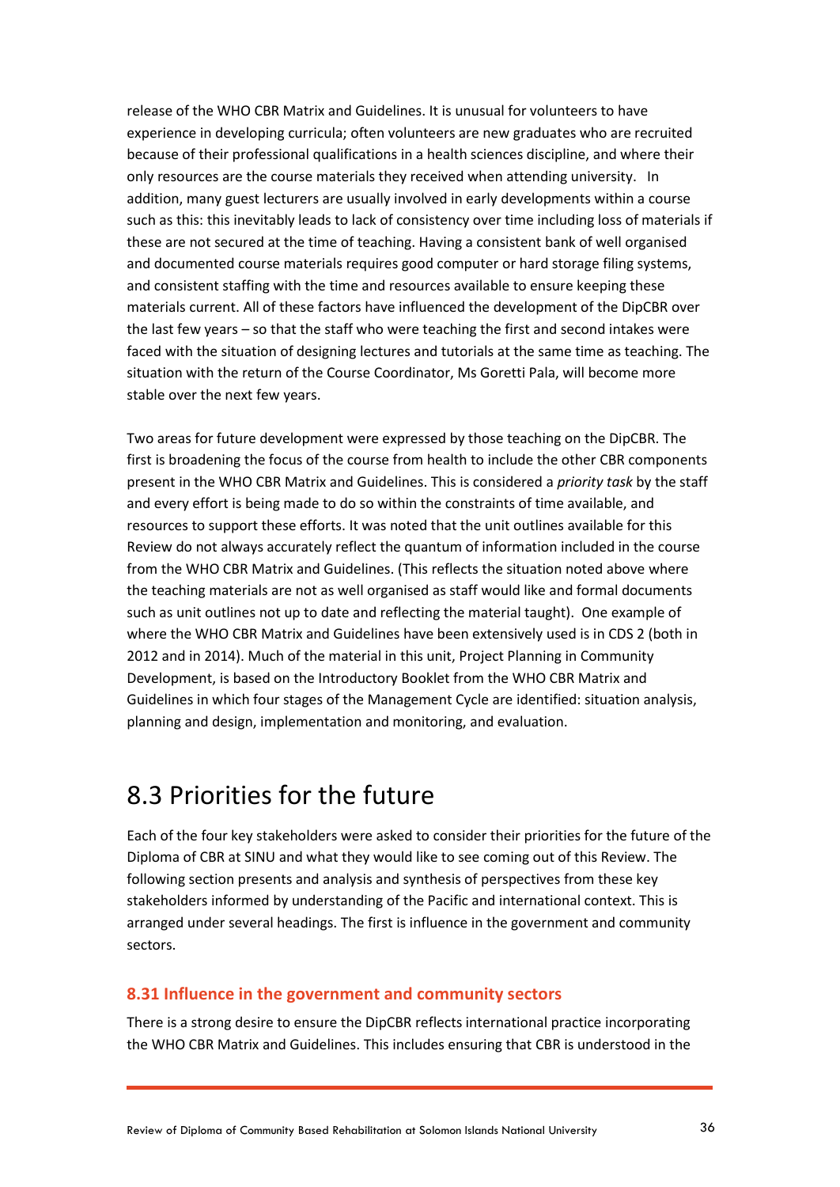release of the WHO CBR Matrix and Guidelines. It is unusual for volunteers to have experience in developing curricula; often volunteers are new graduates who are recruited because of their professional qualifications in a health sciences discipline, and where their only resources are the course materials they received when attending university. In addition, many guest lecturers are usually involved in early developments within a course such as this: this inevitably leads to lack of consistency over time including loss of materials if these are not secured at the time of teaching. Having a consistent bank of well organised and documented course materials requires good computer or hard storage filing systems, and consistent staffing with the time and resources available to ensure keeping these materials current. All of these factors have influenced the development of the DipCBR over the last few years – so that the staff who were teaching the first and second intakes were faced with the situation of designing lectures and tutorials at the same time as teaching. The situation with the return of the Course Coordinator, Ms Goretti Pala, will become more stable over the next few years.

Two areas for future development were expressed by those teaching on the DipCBR. The first is broadening the focus of the course from health to include the other CBR components present in the WHO CBR Matrix and Guidelines. This is considered a *priority task* by the staff and every effort is being made to do so within the constraints of time available, and resources to support these efforts. It was noted that the unit outlines available for this Review do not always accurately reflect the quantum of information included in the course from the WHO CBR Matrix and Guidelines. (This reflects the situation noted above where the teaching materials are not as well organised as staff would like and formal documents such as unit outlines not up to date and reflecting the material taught). One example of where the WHO CBR Matrix and Guidelines have been extensively used is in CDS 2 (both in 2012 and in 2014). Much of the material in this unit, Project Planning in Community Development, is based on the Introductory Booklet from the WHO CBR Matrix and Guidelines in which four stages of the Management Cycle are identified: situation analysis, planning and design, implementation and monitoring, and evaluation.

## 8.3 Priorities for the future

Each of the four key stakeholders were asked to consider their priorities for the future of the Diploma of CBR at SINU and what they would like to see coming out of this Review. The following section presents and analysis and synthesis of perspectives from these key stakeholders informed by understanding of the Pacific and international context. This is arranged under several headings. The first is influence in the government and community sectors.

### 8.31 Influence in the government and community sectors

There is a strong desire to ensure the DipCBR reflects international practice incorporating the WHO CBR Matrix and Guidelines. This includes ensuring that CBR is understood in the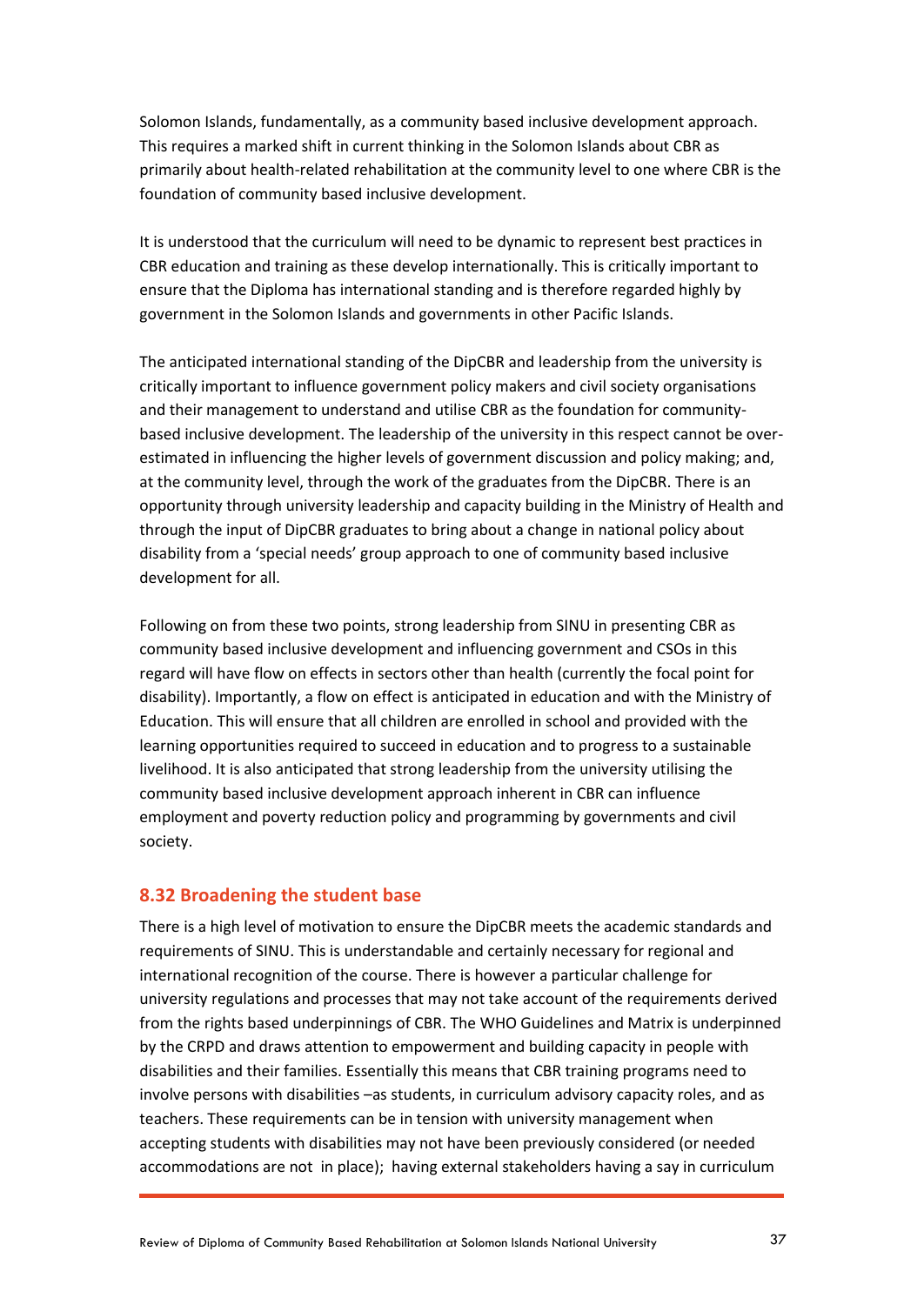Solomon Islands, fundamentally, as a community based inclusive development approach. This requires a marked shift in current thinking in the Solomon Islands about CBR as primarily about health-related rehabilitation at the community level to one where CBR is the foundation of community based inclusive development.

It is understood that the curriculum will need to be dynamic to represent best practices in CBR education and training as these develop internationally. This is critically important to ensure that the Diploma has international standing and is therefore regarded highly by government in the Solomon Islands and governments in other Pacific Islands.

The anticipated international standing of the DipCBR and leadership from the university is critically important to influence government policy makers and civil society organisations and their management to understand and utilise CBR as the foundation for community-based inclusive development. The leadership of the university in this respect cannot be over-estimated in influencing the higher levels of government discussion and policy making; and, at the community level, through the work of the graduates from the DipCBR. There is an opportunity through university leadership and capacity building in the Ministry of Health and through the input of DipCBR graduates to bring about a change in national policy about disability from a 'special needs' group approach to one of community based inclusive development for all.

Following on from these two points, strong leadership from SINU in presenting CBR as community based inclusive development and influencing government and CSOs in this regard will have flow on effects in sectors other than health (currently the focal point for disability). Importantly, a flow on effect is anticipated in education and with the Ministry of Education. This will ensure that all children are enrolled in school and provided with the learning opportunities required to succeed in education and to progress to a sustainable livelihood. It is also anticipated that strong leadership from the university utilising the community based inclusive development approach inherent in CBR can influence employment and poverty reduction policy and programming by governments and civil society.

## 8.32 Broadening the student base

There is a high level of motivation to ensure the DipCBR meets the academic standards and requirements of SINU. This is understandable and certainly necessary for regional and international recognition of the course. There is however a particular challenge for university regulations and processes that may not take account of the requirements derived from the rights based underpinnings of CBR. The WHO Guidelines and Matrix is underpinned by the CRPD and draws attention to empowerment and building capacity in people with disabilities and their families. Essentially this means that CBR training programs need to involve persons with disabilities –as students, in curriculum advisory capacity roles, and as teachers. These requirements can be in tension with university management when accepting students with disabilities may not have been previously considered (or needed accommodations are not in place); having external stakeholders having a say in curriculum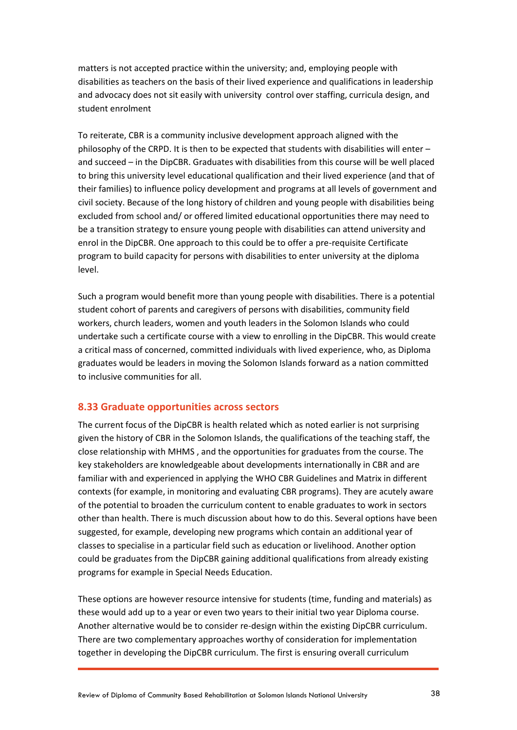matters is not accepted practice within the university; and, employing people with disabilities as teachers on the basis of their lived experience and qualifications in leadership and advocacy does not sit easily with university control over staffing, curricula design, and student enrolment

To reiterate, CBR is a community inclusive development approach aligned with the philosophy of the CRPD. It is then to be expected that students with disabilities will enter – and succeed – in the DipCBR. Graduates with disabilities from this course will be well placed to bring this university level educational qualification and their lived experience (and that of their families) to influence policy development and programs at all levels of government and civil society. Because of the long history of children and young people with disabilities being excluded from school and/ or offered limited educational opportunities there may need to be a transition strategy to ensure young people with disabilities can attend university and enrol in the DipCBR. One approach to this could be to offer a pre-requisite Certificate program to build capacity for persons with disabilities to enter university at the diploma level.

Such a program would benefit more than young people with disabilities. There is a potential student cohort of parents and caregivers of persons with disabilities, community field workers, church leaders, women and youth leaders in the Solomon Islands who could undertake such a certificate course with a view to enrolling in the DipCBR. This would create a critical mass of concerned, committed individuals with lived experience, who, as Diploma graduates would be leaders in moving the Solomon Islands forward as a nation committed to inclusive communities for all.

### 8.33 Graduate opportunities across sectors

The current focus of the DipCBR is health related which as noted earlier is not surprising given the history of CBR in the Solomon Islands, the qualifications of the teaching staff, the close relationship with MHMS , and the opportunities for graduates from the course. The key stakeholders are knowledgeable about developments internationally in CBR and are familiar with and experienced in applying the WHO CBR Guidelines and Matrix in different contexts (for example, in monitoring and evaluating CBR programs). They are acutely aware of the potential to broaden the curriculum content to enable graduates to work in sectors other than health. There is much discussion about how to do this. Several options have been suggested, for example, developing new programs which contain an additional year of classes to specialise in a particular field such as education or livelihood. Another option could be graduates from the DipCBR gaining additional qualifications from already existing programs for example in Special Needs Education.

These options are however resource intensive for students (time, funding and materials) as these would add up to a year or even two years to their initial two year Diploma course. Another alternative would be to consider re-design within the existing DipCBR curriculum. There are two complementary approaches worthy of consideration for implementation together in developing the DipCBR curriculum. The first is ensuring overall curriculum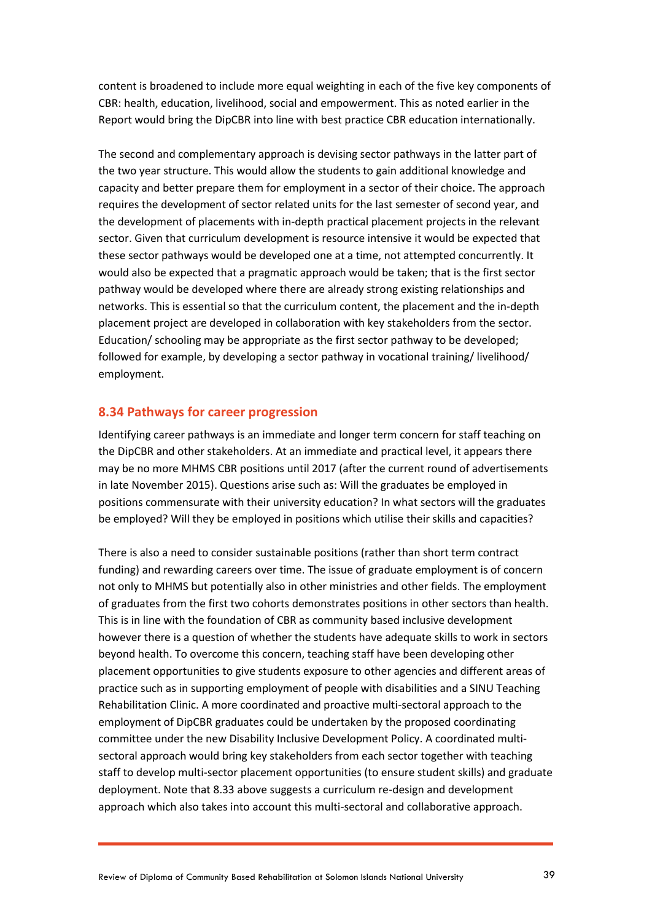content is broadened to include more equal weighting in each of the five key components of CBR: health, education, livelihood, social and empowerment. This as noted earlier in the Report would bring the DipCBR into line with best practice CBR education internationally.

The second and complementary approach is devising sector pathways in the latter part of the two year structure. This would allow the students to gain additional knowledge and capacity and better prepare them for employment in a sector of their choice. The approach requires the development of sector related units for the last semester of second year, and the development of placements with in-depth practical placement projects in the relevant sector. Given that curriculum development is resource intensive it would be expected that these sector pathways would be developed one at a time, not attempted concurrently. It would also be expected that a pragmatic approach would be taken; that is the first sector pathway would be developed where there are already strong existing relationships and networks. This is essential so that the curriculum content, the placement and the in-depth placement project are developed in collaboration with key stakeholders from the sector. Education/ schooling may be appropriate as the first sector pathway to be developed; followed for example, by developing a sector pathway in vocational training/ livelihood/ employment.

## 8.34 Pathways for career progression

Identifying career pathways is an immediate and longer term concern for staff teaching on the DipCBR and other stakeholders. At an immediate and practical level, it appears there may be no more MHMS CBR positions until 2017 (after the current round of advertisements in late November 2015). Questions arise such as: Will the graduates be employed in positions commensurate with their university education? In what sectors will the graduates be employed? Will they be employed in positions which utilise their skills and capacities?

There is also a need to consider sustainable positions (rather than short term contract funding) and rewarding careers over time. The issue of graduate employment is of concern not only to MHMS but potentially also in other ministries and other fields. The employment of graduates from the first two cohorts demonstrates positions in other sectors than health. This is in line with the foundation of CBR as community based inclusive development however there is a question of whether the students have adequate skills to work in sectors beyond health. To overcome this concern, teaching staff have been developing other placement opportunities to give students exposure to other agencies and different areas of practice such as in supporting employment of people with disabilities and a SINU Teaching Rehabilitation Clinic. A more coordinated and proactive multi-sectoral approach to the employment of DipCBR graduates could be undertaken by the proposed coordinating committee under the new Disability Inclusive Development Policy. A coordinated multi-sectoral approach would bring key stakeholders from each sector together with teaching staff to develop multi-sector placement opportunities (to ensure student skills) and graduate deployment. Note that 8.33 above suggests a curriculum re-design and development approach which also takes into account this multi-sectoral and collaborative approach.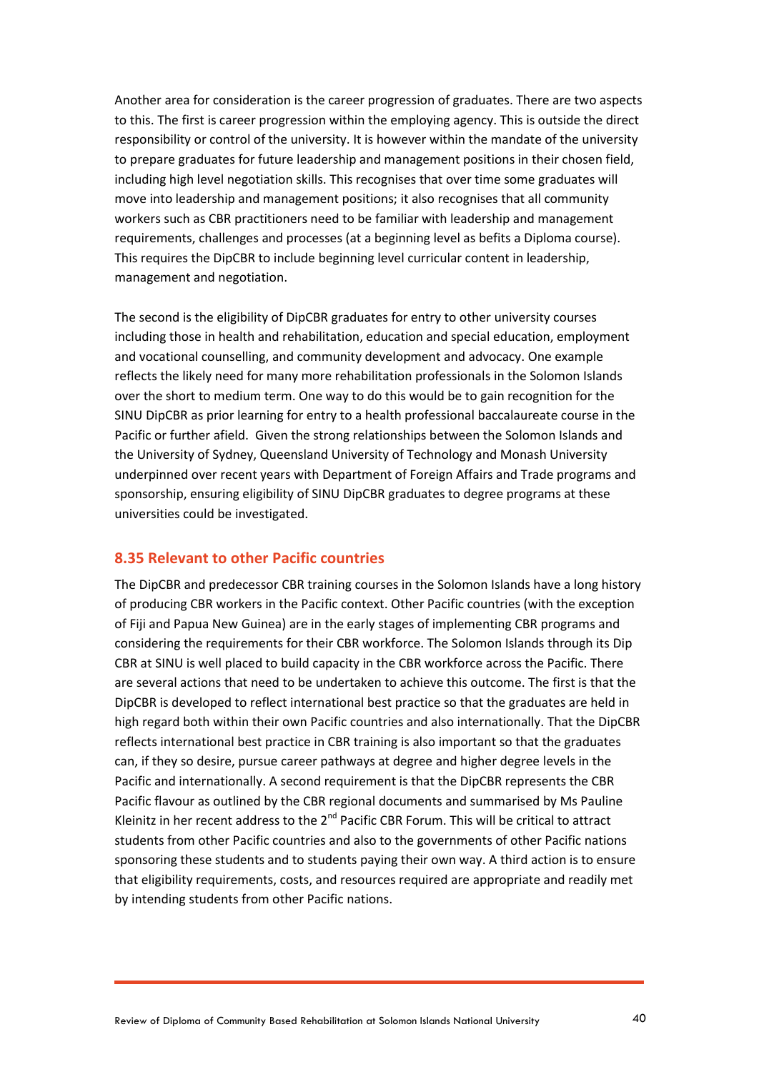Another area for consideration is the career progression of graduates. There are two aspects to this. The first is career progression within the employing agency. This is outside the direct responsibility or control of the university. It is however within the mandate of the university to prepare graduates for future leadership and management positions in their chosen field, including high level negotiation skills. This recognises that over time some graduates will move into leadership and management positions; it also recognises that all community workers such as CBR practitioners need to be familiar with leadership and management requirements, challenges and processes (at a beginning level as befits a Diploma course). This requires the DipCBR to include beginning level curricular content in leadership, management and negotiation.

The second is the eligibility of DipCBR graduates for entry to other university courses including those in health and rehabilitation, education and special education, employment and vocational counselling, and community development and advocacy. One example reflects the likely need for many more rehabilitation professionals in the Solomon Islands over the short to medium term. One way to do this would be to gain recognition for the SINU DipCBR as prior learning for entry to a health professional baccalaureate course in the Pacific or further afield. Given the strong relationships between the Solomon Islands and the University of Sydney, Queensland University of Technology and Monash University underpinned over recent years with Department of Foreign Affairs and Trade programs and sponsorship, ensuring eligibility of SINU DipCBR graduates to degree programs at these universities could be investigated.

## 8.35 Relevant to other Pacific countries

The DipCBR and predecessor CBR training courses in the Solomon Islands have a long history of producing CBR workers in the Pacific context. Other Pacific countries (with the exception of Fiji and Papua New Guinea) are in the early stages of implementing CBR programs and considering the requirements for their CBR workforce. The Solomon Islands through its Dip CBR at SINU is well placed to build capacity in the CBR workforce across the Pacific. There are several actions that need to be undertaken to achieve this outcome. The first is that the DipCBR is developed to reflect international best practice so that the graduates are held in high regard both within their own Pacific countries and also internationally. That the DipCBR reflects international best practice in CBR training is also important so that the graduates can, if they so desire, pursue career pathways at degree and higher degree levels in the Pacific and internationally. A second requirement is that the DipCBR represents the CBR Pacific flavour as outlined by the CBR regional documents and summarised by Ms Pauline Kleinitz in her recent address to the 2nd Pacific CBR Forum. This will be critical to attract students from other Pacific countries and also to the governments of other Pacific nations sponsoring these students and to students paying their own way. A third action is to ensure that eligibility requirements, costs, and resources required are appropriate and readily met by intending students from other Pacific nations.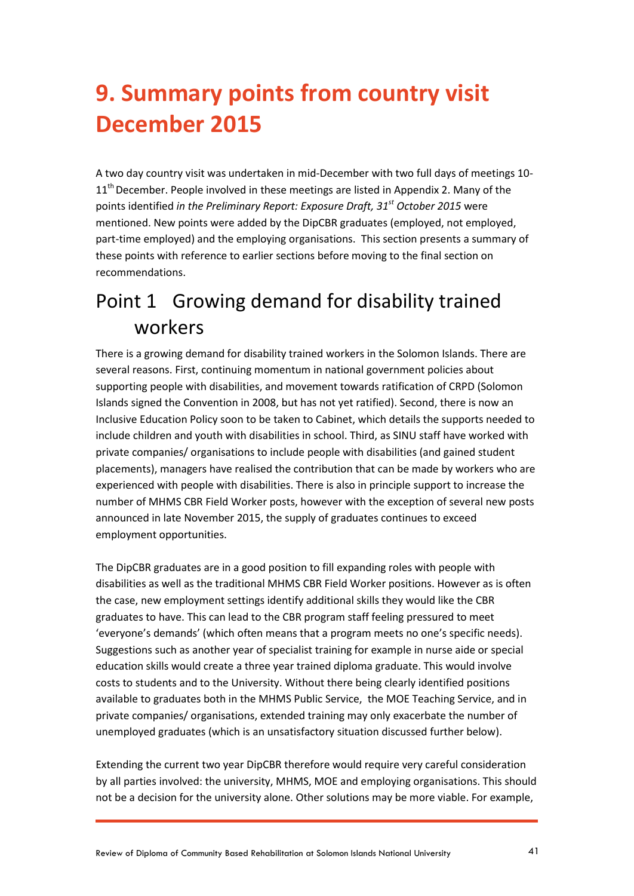# 9. Summary points from country visit December 2015

A two day country visit was undertaken in mid-December with two full days of meetings 10-11th December. People involved in these meetings are listed in Appendix 2. Many of the points identified *in the Preliminary Report: Exposure Draft, 31st October 2015* were mentioned. New points were added by the DipCBR graduates (employed, not employed, part-time employed) and the employing organisations. This section presents a summary of these points with reference to earlier sections before moving to the final section on recommendations.

## Point 1 Growing demand for disability trained workers

There is a growing demand for disability trained workers in the Solomon Islands. There are several reasons. First, continuing momentum in national government policies about supporting people with disabilities, and movement towards ratification of CRPD (Solomon Islands signed the Convention in 2008, but has not yet ratified). Second, there is now an Inclusive Education Policy soon to be taken to Cabinet, which details the supports needed to include children and youth with disabilities in school. Third, as SINU staff have worked with private companies/ organisations to include people with disabilities (and gained student placements), managers have realised the contribution that can be made by workers who are experienced with people with disabilities. There is also in principle support to increase the number of MHMS CBR Field Worker posts, however with the exception of several new posts announced in late November 2015, the supply of graduates continues to exceed employment opportunities.

The DipCBR graduates are in a good position to fill expanding roles with people with disabilities as well as the traditional MHMS CBR Field Worker positions. However as is often the case, new employment settings identify additional skills they would like the CBR graduates to have. This can lead to the CBR program staff feeling pressured to meet 'everyone's demands' (which often means that a program meets no one's specific needs). Suggestions such as another year of specialist training for example in nurse aide or special education skills would create a three year trained diploma graduate. This would involve costs to students and to the University. Without there being clearly identified positions available to graduates both in the MHMS Public Service, the MOE Teaching Service, and in private companies/ organisations, extended training may only exacerbate the number of unemployed graduates (which is an unsatisfactory situation discussed further below).

Extending the current two year DipCBR therefore would require very careful consideration by all parties involved: the university, MHMS, MOE and employing organisations. This should not be a decision for the university alone. Other solutions may be more viable. For example,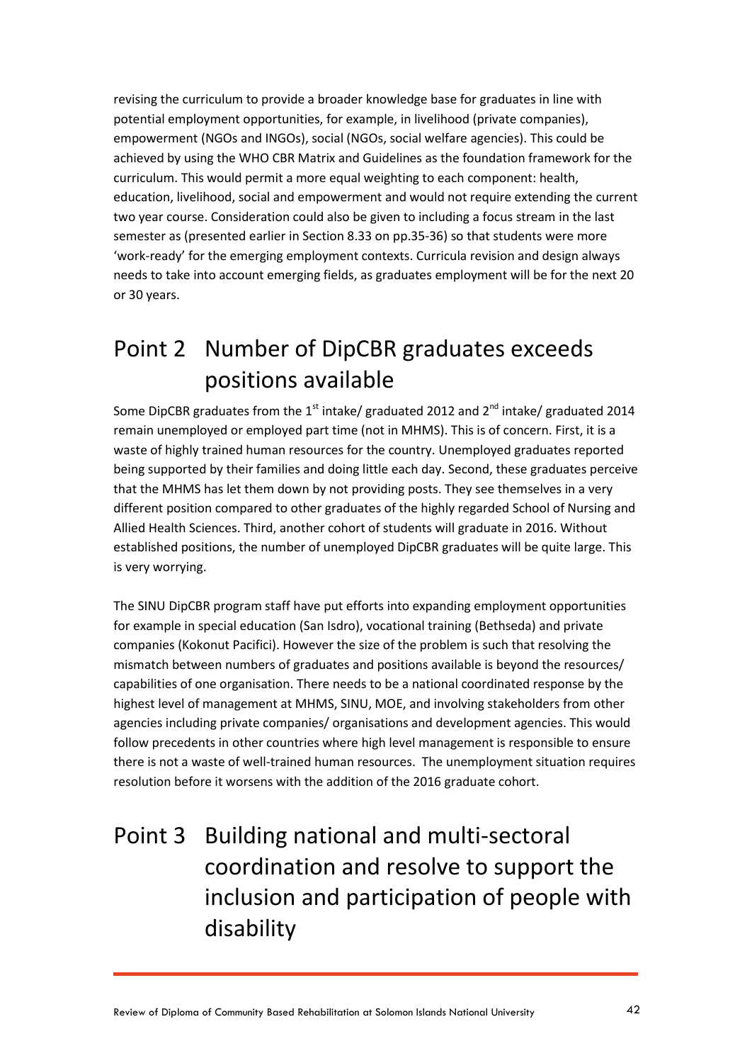revising the curriculum to provide a broader knowledge base for graduates in line with potential employment opportunities, for example, in livelihood (private companies), empowerment (NGOs and INGOs), social (NGOs, social welfare agencies). This could be achieved by using the WHO CBR Matrix and Guidelines as the foundation framework for the curriculum. This would permit a more equal weighting to each component: health, education, livelihood, social and empowerment and would not require extending the current two year course. Consideration could also be given to including a focus stream in the last semester as (presented earlier in Section 8.33 on pp.35-36) so that students were more 'work-ready' for the emerging employment contexts. Curricula revision and design always needs to take into account emerging fields, as graduates employment will be for the next 20 or 30 years.

# Point 2 Number of DipCBR graduates exceeds positions available

Some DipCBR graduates from the 1st intake/ graduated 2012 and 2nd intake/ graduated 2014 remain unemployed or employed part time (not in MHMS). This is of concern. First, it is a waste of highly trained human resources for the country. Unemployed graduates reported being supported by their families and doing little each day. Second, these graduates perceive that the MHMS has let them down by not providing posts. They see themselves in a very different position compared to other graduates of the highly regarded School of Nursing and Allied Health Sciences. Third, another cohort of students will graduate in 2016. Without established positions, the number of unemployed DipCBR graduates will be quite large. This is very worrying.

The SINU DipCBR program staff have put efforts into expanding employment opportunities for example in special education (San Isdro), vocational training (Bethseda) and private companies (Kokonut Pacifici). However the size of the problem is such that resolving the mismatch between numbers of graduates and positions available is beyond the resources/ capabilities of one organisation. There needs to be a national coordinated response by the highest level of management at MHMS, SINU, MOE, and involving stakeholders from other agencies including private companies/ organisations and development agencies. This would follow precedents in other countries where high level management is responsible to ensure there is not a waste of well-trained human resources. The unemployment situation requires resolution before it worsens with the addition of the 2016 graduate cohort.

# Point 3 Building national and multi-sectoral coordination and resolve to support the inclusion and participation of people with disability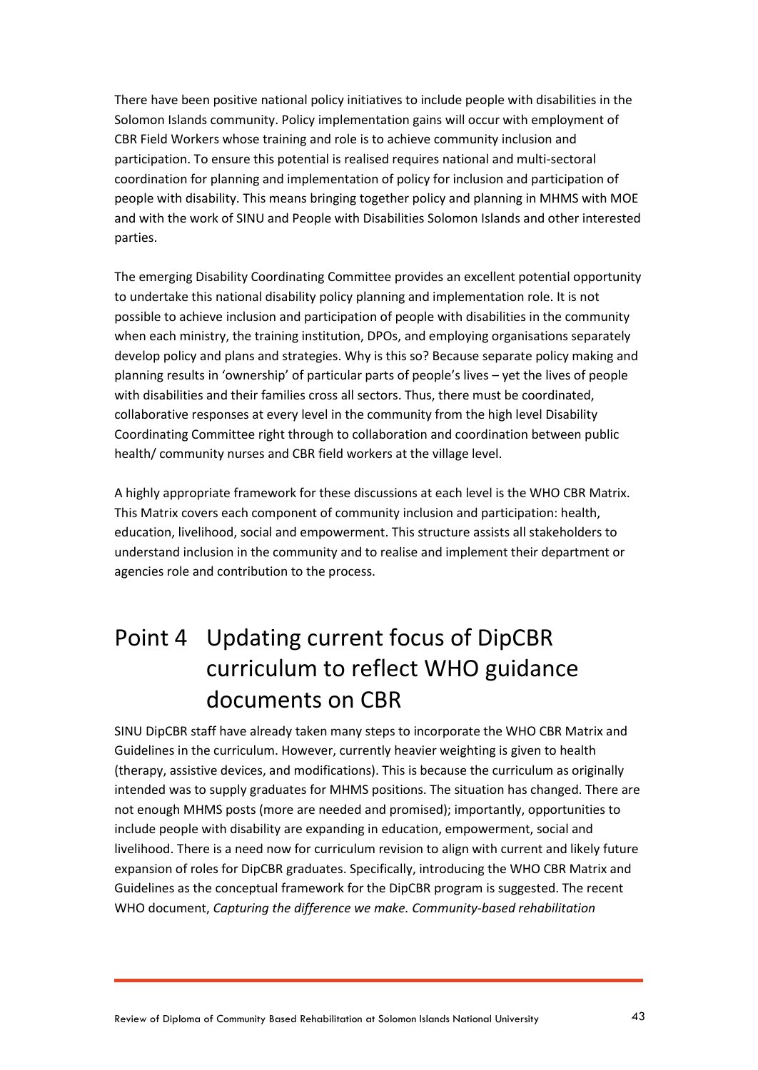There have been positive national policy initiatives to include people with disabilities in the Solomon Islands community. Policy implementation gains will occur with employment of CBR Field Workers whose training and role is to achieve community inclusion and participation. To ensure this potential is realised requires national and multi-sectoral coordination for planning and implementation of policy for inclusion and participation of people with disability. This means bringing together policy and planning in MHMS with MOE and with the work of SINU and People with Disabilities Solomon Islands and other interested parties.

The emerging Disability Coordinating Committee provides an excellent potential opportunity to undertake this national disability policy planning and implementation role. It is not possible to achieve inclusion and participation of people with disabilities in the community when each ministry, the training institution, DPOs, and employing organisations separately develop policy and plans and strategies. Why is this so? Because separate policy making and planning results in 'ownership' of particular parts of people's lives – yet the lives of people with disabilities and their families cross all sectors. Thus, there must be coordinated, collaborative responses at every level in the community from the high level Disability Coordinating Committee right through to collaboration and coordination between public health/ community nurses and CBR field workers at the village level.

A highly appropriate framework for these discussions at each level is the WHO CBR Matrix. This Matrix covers each component of community inclusion and participation: health, education, livelihood, social and empowerment. This structure assists all stakeholders to understand inclusion in the community and to realise and implement their department or agencies role and contribution to the process.

# Point 4 Updating current focus of DipCBR curriculum to reflect WHO guidance documents on CBR

SINU DipCBR staff have already taken many steps to incorporate the WHO CBR Matrix and Guidelines in the curriculum. However, currently heavier weighting is given to health (therapy, assistive devices, and modifications). This is because the curriculum as originally intended was to supply graduates for MHMS positions. The situation has changed. There are not enough MHMS posts (more are needed and promised); importantly, opportunities to include people with disability are expanding in education, empowerment, social and livelihood. There is a need now for curriculum revision to align with current and likely future expansion of roles for DipCBR graduates. Specifically, introducing the WHO CBR Matrix and Guidelines as the conceptual framework for the DipCBR program is suggested. The recent WHO document, *Capturing the difference we make. Community-based rehabilitation*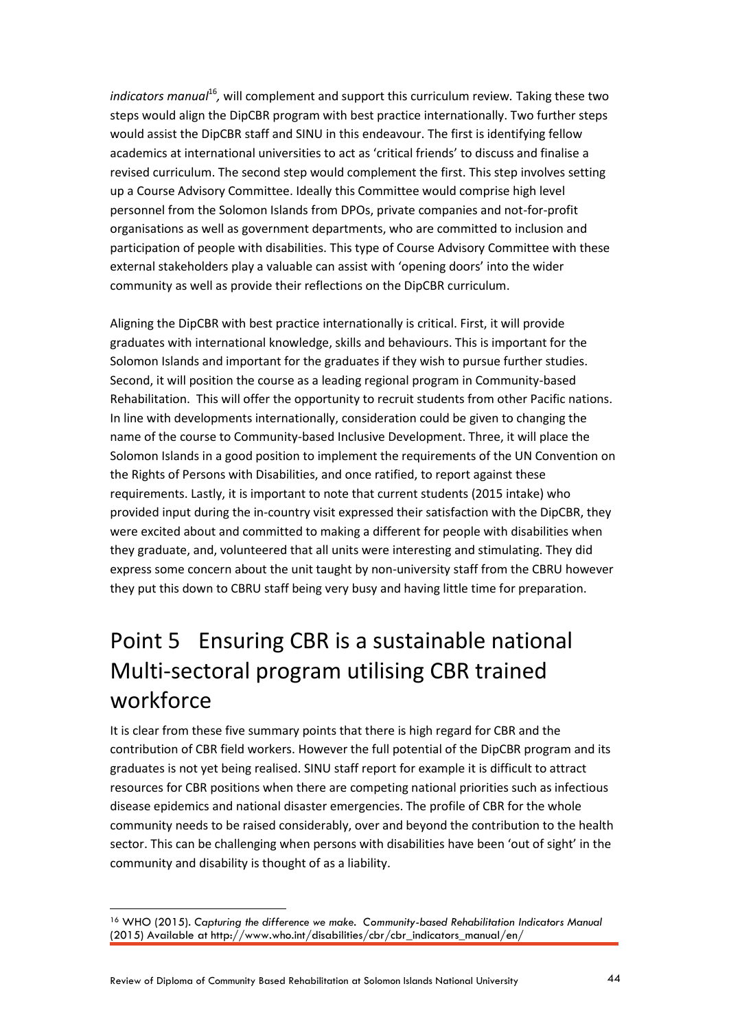*indicators manual*[16], will complement and support this curriculum review. Taking these two steps would align the DipCBR program with best practice internationally. Two further steps would assist the DipCBR staff and SINU in this endeavour. The first is identifying fellow academics at international universities to act as 'critical friends' to discuss and finalise a revised curriculum. The second step would complement the first. This step involves setting up a Course Advisory Committee. Ideally this Committee would comprise high level personnel from the Solomon Islands from DPOs, private companies and not-for-profit organisations as well as government departments, who are committed to inclusion and participation of people with disabilities. This type of Course Advisory Committee with these external stakeholders play a valuable can assist with 'opening doors' into the wider community as well as provide their reflections on the DipCBR curriculum.

Aligning the DipCBR with best practice internationally is critical. First, it will provide graduates with international knowledge, skills and behaviours. This is important for the Solomon Islands and important for the graduates if they wish to pursue further studies. Second, it will position the course as a leading regional program in Community-based Rehabilitation. This will offer the opportunity to recruit students from other Pacific nations. In line with developments internationally, consideration could be given to changing the name of the course to Community-based Inclusive Development. Three, it will place the Solomon Islands in a good position to implement the requirements of the UN Convention on the Rights of Persons with Disabilities, and once ratified, to report against these requirements. Lastly, it is important to note that current students (2015 intake) who provided input during the in-country visit expressed their satisfaction with the DipCBR, they were excited about and committed to making a different for people with disabilities when they graduate, and, volunteered that all units were interesting and stimulating. They did express some concern about the unit taught by non-university staff from the CBRU however they put this down to CBRU staff being very busy and having little time for preparation.

# Point 5 Ensuring CBR is a sustainable national Multi-sectoral program utilising CBR trained workforce

It is clear from these five summary points that there is high regard for CBR and the contribution of CBR field workers. However the full potential of the DipCBR program and its graduates is not yet being realised. SINU staff report for example it is difficult to attract resources for CBR positions when there are competing national priorities such as infectious disease epidemics and national disaster emergencies. The profile of CBR for the whole community needs to be raised considerably, over and beyond the contribution to the health sector. This can be challenging when persons with disabilities have been 'out of sight' in the community and disability is thought of as a liability.

---

[16] WHO (2015). *Capturing the difference we make. Community-based Rehabilitation Indicators Manual* (2015) Available at http://www.who.int/disabilities/cbr/cbr_indicators_manual/en/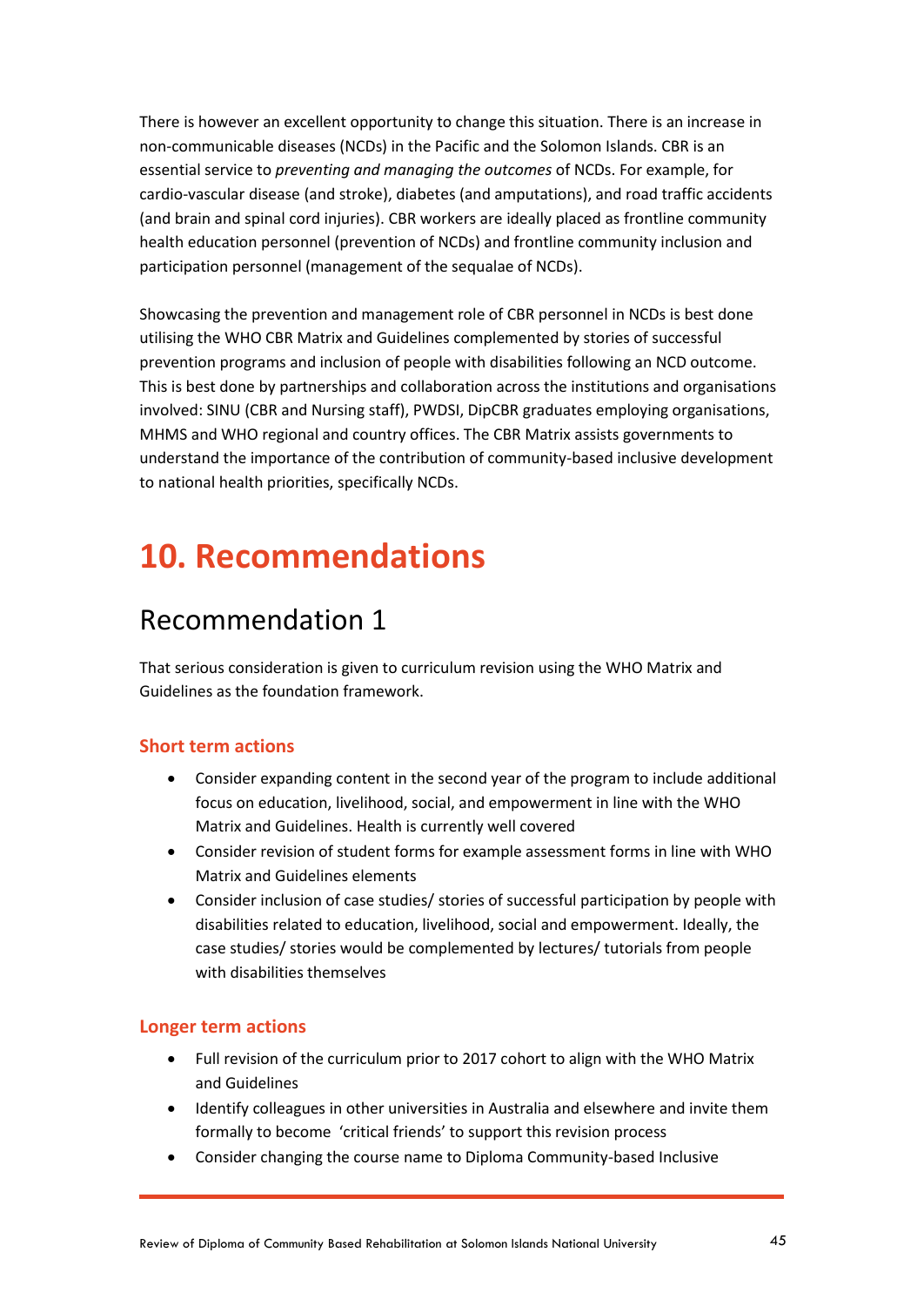There is however an excellent opportunity to change this situation. There is an increase in non-communicable diseases (NCDs) in the Pacific and the Solomon Islands. CBR is an essential service to *preventing and managing the outcomes* of NCDs. For example, for cardio-vascular disease (and stroke), diabetes (and amputations), and road traffic accidents (and brain and spinal cord injuries). CBR workers are ideally placed as frontline community health education personnel (prevention of NCDs) and frontline community inclusion and participation personnel (management of the sequalae of NCDs).

Showcasing the prevention and management role of CBR personnel in NCDs is best done utilising the WHO CBR Matrix and Guidelines complemented by stories of successful prevention programs and inclusion of people with disabilities following an NCD outcome. This is best done by partnerships and collaboration across the institutions and organisations involved: SINU (CBR and Nursing staff), PWDSI, DipCBR graduates employing organisations, MHMS and WHO regional and country offices. The CBR Matrix assists governments to understand the importance of the contribution of community-based inclusive development to national health priorities, specifically NCDs.

# 10. Recommendations

## Recommendation 1

That serious consideration is given to curriculum revision using the WHO Matrix and Guidelines as the foundation framework.

### Short term actions

- Consider expanding content in the second year of the program to include additional focus on education, livelihood, social, and empowerment in line with the WHO Matrix and Guidelines. Health is currently well covered
- Consider revision of student forms for example assessment forms in line with WHO Matrix and Guidelines elements
- Consider inclusion of case studies/ stories of successful participation by people with disabilities related to education, livelihood, social and empowerment. Ideally, the case studies/ stories would be complemented by lectures/ tutorials from people with disabilities themselves

### Longer term actions

- Full revision of the curriculum prior to 2017 cohort to align with the WHO Matrix and Guidelines
- Identify colleagues in other universities in Australia and elsewhere and invite them formally to become 'critical friends' to support this revision process
- Consider changing the course name to Diploma Community-based Inclusive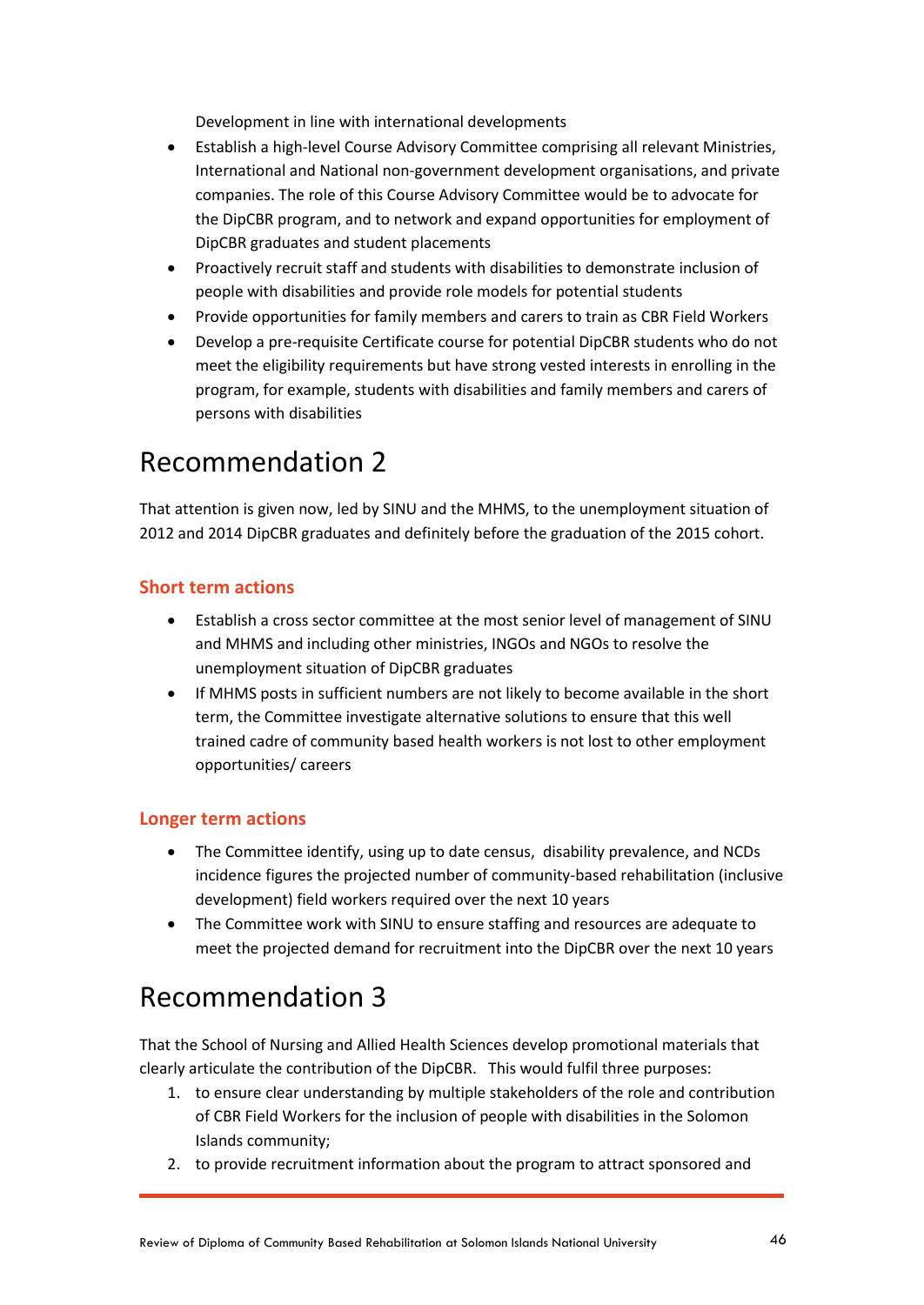Development in line with international developments

- Establish a high-level Course Advisory Committee comprising all relevant Ministries, International and National non-government development organisations, and private companies. The role of this Course Advisory Committee would be to advocate for the DipCBR program, and to network and expand opportunities for employment of DipCBR graduates and student placements
- Proactively recruit staff and students with disabilities to demonstrate inclusion of people with disabilities and provide role models for potential students
- Provide opportunities for family members and carers to train as CBR Field Workers
- Develop a pre-requisite Certificate course for potential DipCBR students who do not meet the eligibility requirements but have strong vested interests in enrolling in the program, for example, students with disabilities and family members and carers of persons with disabilities

# Recommendation 2

That attention is given now, led by SINU and the MHMS, to the unemployment situation of 2012 and 2014 DipCBR graduates and definitely before the graduation of the 2015 cohort.

### Short term actions

- Establish a cross sector committee at the most senior level of management of SINU and MHMS and including other ministries, INGOs and NGOs to resolve the unemployment situation of DipCBR graduates
- If MHMS posts in sufficient numbers are not likely to become available in the short term, the Committee investigate alternative solutions to ensure that this well trained cadre of community based health workers is not lost to other employment opportunities/ careers

### Longer term actions

- The Committee identify, using up to date census, disability prevalence, and NCDs incidence figures the projected number of community-based rehabilitation (inclusive development) field workers required over the next 10 years
- The Committee work with SINU to ensure staffing and resources are adequate to meet the projected demand for recruitment into the DipCBR over the next 10 years

# Recommendation 3

That the School of Nursing and Allied Health Sciences develop promotional materials that clearly articulate the contribution of the DipCBR. This would fulfil three purposes:

1. to ensure clear understanding by multiple stakeholders of the role and contribution of CBR Field Workers for the inclusion of people with disabilities in the Solomon Islands community;
2. to provide recruitment information about the program to attract sponsored and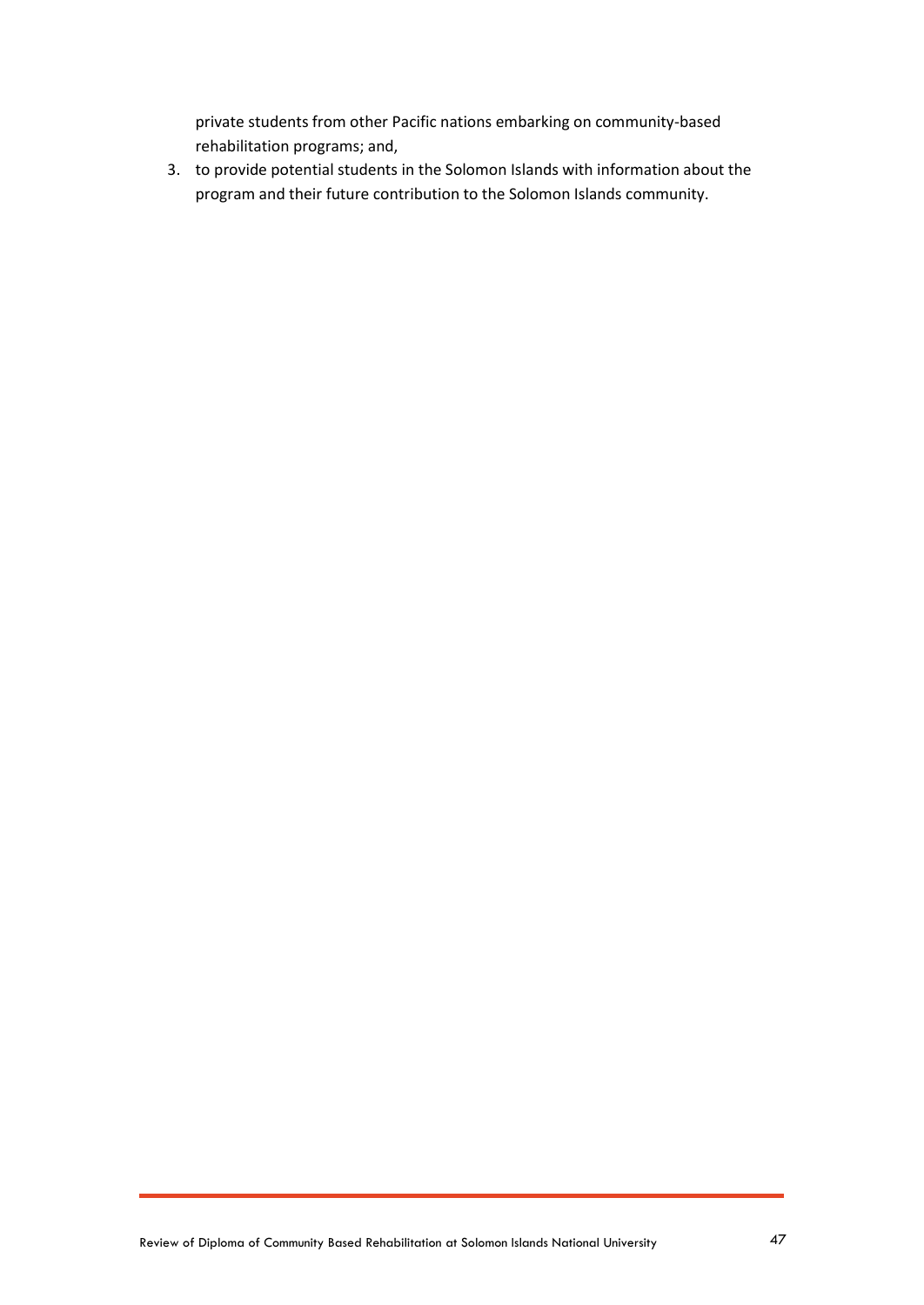private students from other Pacific nations embarking on community-based rehabilitation programs; and,

3. to provide potential students in the Solomon Islands with information about the program and their future contribution to the Solomon Islands community.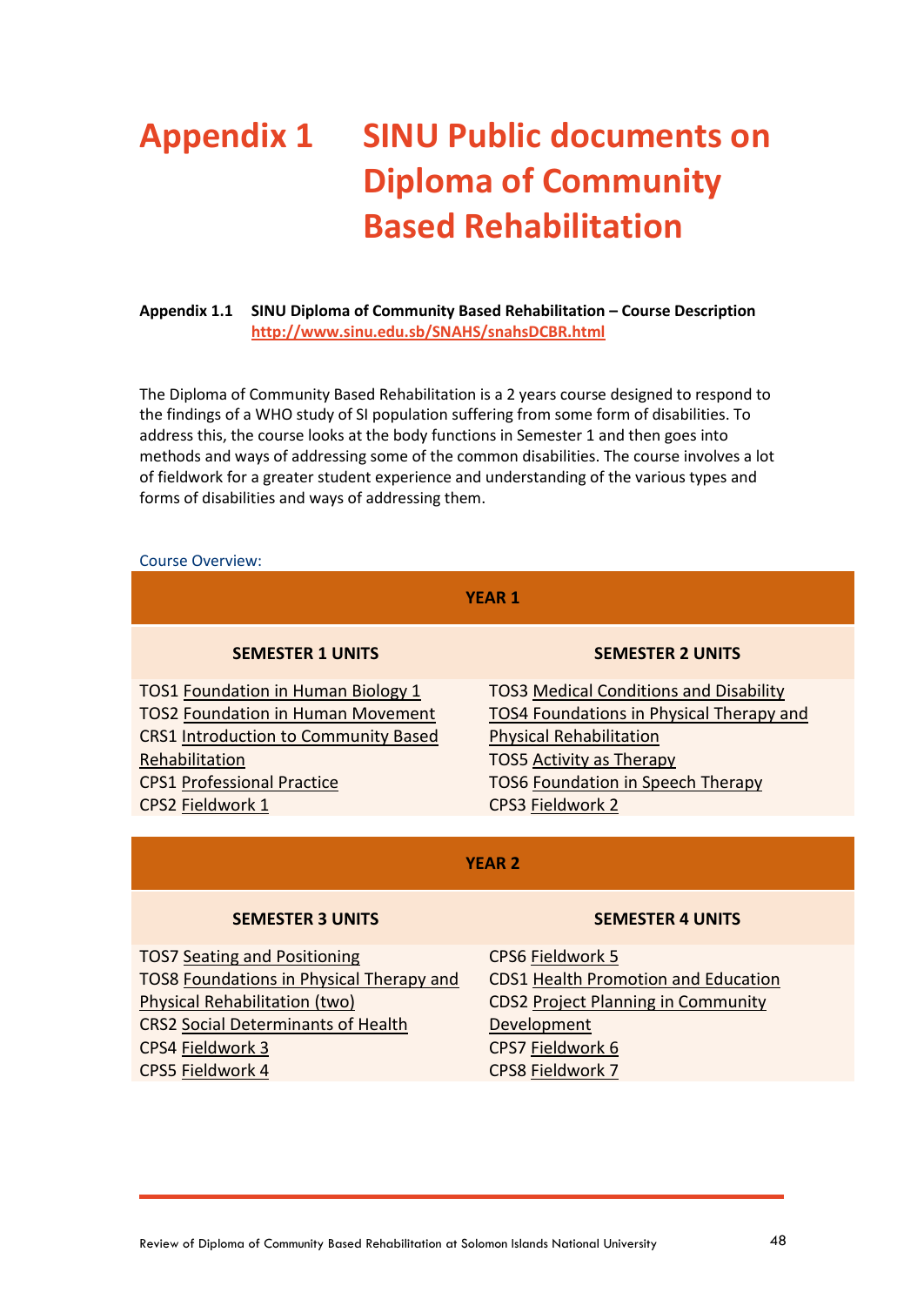# Appendix 1 SINU Public documents on Diploma of Community Based Rehabilitation

**Appendix 1.1 SINU Diploma of Community Based Rehabilitation – Course Description**
**http://www.sinu.edu.sb/SNAHS/snahsDCBR.html**

The Diploma of Community Based Rehabilitation is a 2 years course designed to respond to the findings of a WHO study of SI population suffering from some form of disabilities. To address this, the course looks at the body functions in Semester 1 and then goes into methods and ways of addressing some of the common disabilities. The course involves a lot of fieldwork for a greater student experience and understanding of the various types and forms of disabilities and ways of addressing them.

Course Overview:

| YEAR 1 | |
|---|---|
| **SEMESTER 1 UNITS** | **SEMESTER 2 UNITS** |
| TOS1 Foundation in Human Biology 1<br>TOS2 Foundation in Human Movement<br>CRS1 Introduction to Community Based Rehabilitation<br>CPS1 Professional Practice<br>CPS2 Fieldwork 1 | TOS3 Medical Conditions and Disability<br>TOS4 Foundations in Physical Therapy and Physical Rehabilitation<br>TOS5 Activity as Therapy<br>TOS6 Foundation in Speech Therapy<br>CPS3 Fieldwork 2 |

| YEAR 2 | |
|---|---|
| **SEMESTER 3 UNITS** | **SEMESTER 4 UNITS** |
| TOS7 Seating and Positioning<br>TOS8 Foundations in Physical Therapy and Physical Rehabilitation (two)<br>CRS2 Social Determinants of Health<br>CPS4 Fieldwork 3<br>CPS5 Fieldwork 4 | CPS6 Fieldwork 5<br>CDS1 Health Promotion and Education<br>CDS2 Project Planning in Community Development<br>CPS7 Fieldwork 6<br>CPS8 Fieldwork 7 |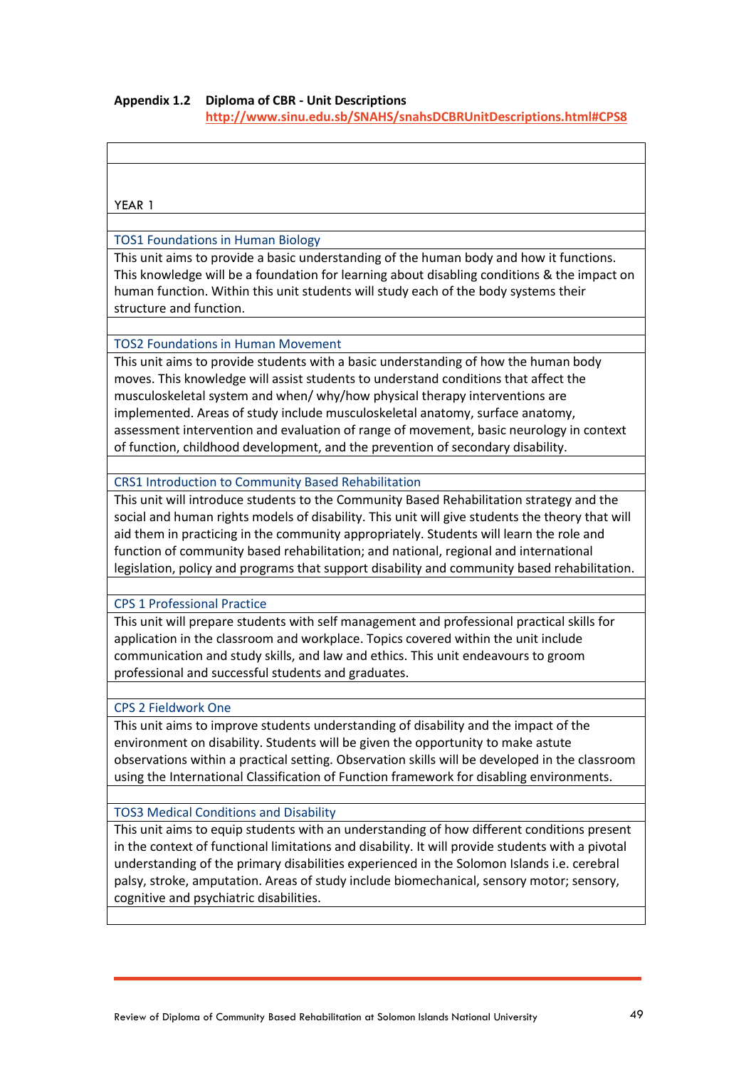**Appendix 1.2 Diploma of CBR - Unit Descriptions**
**http://www.sinu.edu.sb/SNAHS/snahsDCBRUnitDescriptions.html#CPS8**

YEAR 1

TOS1 Foundations in Human Biology

This unit aims to provide a basic understanding of the human body and how it functions. This knowledge will be a foundation for learning about disabling conditions & the impact on human function. Within this unit students will study each of the body systems their structure and function.

TOS2 Foundations in Human Movement

This unit aims to provide students with a basic understanding of how the human body moves. This knowledge will assist students to understand conditions that affect the musculoskeletal system and when/ why/how physical therapy interventions are implemented. Areas of study include musculoskeletal anatomy, surface anatomy, assessment intervention and evaluation of range of movement, basic neurology in context of function, childhood development, and the prevention of secondary disability.

CRS1 Introduction to Community Based Rehabilitation

This unit will introduce students to the Community Based Rehabilitation strategy and the social and human rights models of disability. This unit will give students the theory that will aid them in practicing in the community appropriately. Students will learn the role and function of community based rehabilitation; and national, regional and international legislation, policy and programs that support disability and community based rehabilitation.

CPS 1 Professional Practice

This unit will prepare students with self management and professional practical skills for application in the classroom and workplace. Topics covered within the unit include communication and study skills, and law and ethics. This unit endeavours to groom professional and successful students and graduates.

CPS 2 Fieldwork One

This unit aims to improve students understanding of disability and the impact of the environment on disability. Students will be given the opportunity to make astute observations within a practical setting. Observation skills will be developed in the classroom using the International Classification of Function framework for disabling environments.

TOS3 Medical Conditions and Disability

This unit aims to equip students with an understanding of how different conditions present in the context of functional limitations and disability. It will provide students with a pivotal understanding of the primary disabilities experienced in the Solomon Islands i.e. cerebral palsy, stroke, amputation. Areas of study include biomechanical, sensory motor; sensory, cognitive and psychiatric disabilities.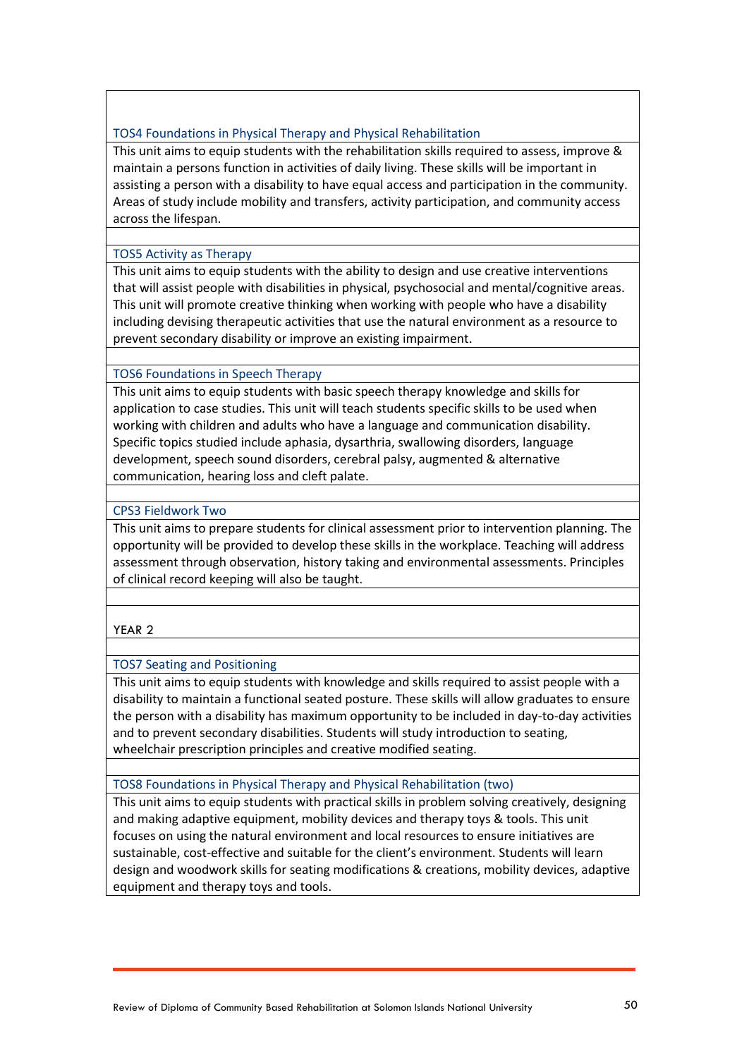### TOS4 Foundations in Physical Therapy and Physical Rehabilitation

This unit aims to equip students with the rehabilitation skills required to assess, improve & maintain a persons function in activities of daily living. These skills will be important in assisting a person with a disability to have equal access and participation in the community. Areas of study include mobility and transfers, activity participation, and community access across the lifespan.

### TOS5 Activity as Therapy

This unit aims to equip students with the ability to design and use creative interventions that will assist people with disabilities in physical, psychosocial and mental/cognitive areas. This unit will promote creative thinking when working with people who have a disability including devising therapeutic activities that use the natural environment as a resource to prevent secondary disability or improve an existing impairment.

### TOS6 Foundations in Speech Therapy

This unit aims to equip students with basic speech therapy knowledge and skills for application to case studies. This unit will teach students specific skills to be used when working with children and adults who have a language and communication disability. Specific topics studied include aphasia, dysarthria, swallowing disorders, language development, speech sound disorders, cerebral palsy, augmented & alternative communication, hearing loss and cleft palate.

### CPS3 Fieldwork Two

This unit aims to prepare students for clinical assessment prior to intervention planning. The opportunity will be provided to develop these skills in the workplace. Teaching will address assessment through observation, history taking and environmental assessments. Principles of clinical record keeping will also be taught.

## YEAR 2

### TOS7 Seating and Positioning

This unit aims to equip students with knowledge and skills required to assist people with a disability to maintain a functional seated posture. These skills will allow graduates to ensure the person with a disability has maximum opportunity to be included in day-to-day activities and to prevent secondary disabilities. Students will study introduction to seating, wheelchair prescription principles and creative modified seating.

### TOS8 Foundations in Physical Therapy and Physical Rehabilitation (two)

This unit aims to equip students with practical skills in problem solving creatively, designing and making adaptive equipment, mobility devices and therapy toys & tools. This unit focuses on using the natural environment and local resources to ensure initiatives are sustainable, cost-effective and suitable for the client's environment. Students will learn design and woodwork skills for seating modifications & creations, mobility devices, adaptive equipment and therapy toys and tools.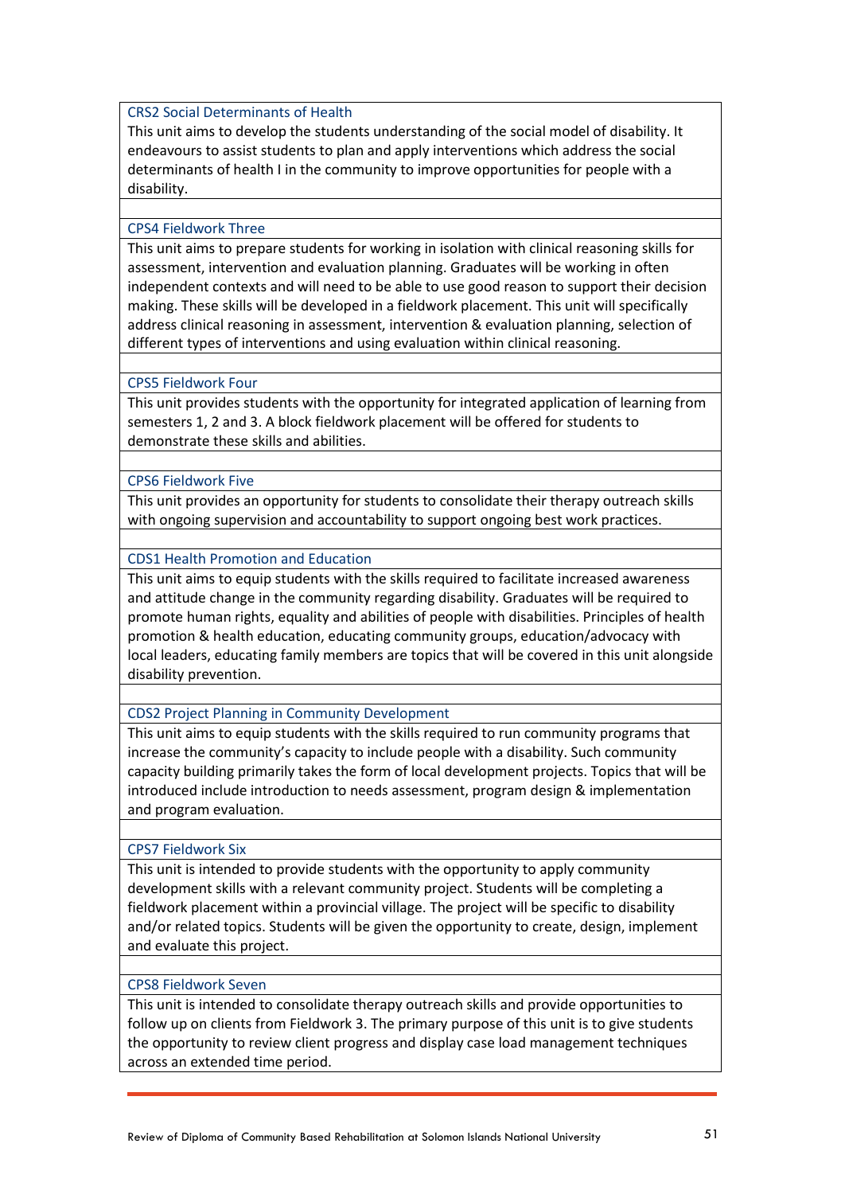| CRS2 Social Determinants of Health |
|---|
| This unit aims to develop the students understanding of the social model of disability. It endeavours to assist students to plan and apply interventions which address the social determinants of health I in the community to improve opportunities for people with a disability. |
| |
| CPS4 Fieldwork Three |
| This unit aims to prepare students for working in isolation with clinical reasoning skills for assessment, intervention and evaluation planning. Graduates will be working in often independent contexts and will need to be able to use good reason to support their decision making. These skills will be developed in a fieldwork placement. This unit will specifically address clinical reasoning in assessment, intervention & evaluation planning, selection of different types of interventions and using evaluation within clinical reasoning. |
| |
| CPS5 Fieldwork Four |
| This unit provides students with the opportunity for integrated application of learning from semesters 1, 2 and 3. A block fieldwork placement will be offered for students to demonstrate these skills and abilities. |
| |
| CPS6 Fieldwork Five |
| This unit provides an opportunity for students to consolidate their therapy outreach skills with ongoing supervision and accountability to support ongoing best work practices. |
| |
| CDS1 Health Promotion and Education |
| This unit aims to equip students with the skills required to facilitate increased awareness and attitude change in the community regarding disability. Graduates will be required to promote human rights, equality and abilities of people with disabilities. Principles of health promotion & health education, educating community groups, education/advocacy with local leaders, educating family members are topics that will be covered in this unit alongside disability prevention. |
| |
| CDS2 Project Planning in Community Development |
| This unit aims to equip students with the skills required to run community programs that increase the community's capacity to include people with a disability. Such community capacity building primarily takes the form of local development projects. Topics that will be introduced include introduction to needs assessment, program design & implementation and program evaluation. |
| |
| CPS7 Fieldwork Six |
| This unit is intended to provide students with the opportunity to apply community development skills with a relevant community project. Students will be completing a fieldwork placement within a provincial village. The project will be specific to disability and/or related topics. Students will be given the opportunity to create, design, implement and evaluate this project. |
| |
| CPS8 Fieldwork Seven |
| This unit is intended to consolidate therapy outreach skills and provide opportunities to follow up on clients from Fieldwork 3. The primary purpose of this unit is to give students the opportunity to review client progress and display case load management techniques across an extended time period. |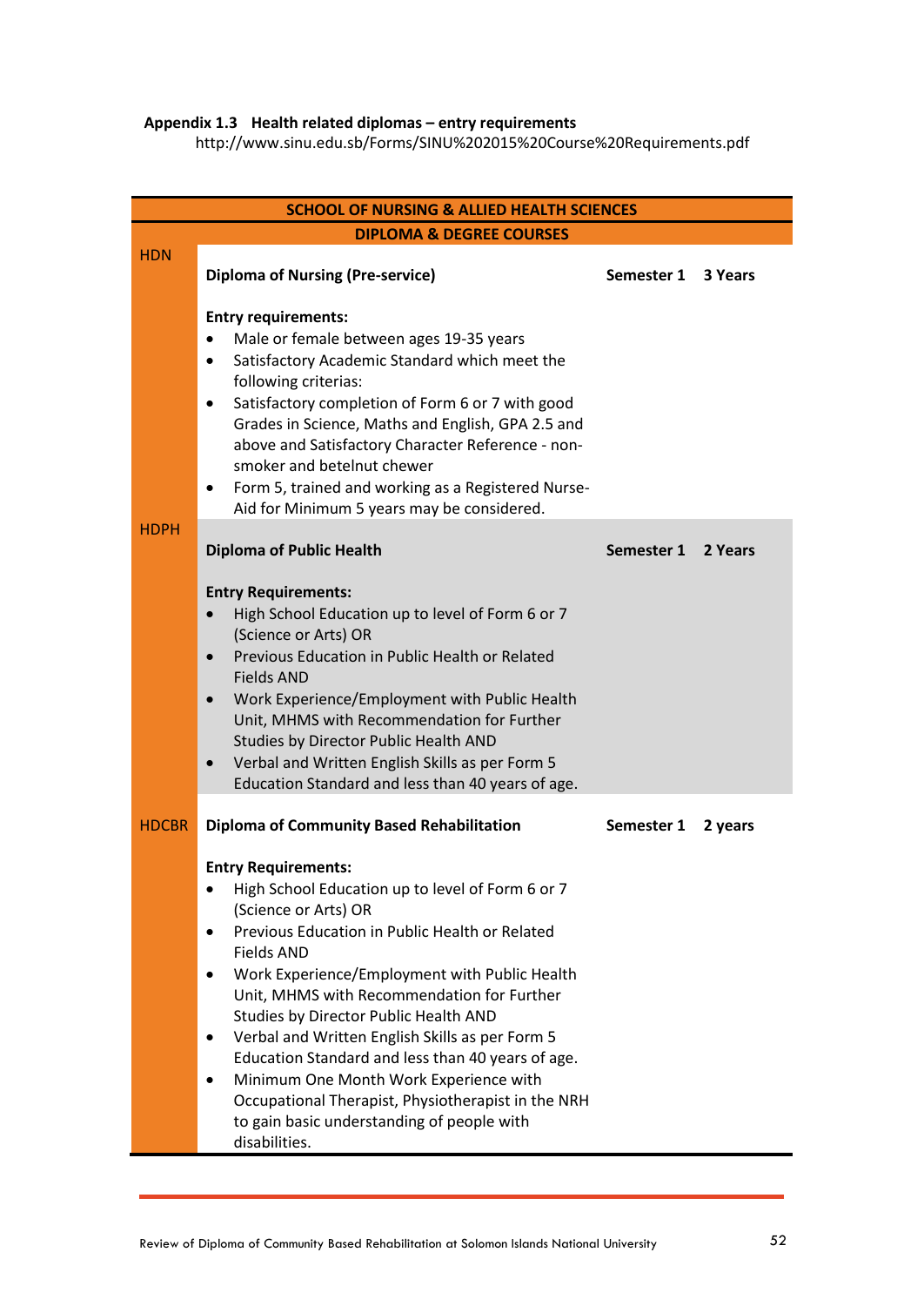**Appendix 1.3 Health related diplomas – entry requirements**

http://www.sinu.edu.sb/Forms/SINU%202015%20Course%20Requirements.pdf

| SCHOOL OF NURSING & ALLIED HEALTH SCIENCES | | | |
|---|---|---|---|
| **DIPLOMA & DEGREE COURSES** | | | |
| HDN | **Diploma of Nursing (Pre-service)**<br><br>**Entry requirements:**<br>• Male or female between ages 19-35 years<br>• Satisfactory Academic Standard which meet the following criterias:<br>• Satisfactory completion of Form 6 or 7 with good Grades in Science, Maths and English, GPA 2.5 and above and Satisfactory Character Reference - non-smoker and betelnut chewer<br>• Form 5, trained and working as a Registered Nurse-Aid for Minimum 5 years may be considered. | **Semester 1** | **3 Years** |
| HDPH | **Diploma of Public Health**<br><br>**Entry Requirements:**<br>• High School Education up to level of Form 6 or 7 (Science or Arts) OR<br>• Previous Education in Public Health or Related Fields AND<br>• Work Experience/Employment with Public Health Unit, MHMS with Recommendation for Further Studies by Director Public Health AND<br>• Verbal and Written English Skills as per Form 5 Education Standard and less than 40 years of age. | **Semester 1** | **2 Years** |
| HDCBR | **Diploma of Community Based Rehabilitation**<br><br>**Entry Requirements:**<br>• High School Education up to level of Form 6 or 7 (Science or Arts) OR<br>• Previous Education in Public Health or Related Fields AND<br>• Work Experience/Employment with Public Health Unit, MHMS with Recommendation for Further Studies by Director Public Health AND<br>• Verbal and Written English Skills as per Form 5 Education Standard and less than 40 years of age.<br>• Minimum One Month Work Experience with Occupational Therapist, Physiotherapist in the NRH to gain basic understanding of people with disabilities. | **Semester 1** | **2 years** |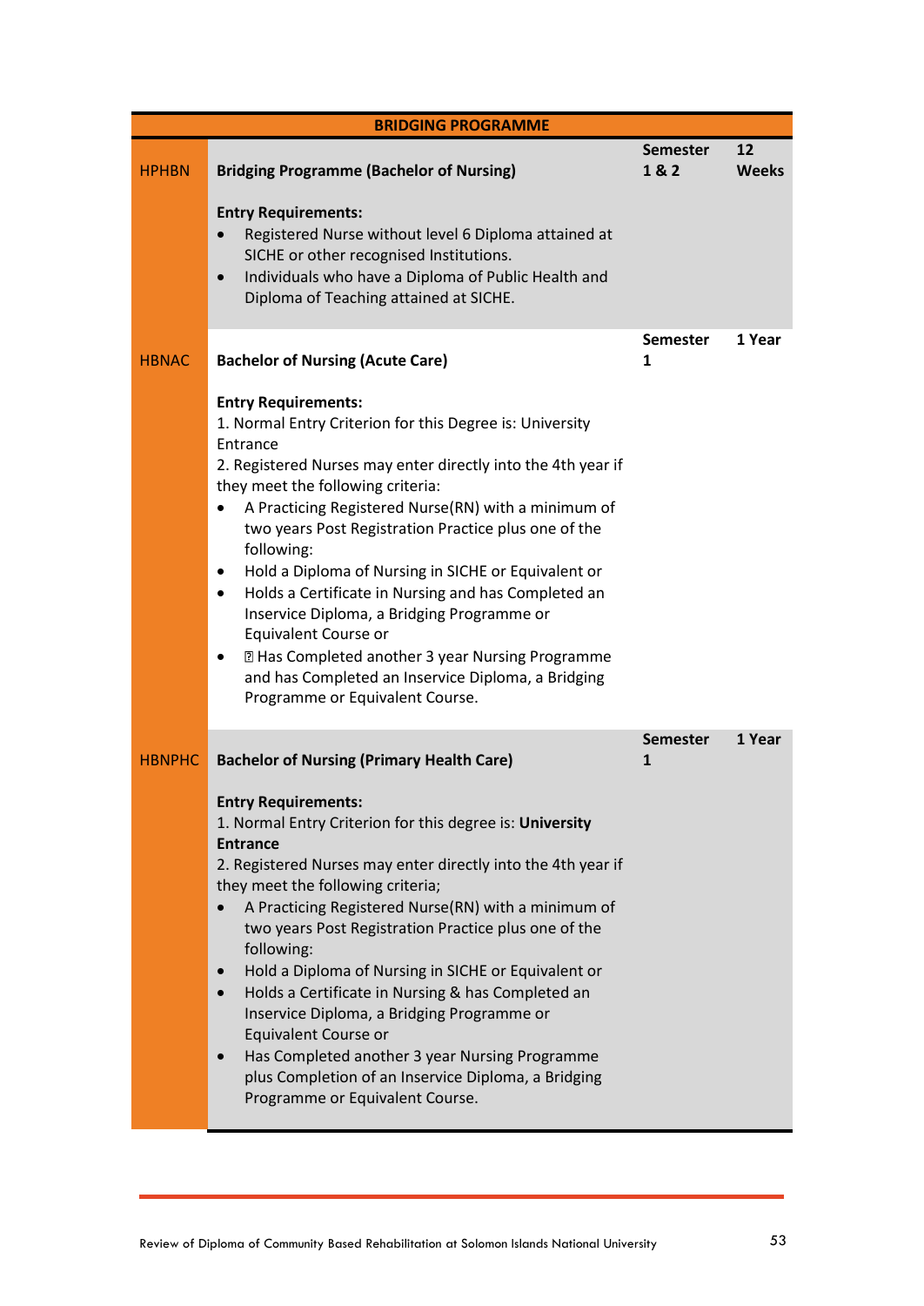| BRIDGING PROGRAMME | | | |
|---|---|---|---|
| HPHBN | **Bridging Programme (Bachelor of Nursing)**<br><br>**Entry Requirements:**<br>• Registered Nurse without level 6 Diploma attained at SICHE or other recognised Institutions.<br>• Individuals who have a Diploma of Public Health and Diploma of Teaching attained at SICHE. | **Semester 1 & 2** | **12 Weeks** |
| HBNAC | **Bachelor of Nursing (Acute Care)**<br><br>**Entry Requirements:**<br>1. Normal Entry Criterion for this Degree is: University Entrance<br>2. Registered Nurses may enter directly into the 4th year if they meet the following criteria:<br>• A Practicing Registered Nurse(RN) with a minimum of two years Post Registration Practice plus one of the following:<br>• Hold a Diploma of Nursing in SICHE or Equivalent or<br>• Holds a Certificate in Nursing and has Completed an Inservice Diploma, a Bridging Programme or Equivalent Course or<br>• Has Completed another 3 year Nursing Programme and has Completed an Inservice Diploma, a Bridging Programme or Equivalent Course. | **Semester 1** | **1 Year** |
| HBNPHC | **Bachelor of Nursing (Primary Health Care)**<br><br>**Entry Requirements:**<br>1. Normal Entry Criterion for this degree is: **University Entrance**<br>2. Registered Nurses may enter directly into the 4th year if they meet the following criteria;<br>• A Practicing Registered Nurse(RN) with a minimum of two years Post Registration Practice plus one of the following:<br>• Hold a Diploma of Nursing in SICHE or Equivalent or<br>• Holds a Certificate in Nursing & has Completed an Inservice Diploma, a Bridging Programme or Equivalent Course or<br>• Has Completed another 3 year Nursing Programme plus Completion of an Inservice Diploma, a Bridging Programme or Equivalent Course. | **Semester 1** | **1 Year** |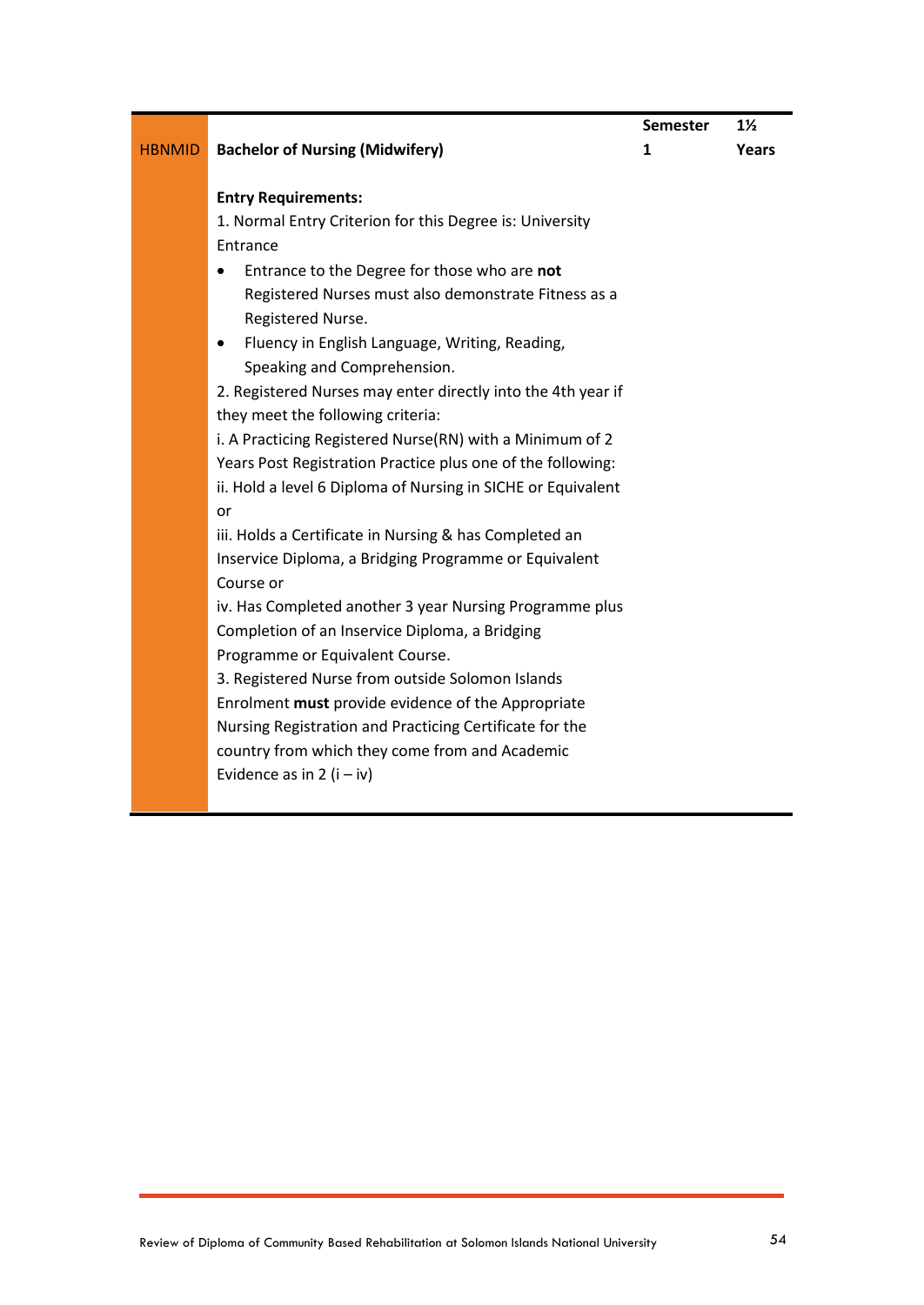| HBNMID | **Bachelor of Nursing (Midwifery)** | **Semester 1** | **1½ Years** |
|---|---|---|---|
| | **Entry Requirements:**<br>1. Normal Entry Criterion for this Degree is: University Entrance<br>• Entrance to the Degree for those who are **not** Registered Nurses must also demonstrate Fitness as a Registered Nurse.<br>• Fluency in English Language, Writing, Reading, Speaking and Comprehension.<br>2. Registered Nurses may enter directly into the 4th year if they meet the following criteria:<br>i. A Practicing Registered Nurse(RN) with a Minimum of 2 Years Post Registration Practice plus one of the following:<br>ii. Hold a level 6 Diploma of Nursing in SICHE or Equivalent or<br>iii. Holds a Certificate in Nursing & has Completed an Inservice Diploma, a Bridging Programme or Equivalent Course or<br>iv. Has Completed another 3 year Nursing Programme plus Completion of an Inservice Diploma, a Bridging Programme or Equivalent Course.<br>3. Registered Nurse from outside Solomon Islands Enrolment **must** provide evidence of the Appropriate Nursing Registration and Practicing Certificate for the country from which they come from and Academic Evidence as in 2 (i – iv) | | |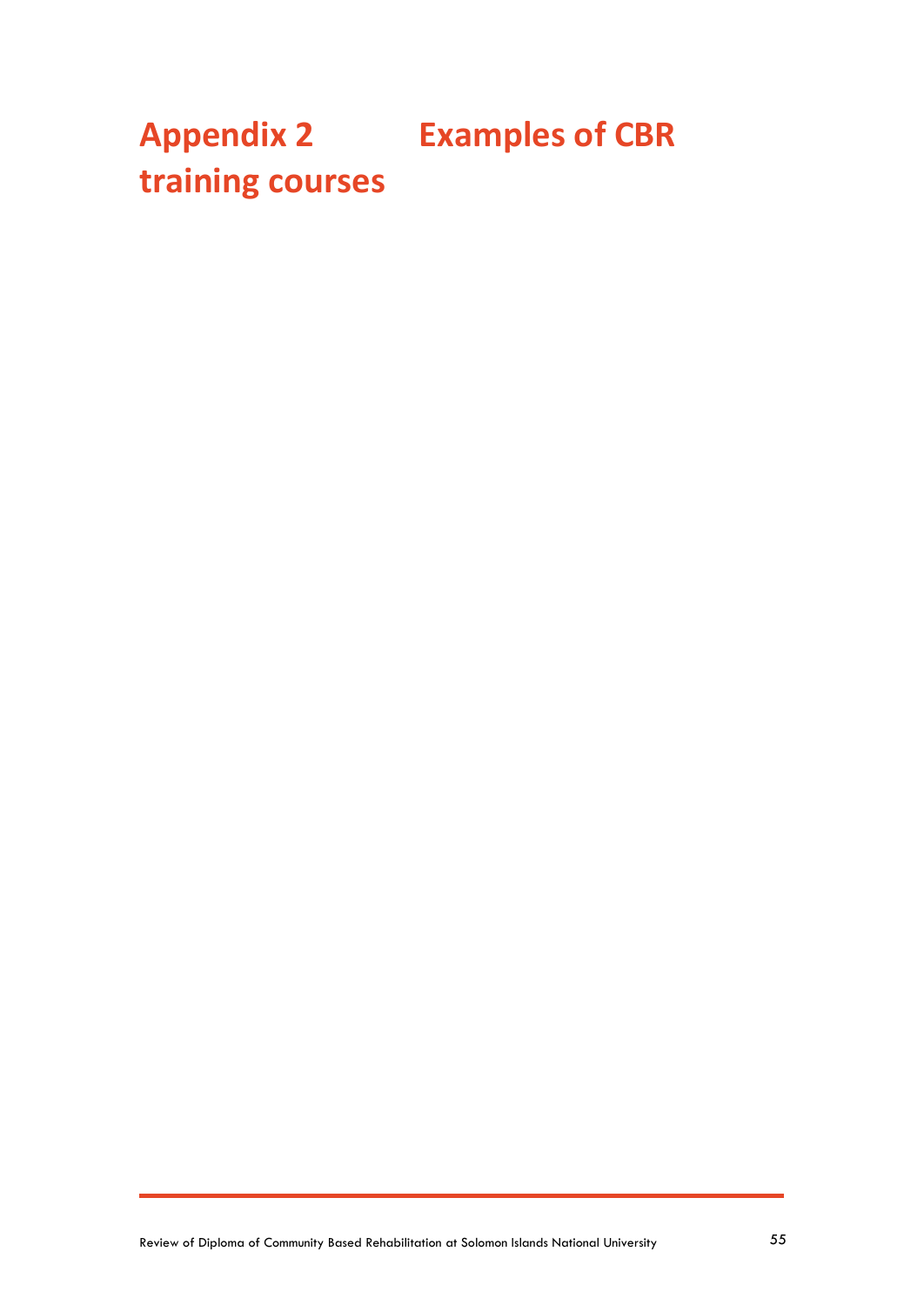# Appendix 2 Examples of CBR training courses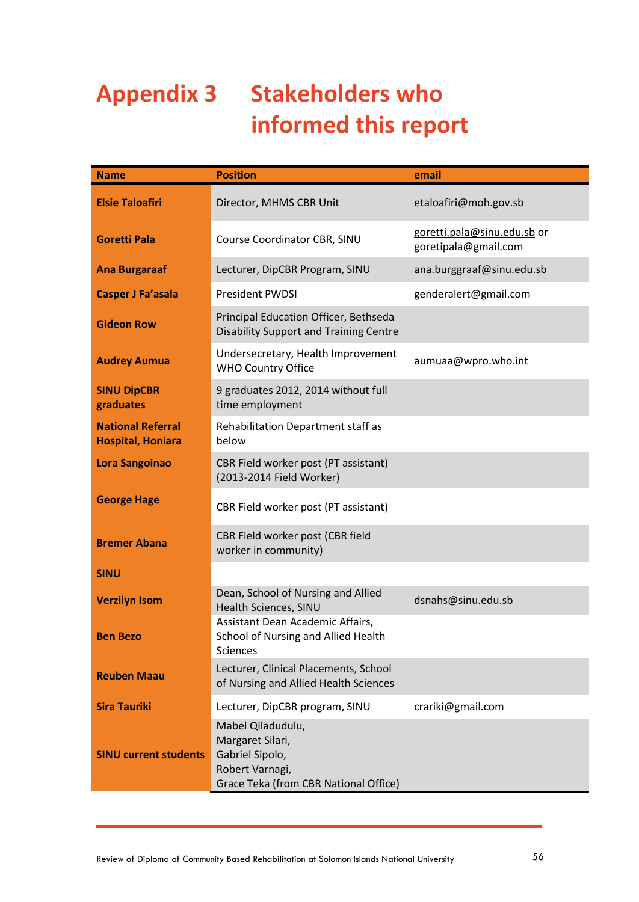# Appendix 3 Stakeholders who informed this report

| Name | Position | email |
|---|---|---|
| **Elsie Taloafiri** | Director, MHMS CBR Unit | etaloafiri@moh.gov.sb |
| **Goretti Pala** | Course Coordinator CBR, SINU | goretti.pala@sinu.edu.sb or goretipala@gmail.com |
| **Ana Burgaraaf** | Lecturer, DipCBR Program, SINU | ana.burggraaf@sinu.edu.sb |
| **Casper J Fa'asala** | President PWDSI | genderalert@gmail.com |
| **Gideon Row** | Principal Education Officer, Bethseda Disability Support and Training Centre | |
| **Audrey Aumua** | Undersecretary, Health Improvement WHO Country Office | aumuaa@wpro.who.int |
| **SINU DipCBR graduates** | 9 graduates 2012, 2014 without full time employment | |
| **National Referral Hospital, Honiara** | Rehabilitation Department staff as below | |
| **Lora Sangoinao** | CBR Field worker post (PT assistant) (2013-2014 Field Worker) | |
| **George Hage** | CBR Field worker post (PT assistant) | |
| **Bremer Abana** | CBR Field worker post (CBR field worker in community) | |
| **SINU** | | |
| **Verzilyn Isom** | Dean, School of Nursing and Allied Health Sciences, SINU | dsnahs@sinu.edu.sb |
| **Ben Bezo** | Assistant Dean Academic Affairs, School of Nursing and Allied Health Sciences | |
| **Reuben Maau** | Lecturer, Clinical Placements, School of Nursing and Allied Health Sciences | |
| **Sira Tauriki** | Lecturer, DipCBR program, SINU | crariki@gmail.com |
| **SINU current students** | Mabel Qiladudulu, Margaret Silari, Gabriel Sipolo, Robert Varnagi, Grace Teka (from CBR National Office) | |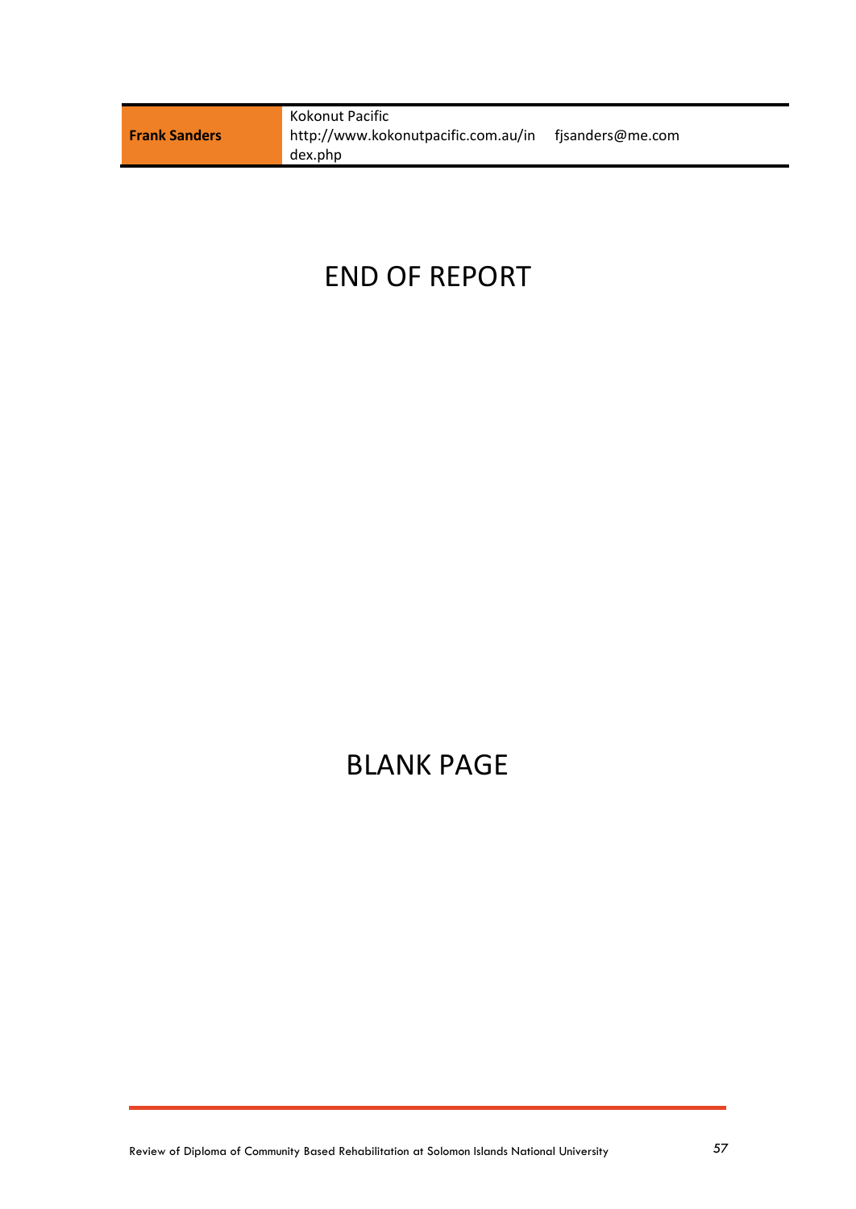| | | |
|---|---|---|
| **Frank Sanders** | Kokonut Pacific http://www.kokonutpacific.com.au/index.php | fjsanders@me.com |

# END OF REPORT

# BLANK PAGE